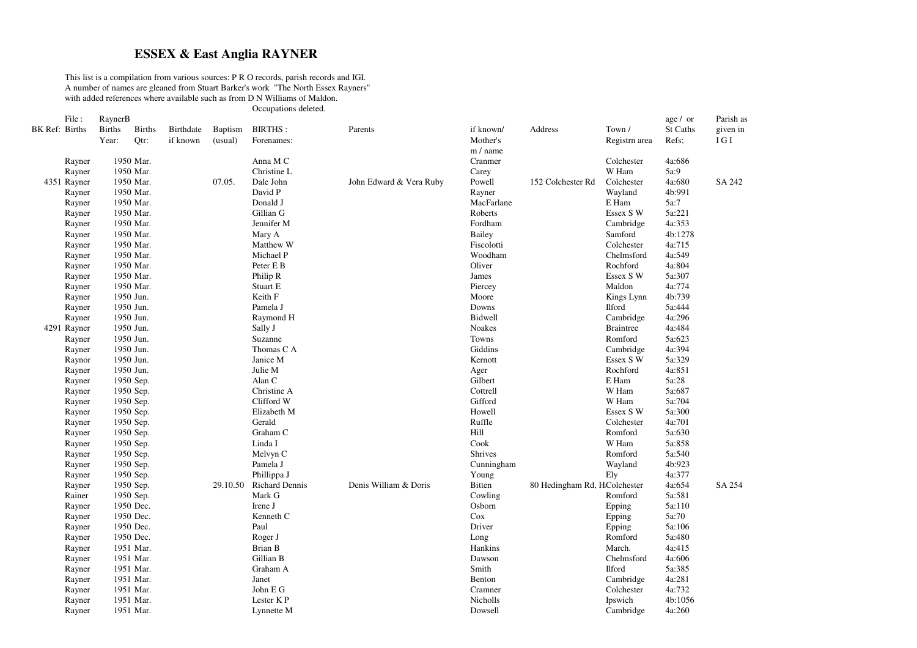# ESSEX & East Anglia RAYNER

This list is a compilation from various sources: P R O records, parish records and IGI.
A number of names are gleaned from Stuart Barker's work "The North Essex Rayners"
with added references where available such as from D N Williams of Maldon.
Occupations deleted.

| BK Ref: | File : Births | RaynerB Births Year: | Births Qtr: | Birthdate if known | Baptism (usual) | BIRTHS : Forenames: | Parents | if known/ Mother's m / name | Address | Town / Registrn area | age / or St Caths Refs; | Parish as given in I G I |
|---|---|---|---|---|---|---|---|---|---|---|---|---|
| | Rayner | 1950 | Mar. | | | Anna M C | | Cranmer | | Colchester | 4a:686 | |
| | Rayner | 1950 | Mar. | | | Christine L | | Carey | | W Ham | 5a:9 | |
| 4351 | Rayner | 1950 | Mar. | | 07.05. | Dale John | John Edward & Vera Ruby | Powell | 152 Colchester Rd | Colchester | 4a:680 | SA 242 |
| | Rayner | 1950 | Mar. | | | David P | | Rayner | | Wayland | 4b:991 | |
| | Rayner | 1950 | Mar. | | | Donald J | | MacFarlane | | E Ham | 5a:7 | |
| | Rayner | 1950 | Mar. | | | Gillian G | | Roberts | | Essex S W | 5a:221 | |
| | Rayner | 1950 | Mar. | | | Jennifer M | | Fordham | | Cambridge | 4a:353 | |
| | Rayner | 1950 | Mar. | | | Mary A | | Bailey | | Samford | 4b:1278 | |
| | Rayner | 1950 | Mar. | | | Matthew W | | Fiscolotti | | Colchester | 4a:715 | |
| | Rayner | 1950 | Mar. | | | Michael P | | Woodham | | Chelmsford | 4a:549 | |
| | Rayner | 1950 | Mar. | | | Peter E B | | Oliver | | Rochford | 4a:804 | |
| | Rayner | 1950 | Mar. | | | Philip R | | James | | Essex S W | 5a:307 | |
| | Rayner | 1950 | Mar. | | | Stuart E | | Piercey | | Maldon | 4a:774 | |
| | Rayner | 1950 | Jun. | | | Keith F | | Moore | | Kings Lynn | 4b:739 | |
| | Rayner | 1950 | Jun. | | | Pamela J | | Downs | | Ilford | 5a:444 | |
| | Rayner | 1950 | Jun. | | | Raymond H | | Bidwell | | Cambridge | 4a:296 | |
| 4291 | Rayner | 1950 | Jun. | | | Sally J | | Noakes | | Braintree | 4a:484 | |
| | Rayner | 1950 | Jun. | | | Suzanne | | Towns | | Romford | 5a:623 | |
| | Rayner | 1950 | Jun. | | | Thomas C A | | Giddins | | Cambridge | 4a:394 | |
| | Raynor | 1950 | Jun. | | | Janice M | | Kernott | | Essex S W | 5a:329 | |
| | Rayner | 1950 | Jun. | | | Julie M | | Ager | | Rochford | 4a:851 | |
| | Rayner | 1950 | Sep. | | | Alan C | | Gilbert | | E Ham | 5a:28 | |
| | Rayner | 1950 | Sep. | | | Christine A | | Cottrell | | W Ham | 5a:687 | |
| | Rayner | 1950 | Sep. | | | Clifford W | | Gifford | | W Ham | 5a:704 | |
| | Rayner | 1950 | Sep. | | | Elizabeth M | | Howell | | Essex S W | 5a:300 | |
| | Rayner | 1950 | Sep. | | | Gerald | | Ruffle | | Colchester | 4a:701 | |
| | Rayner | 1950 | Sep. | | | Graham C | | Hill | | Romford | 5a:630 | |
| | Rayner | 1950 | Sep. | | | Linda I | | Cook | | W Ham | 5a:858 | |
| | Rayner | 1950 | Sep. | | | Melvyn C | | Shrives | | Romford | 5a:540 | |
| | Rayner | 1950 | Sep. | | | Pamela J | | Cunningham | | Wayland | 4b:923 | |
| | Rayner | 1950 | Sep. | | | Phillippa J | | Young | | Ely | 4a:377 | |
| | Rayner | 1950 | Sep. | | 29.10.50 | Richard Dennis | Denis William & Doris | Bitten | 80 Hedingham Rd, H | Colchester | 4a:654 | SA 254 |
| | Rainer | 1950 | Sep. | | | Mark G | | Cowling | | Romford | 5a:581 | |
| | Rayner | 1950 | Dec. | | | Irene J | | Osborn | | Epping | 5a:110 | |
| | Rayner | 1950 | Dec. | | | Kenneth C | | Cox | | Epping | 5a:70 | |
| | Rayner | 1950 | Dec. | | | Paul | | Driver | | Epping | 5a:106 | |
| | Rayner | 1950 | Dec. | | | Roger J | | Long | | Romford | 5a:480 | |
| | Rayner | 1951 | Mar. | | | Brian B | | Hankins | | March. | 4a:415 | |
| | Rayner | 1951 | Mar. | | | Gillian B | | Dawson | | Chelmsford | 4a:606 | |
| | Rayner | 1951 | Mar. | | | Graham A | | Smith | | Ilford | 5a:385 | |
| | Rayner | 1951 | Mar. | | | Janet | | Benton | | Cambridge | 4a:281 | |
| | Rayner | 1951 | Mar. | | | John E G | | Cramner | | Colchester | 4a:732 | |
| | Rayner | 1951 | Mar. | | | Lester K P | | Nicholls | | Ipswich | 4b:1056 | |
| | Rayner | 1951 | Mar. | | | Lynnette M | | Dowsell | | Cambridge | 4a:260 | |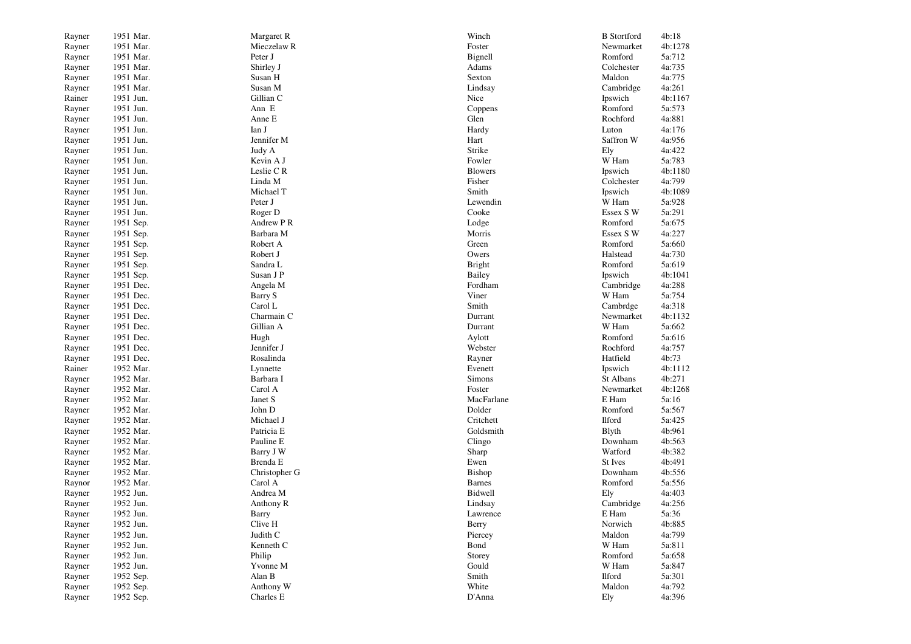| | | | | | |
|---|---|---|---|---|---|
| Rayner | 1951 Mar. | Margaret R | Winch | B Stortford | 4b:18 |
| Rayner | 1951 Mar. | Mieczelaw R | Foster | Newmarket | 4b:1278 |
| Rayner | 1951 Mar. | Peter J | Bignell | Romford | 5a:712 |
| Rayner | 1951 Mar. | Shirley J | Adams | Colchester | 4a:735 |
| Rayner | 1951 Mar. | Susan H | Sexton | Maldon | 4a:775 |
| Rayner | 1951 Mar. | Susan M | Lindsay | Cambridge | 4a:261 |
| Rainer | 1951 Jun. | Gillian C | Nice | Ipswich | 4b:1167 |
| Rayner | 1951 Jun. | Ann E | Coppens | Romford | 5a:573 |
| Rayner | 1951 Jun. | Anne E | Glen | Rochford | 4a:881 |
| Rayner | 1951 Jun. | Ian J | Hardy | Luton | 4a:176 |
| Rayner | 1951 Jun. | Jennifer M | Hart | Saffron W | 4a:956 |
| Rayner | 1951 Jun. | Judy A | Strike | Ely | 4a:422 |
| Rayner | 1951 Jun. | Kevin A J | Fowler | W Ham | 5a:783 |
| Rayner | 1951 Jun. | Leslie C R | Blowers | Ipswich | 4b:1180 |
| Rayner | 1951 Jun. | Linda M | Fisher | Colchester | 4a:799 |
| Rayner | 1951 Jun. | Michael T | Smith | Ipswich | 4b:1089 |
| Rayner | 1951 Jun. | Peter J | Lewendin | W Ham | 5a:928 |
| Rayner | 1951 Jun. | Roger D | Cooke | Essex S W | 5a:291 |
| Rayner | 1951 Sep. | Andrew P R | Lodge | Romford | 5a:675 |
| Rayner | 1951 Sep. | Barbara M | Morris | Essex S W | 4a:227 |
| Rayner | 1951 Sep. | Robert A | Green | Romford | 5a:660 |
| Rayner | 1951 Sep. | Robert J | Owers | Halstead | 4a:730 |
| Rayner | 1951 Sep. | Sandra L | Bright | Romford | 5a:619 |
| Rayner | 1951 Sep. | Susan J P | Bailey | Ipswich | 4b:1041 |
| Rayner | 1951 Dec. | Angela M | Fordham | Cambridge | 4a:288 |
| Rayner | 1951 Dec. | Barry S | Viner | W Ham | 5a:754 |
| Rayner | 1951 Dec. | Carol L | Smith | Cambrdge | 4a:318 |
| Rayner | 1951 Dec. | Charmain C | Durrant | Newmarket | 4b:1132 |
| Rayner | 1951 Dec. | Gillian A | Durrant | W Ham | 5a:662 |
| Rayner | 1951 Dec. | Hugh | Aylott | Romford | 5a:616 |
| Rayner | 1951 Dec. | Jennifer J | Webster | Rochford | 4a:757 |
| Rayner | 1951 Dec. | Rosalinda | Rayner | Hatfield | 4b:73 |
| Rainer | 1952 Mar. | Lynnette | Evenett | Ipswich | 4b:1112 |
| Rayner | 1952 Mar. | Barbara I | Simons | St Albans | 4b:271 |
| Rayner | 1952 Mar. | Carol A | Foster | Newmarket | 4b:1268 |
| Rayner | 1952 Mar. | Janet S | MacFarlane | E Ham | 5a:16 |
| Rayner | 1952 Mar. | John D | Dolder | Romford | 5a:567 |
| Rayner | 1952 Mar. | Michael J | Critchett | Ilford | 5a:425 |
| Rayner | 1952 Mar. | Patricia E | Goldsmith | Blyth | 4b:961 |
| Rayner | 1952 Mar. | Pauline E | Clingo | Downham | 4b:563 |
| Rayner | 1952 Mar. | Barry J W | Sharp | Watford | 4b:382 |
| Rayner | 1952 Mar. | Brenda E | Ewen | St Ives | 4b:491 |
| Rayner | 1952 Mar. | Christopher G | Bishop | Downham | 4b:556 |
| Raynor | 1952 Mar. | Carol A | Barnes | Romford | 5a:556 |
| Rayner | 1952 Jun. | Andrea M | Bidwell | Ely | 4a:403 |
| Rayner | 1952 Jun. | Anthony R | Lindsay | Cambridge | 4a:256 |
| Rayner | 1952 Jun. | Barry | Lawrence | E Ham | 5a:36 |
| Rayner | 1952 Jun. | Clive H | Berry | Norwich | 4b:885 |
| Rayner | 1952 Jun. | Judith C | Piercey | Maldon | 4a:799 |
| Rayner | 1952 Jun. | Kenneth C | Bond | W Ham | 5a:811 |
| Rayner | 1952 Jun. | Philip | Storey | Romford | 5a:658 |
| Rayner | 1952 Jun. | Yvonne M | Gould | W Ham | 5a:847 |
| Rayner | 1952 Sep. | Alan B | Smith | Ilford | 5a:301 |
| Rayner | 1952 Sep. | Anthony W | White | Maldon | 4a:792 |
| Rayner | 1952 Sep. | Charles E | D'Anna | Ely | 4a:396 |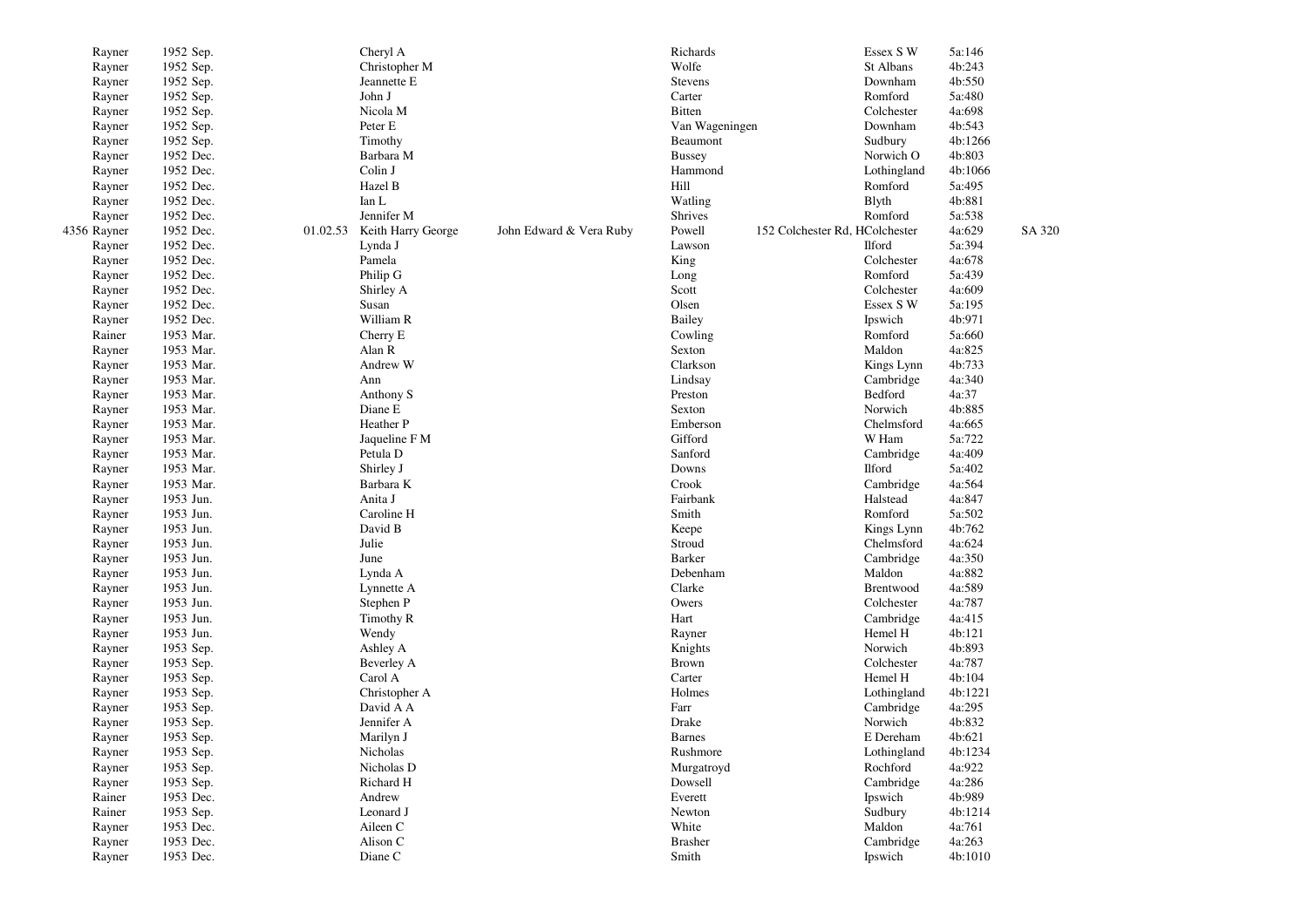| | | | | | | | | | | |
|---|---|---|---|---|---|---|---|---|---|---|
| | Rayner | 1952 Sep. | | Cheryl A | | Richards | | Essex S W | 5a:146 | |
| | Rayner | 1952 Sep. | | Christopher M | | Wolfe | | St Albans | 4b:243 | |
| | Rayner | 1952 Sep. | | Jeannette E | | Stevens | | Downham | 4b:550 | |
| | Rayner | 1952 Sep. | | John J | | Carter | | Romford | 5a:480 | |
| | Rayner | 1952 Sep. | | Nicola M | | Bitten | | Colchester | 4a:698 | |
| | Rayner | 1952 Sep. | | Peter E | | Van Wageningen | | Downham | 4b:543 | |
| | Rayner | 1952 Sep. | | Timothy | | Beaumont | | Sudbury | 4b:1266 | |
| | Rayner | 1952 Dec. | | Barbara M | | Bussey | | Norwich O | 4b:803 | |
| | Rayner | 1952 Dec. | | Colin J | | Hammond | | Lothingland | 4b:1066 | |
| | Rayner | 1952 Dec. | | Hazel B | | Hill | | Romford | 5a:495 | |
| | Rayner | 1952 Dec. | | Ian L | | Watling | | Blyth | 4b:881 | |
| | Rayner | 1952 Dec. | | Jennifer M | | Shrives | | Romford | 5a:538 | |
| 4356 | Rayner | 1952 Dec. | 01.02.53 | Keith Harry George | John Edward & Vera Ruby | Powell | 152 Colchester Rd, H | Colchester | 4a:629 | SA 320 |
| | Rayner | 1952 Dec. | | Lynda J | | Lawson | | Ilford | 5a:394 | |
| | Rayner | 1952 Dec. | | Pamela | | King | | Colchester | 4a:678 | |
| | Rayner | 1952 Dec. | | Philip G | | Long | | Romford | 5a:439 | |
| | Rayner | 1952 Dec. | | Shirley A | | Scott | | Colchester | 4a:609 | |
| | Rayner | 1952 Dec. | | Susan | | Olsen | | Essex S W | 5a:195 | |
| | Rayner | 1952 Dec. | | William R | | Bailey | | Ipswich | 4b:971 | |
| | Rainer | 1953 Mar. | | Cherry E | | Cowling | | Romford | 5a:660 | |
| | Rayner | 1953 Mar. | | Alan R | | Sexton | | Maldon | 4a:825 | |
| | Rayner | 1953 Mar. | | Andrew W | | Clarkson | | Kings Lynn | 4b:733 | |
| | Rayner | 1953 Mar. | | Ann | | Lindsay | | Cambridge | 4a:340 | |
| | Rayner | 1953 Mar. | | Anthony S | | Preston | | Bedford | 4a:37 | |
| | Rayner | 1953 Mar. | | Diane E | | Sexton | | Norwich | 4b:885 | |
| | Rayner | 1953 Mar. | | Heather P | | Emberson | | Chelmsford | 4a:665 | |
| | Rayner | 1953 Mar. | | Jaqueline F M | | Gifford | | W Ham | 5a:722 | |
| | Rayner | 1953 Mar. | | Petula D | | Sanford | | Cambridge | 4a:409 | |
| | Rayner | 1953 Mar. | | Shirley J | | Downs | | Ilford | 5a:402 | |
| | Rayner | 1953 Mar. | | Barbara K | | Crook | | Cambridge | 4a:564 | |
| | Rayner | 1953 Jun. | | Anita J | | Fairbank | | Halstead | 4a:847 | |
| | Rayner | 1953 Jun. | | Caroline H | | Smith | | Romford | 5a:502 | |
| | Rayner | 1953 Jun. | | David B | | Keepe | | Kings Lynn | 4b:762 | |
| | Rayner | 1953 Jun. | | Julie | | Stroud | | Chelmsford | 4a:624 | |
| | Rayner | 1953 Jun. | | June | | Barker | | Cambridge | 4a:350 | |
| | Rayner | 1953 Jun. | | Lynda A | | Debenham | | Maldon | 4a:882 | |
| | Rayner | 1953 Jun. | | Lynnette A | | Clarke | | Brentwood | 4a:589 | |
| | Rayner | 1953 Jun. | | Stephen P | | Owers | | Colchester | 4a:787 | |
| | Rayner | 1953 Jun. | | Timothy R | | Hart | | Cambridge | 4a:415 | |
| | Rayner | 1953 Jun. | | Wendy | | Rayner | | Hemel H | 4b:121 | |
| | Rayner | 1953 Sep. | | Ashley A | | Knights | | Norwich | 4b:893 | |
| | Rayner | 1953 Sep. | | Beverley A | | Brown | | Colchester | 4a:787 | |
| | Rayner | 1953 Sep. | | Carol A | | Carter | | Hemel H | 4b:104 | |
| | Rayner | 1953 Sep. | | Christopher A | | Holmes | | Lothingland | 4b:1221 | |
| | Rayner | 1953 Sep. | | David A A | | Farr | | Cambridge | 4a:295 | |
| | Rayner | 1953 Sep. | | Jennifer A | | Drake | | Norwich | 4b:832 | |
| | Rayner | 1953 Sep. | | Marilyn J | | Barnes | | E Dereham | 4b:621 | |
| | Rayner | 1953 Sep. | | Nicholas | | Rushmore | | Lothingland | 4b:1234 | |
| | Rayner | 1953 Sep. | | Nicholas D | | Murgatroyd | | Rochford | 4a:922 | |
| | Rayner | 1953 Sep. | | Richard H | | Dowsell | | Cambridge | 4a:286 | |
| | Rainer | 1953 Dec. | | Andrew | | Everett | | Ipswich | 4b:989 | |
| | Rainer | 1953 Sep. | | Leonard J | | Newton | | Sudbury | 4b:1214 | |
| | Rayner | 1953 Dec. | | Aileen C | | White | | Maldon | 4a:761 | |
| | Rayner | 1953 Dec. | | Alison C | | Brasher | | Cambridge | 4a:263 | |
| | Rayner | 1953 Dec. | | Diane C | | Smith | | Ipswich | 4b:1010 | |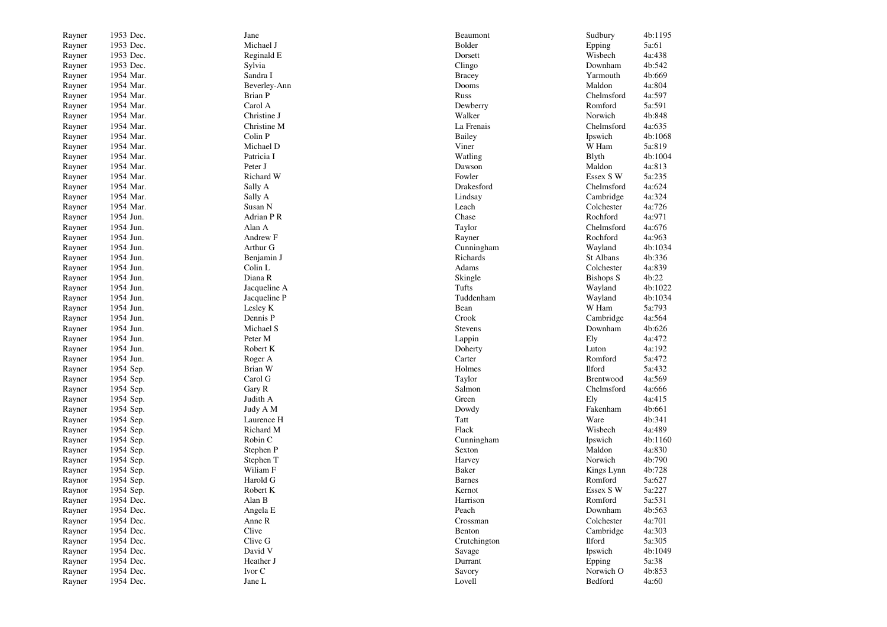| | | | | | |
|---|---|---|---|---|---|
| Rayner | 1953 Dec. | Jane | Beaumont | Sudbury | 4b:1195 |
| Rayner | 1953 Dec. | Michael J | Bolder | Epping | 5a:61 |
| Rayner | 1953 Dec. | Reginald E | Dorsett | Wisbech | 4a:438 |
| Rayner | 1953 Dec. | Sylvia | Clingo | Downham | 4b:542 |
| Rayner | 1954 Mar. | Sandra I | Bracey | Yarmouth | 4b:669 |
| Rayner | 1954 Mar. | Beverley-Ann | Dooms | Maldon | 4a:804 |
| Rayner | 1954 Mar. | Brian P | Russ | Chelmsford | 4a:597 |
| Rayner | 1954 Mar. | Carol A | Dewberry | Romford | 5a:591 |
| Rayner | 1954 Mar. | Christine J | Walker | Norwich | 4b:848 |
| Rayner | 1954 Mar. | Christine M | La Frenais | Chelmsford | 4a:635 |
| Rayner | 1954 Mar. | Colin P | Bailey | Ipswich | 4b:1068 |
| Rayner | 1954 Mar. | Michael D | Viner | W Ham | 5a:819 |
| Rayner | 1954 Mar. | Patricia I | Watling | Blyth | 4b:1004 |
| Rayner | 1954 Mar. | Peter J | Dawson | Maldon | 4a:813 |
| Rayner | 1954 Mar. | Richard W | Fowler | Essex S W | 5a:235 |
| Rayner | 1954 Mar. | Sally A | Drakesford | Chelmsford | 4a:624 |
| Rayner | 1954 Mar. | Sally A | Lindsay | Cambridge | 4a:324 |
| Rayner | 1954 Mar. | Susan N | Leach | Colchester | 4a:726 |
| Rayner | 1954 Jun. | Adrian P R | Chase | Rochford | 4a:971 |
| Rayner | 1954 Jun. | Alan A | Taylor | Chelmsford | 4a:676 |
| Rayner | 1954 Jun. | Andrew F | Rayner | Rochford | 4a:963 |
| Rayner | 1954 Jun. | Arthur G | Cunningham | Wayland | 4b:1034 |
| Rayner | 1954 Jun. | Benjamin J | Richards | St Albans | 4b:336 |
| Rayner | 1954 Jun. | Colin L | Adams | Colchester | 4a:839 |
| Rayner | 1954 Jun. | Diana R | Skingle | Bishops S | 4b:22 |
| Rayner | 1954 Jun. | Jacqueline A | Tufts | Wayland | 4b:1022 |
| Rayner | 1954 Jun. | Jacqueline P | Tuddenham | Wayland | 4b:1034 |
| Rayner | 1954 Jun. | Lesley K | Bean | W Ham | 5a:793 |
| Rayner | 1954 Jun. | Dennis P | Crook | Cambridge | 4a:564 |
| Rayner | 1954 Jun. | Michael S | Stevens | Downham | 4b:626 |
| Rayner | 1954 Jun. | Peter M | Lappin | Ely | 4a:472 |
| Rayner | 1954 Jun. | Robert K | Doherty | Luton | 4a:192 |
| Rayner | 1954 Jun. | Roger A | Carter | Romford | 5a:472 |
| Rayner | 1954 Sep. | Brian W | Holmes | Ilford | 5a:432 |
| Rayner | 1954 Sep. | Carol G | Taylor | Brentwood | 4a:569 |
| Rayner | 1954 Sep. | Gary R | Salmon | Chelmsford | 4a:666 |
| Rayner | 1954 Sep. | Judith A | Green | Ely | 4a:415 |
| Rayner | 1954 Sep. | Judy A M | Dowdy | Fakenham | 4b:661 |
| Rayner | 1954 Sep. | Laurence H | Tatt | Ware | 4b:341 |
| Rayner | 1954 Sep. | Richard M | Flack | Wisbech | 4a:489 |
| Rayner | 1954 Sep. | Robin C | Cunningham | Ipswich | 4b:1160 |
| Rayner | 1954 Sep. | Stephen P | Sexton | Maldon | 4a:830 |
| Rayner | 1954 Sep. | Stephen T | Harvey | Norwich | 4b:790 |
| Rayner | 1954 Sep. | Wiliam F | Baker | Kings Lynn | 4b:728 |
| Raynor | 1954 Sep. | Harold G | Barnes | Romford | 5a:627 |
| Raynor | 1954 Sep. | Robert K | Kernot | Essex S W | 5a:227 |
| Rayner | 1954 Dec. | Alan B | Harrison | Romford | 5a:531 |
| Rayner | 1954 Dec. | Angela E | Peach | Downham | 4b:563 |
| Rayner | 1954 Dec. | Anne R | Crossman | Colchester | 4a:701 |
| Rayner | 1954 Dec. | Clive | Benton | Cambridge | 4a:303 |
| Rayner | 1954 Dec. | Clive G | Crutchington | Ilford | 5a:305 |
| Rayner | 1954 Dec. | David V | Savage | Ipswich | 4b:1049 |
| Rayner | 1954 Dec. | Heather J | Durrant | Epping | 5a:38 |
| Rayner | 1954 Dec. | Ivor C | Savory | Norwich O | 4b:853 |
| Rayner | 1954 Dec. | Jane L | Lovell | Bedford | 4a:60 |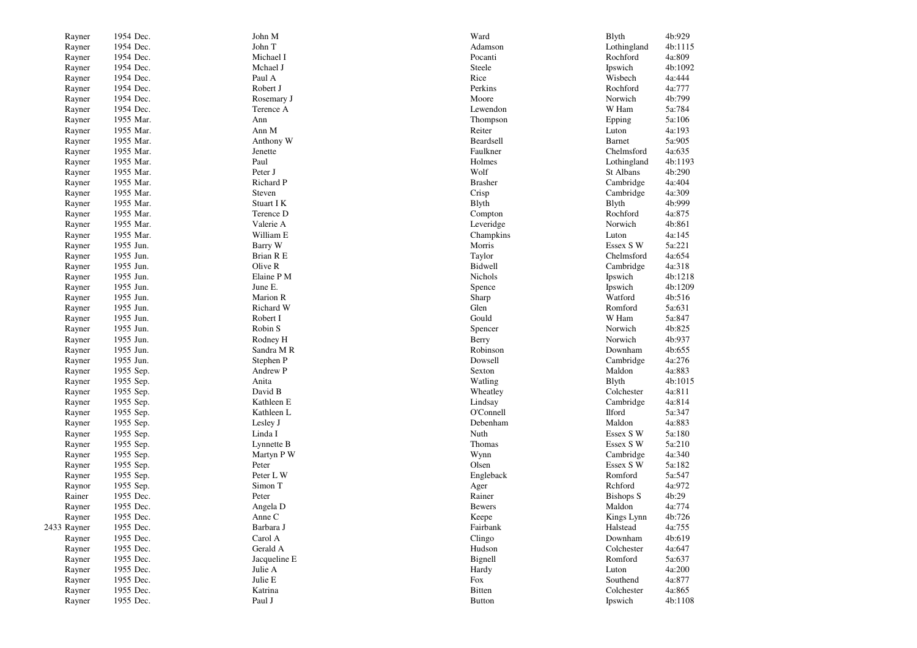| | | | | | |
|---|---|---|---|---|---|
| Rayner | 1954 Dec. | John M | Ward | Blyth | 4b:929 |
| Rayner | 1954 Dec. | John T | Adamson | Lothingland | 4b:1115 |
| Rayner | 1954 Dec. | Michael I | Pocanti | Rochford | 4a:809 |
| Rayner | 1954 Dec. | Mchael J | Steele | Ipswich | 4b:1092 |
| Rayner | 1954 Dec. | Paul A | Rice | Wisbech | 4a:444 |
| Rayner | 1954 Dec. | Robert J | Perkins | Rochford | 4a:777 |
| Rayner | 1954 Dec. | Rosemary J | Moore | Norwich | 4b:799 |
| Rayner | 1954 Dec. | Terence A | Lewendon | W Ham | 5a:784 |
| Rayner | 1955 Mar. | Ann | Thompson | Epping | 5a:106 |
| Rayner | 1955 Mar. | Ann M | Reiter | Luton | 4a:193 |
| Rayner | 1955 Mar. | Anthony W | Beardsell | Barnet | 5a:905 |
| Rayner | 1955 Mar. | Jenette | Faulkner | Chelmsford | 4a:635 |
| Rayner | 1955 Mar. | Paul | Holmes | Lothingland | 4b:1193 |
| Rayner | 1955 Mar. | Peter J | Wolf | St Albans | 4b:290 |
| Rayner | 1955 Mar. | Richard P | Brasher | Cambridge | 4a:404 |
| Rayner | 1955 Mar. | Steven | Crisp | Cambridge | 4a:309 |
| Rayner | 1955 Mar. | Stuart I K | Blyth | Blyth | 4b:999 |
| Rayner | 1955 Mar. | Terence D | Compton | Rochford | 4a:875 |
| Rayner | 1955 Mar. | Valerie A | Leveridge | Norwich | 4b:861 |
| Rayner | 1955 Mar. | William E | Champkins | Luton | 4a:145 |
| Rayner | 1955 Jun. | Barry W | Morris | Essex S W | 5a:221 |
| Rayner | 1955 Jun. | Brian R E | Taylor | Chelmsford | 4a:654 |
| Rayner | 1955 Jun. | Olive R | Bidwell | Cambridge | 4a:318 |
| Rayner | 1955 Jun. | Elaine P M | Nichols | Ipswich | 4b:1218 |
| Rayner | 1955 Jun. | June E. | Spence | Ipswich | 4b:1209 |
| Rayner | 1955 Jun. | Marion R | Sharp | Watford | 4b:516 |
| Rayner | 1955 Jun. | Richard W | Glen | Romford | 5a:631 |
| Rayner | 1955 Jun. | Robert I | Gould | W Ham | 5a:847 |
| Rayner | 1955 Jun. | Robin S | Spencer | Norwich | 4b:825 |
| Rayner | 1955 Jun. | Rodney H | Berry | Norwich | 4b:937 |
| Rayner | 1955 Jun. | Sandra M R | Robinson | Downham | 4b:655 |
| Rayner | 1955 Jun. | Stephen P | Dowsell | Cambridge | 4a:276 |
| Rayner | 1955 Sep. | Andrew P | Sexton | Maldon | 4a:883 |
| Rayner | 1955 Sep. | Anita | Watling | Blyth | 4b:1015 |
| Rayner | 1955 Sep. | David B | Wheatley | Colchester | 4a:811 |
| Rayner | 1955 Sep. | Kathleen E | Lindsay | Cambridge | 4a:814 |
| Rayner | 1955 Sep. | Kathleen L | O'Connell | Ilford | 5a:347 |
| Rayner | 1955 Sep. | Lesley J | Debenham | Maldon | 4a:883 |
| Rayner | 1955 Sep. | Linda I | Nuth | Essex S W | 5a:180 |
| Rayner | 1955 Sep. | Lynnette B | Thomas | Essex S W | 5a:210 |
| Rayner | 1955 Sep. | Martyn P W | Wynn | Cambridge | 4a:340 |
| Rayner | 1955 Sep. | Peter | Olsen | Essex S W | 5a:182 |
| Rayner | 1955 Sep. | Peter L W | Engleback | Romford | 5a:547 |
| Raynor | 1955 Sep. | Simon T | Ager | Rchford | 4a:972 |
| Rainer | 1955 Dec. | Peter | Rainer | Bishops S | 4b:29 |
| Rayner | 1955 Dec. | Angela D | Bewers | Maldon | 4a:774 |
| Rayner | 1955 Dec. | Anne C | Keepe | Kings Lynn | 4b:726 |
| 2433 Rayner | 1955 Dec. | Barbara J | Fairbank | Halstead | 4a:755 |
| Rayner | 1955 Dec. | Carol A | Clingo | Downham | 4b:619 |
| Rayner | 1955 Dec. | Gerald A | Hudson | Colchester | 4a:647 |
| Rayner | 1955 Dec. | Jacqueline E | Bignell | Romford | 5a:637 |
| Rayner | 1955 Dec. | Julie A | Hardy | Luton | 4a:200 |
| Rayner | 1955 Dec. | Julie E | Fox | Southend | 4a:877 |
| Rayner | 1955 Dec. | Katrina | Bitten | Colchester | 4a:865 |
| Rayner | 1955 Dec. | Paul J | Button | Ipswich | 4b:1108 |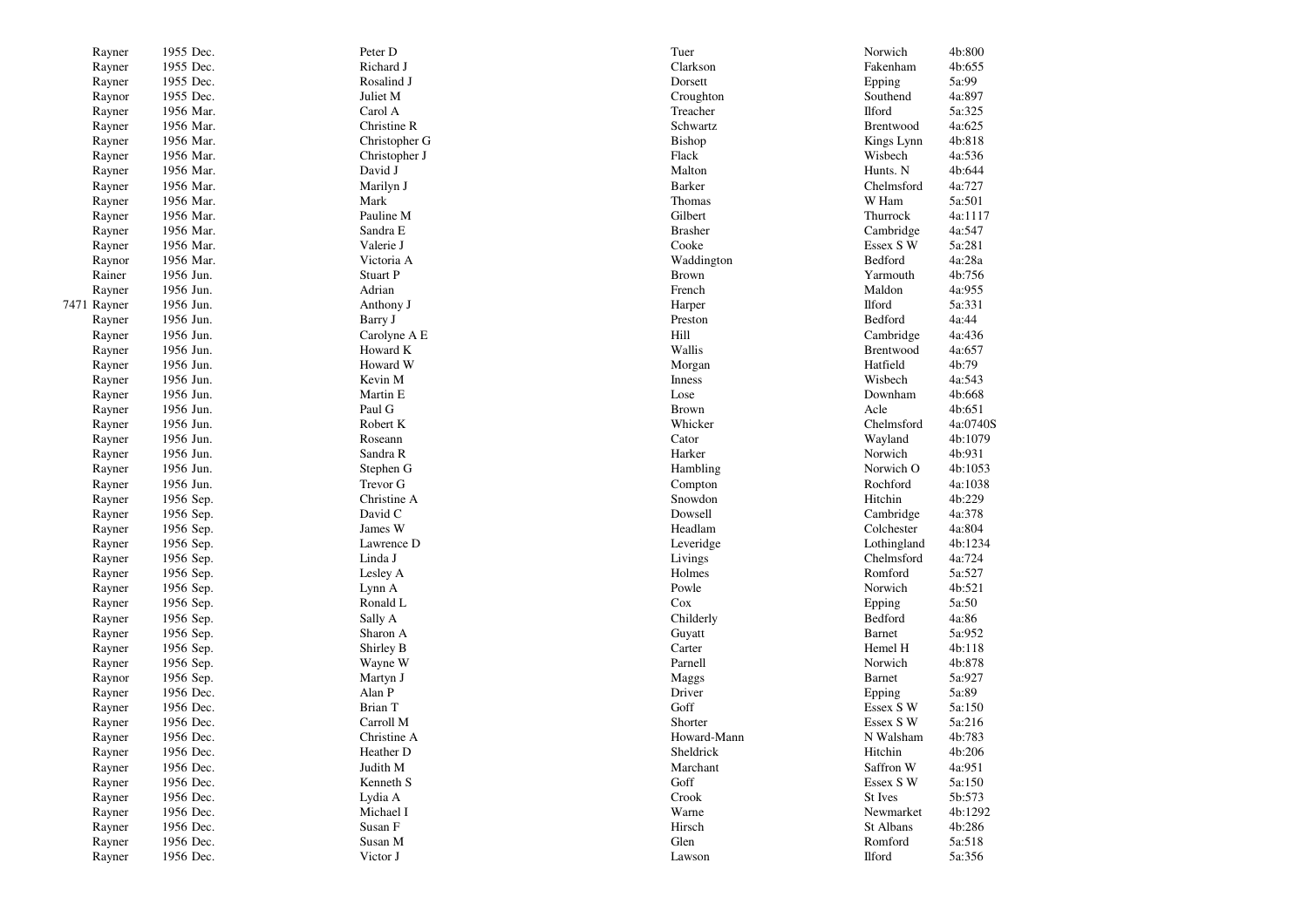| | | | | | |
|---|---|---|---|---|---|
| Rayner | 1955 Dec. | Peter D | Tuer | Norwich | 4b:800 |
| Rayner | 1955 Dec. | Richard J | Clarkson | Fakenham | 4b:655 |
| Rayner | 1955 Dec. | Rosalind J | Dorsett | Epping | 5a:99 |
| Raynor | 1955 Dec. | Juliet M | Croughton | Southend | 4a:897 |
| Rayner | 1956 Mar. | Carol A | Treacher | Ilford | 5a:325 |
| Rayner | 1956 Mar. | Christine R | Schwartz | Brentwood | 4a:625 |
| Rayner | 1956 Mar. | Christopher G | Bishop | Kings Lynn | 4b:818 |
| Rayner | 1956 Mar. | Christopher J | Flack | Wisbech | 4a:536 |
| Rayner | 1956 Mar. | David J | Malton | Hunts. N | 4b:644 |
| Rayner | 1956 Mar. | Marilyn J | Barker | Chelmsford | 4a:727 |
| Rayner | 1956 Mar. | Mark | Thomas | W Ham | 5a:501 |
| Rayner | 1956 Mar. | Pauline M | Gilbert | Thurrock | 4a:1117 |
| Rayner | 1956 Mar. | Sandra E | Brasher | Cambridge | 4a:547 |
| Rayner | 1956 Mar. | Valerie J | Cooke | Essex S W | 5a:281 |
| Raynor | 1956 Mar. | Victoria A | Waddington | Bedford | 4a:28a |
| Rainer | 1956 Jun. | Stuart P | Brown | Yarmouth | 4b:756 |
| Rayner | 1956 Jun. | Adrian | French | Maldon | 4a:955 |
| 7471 Rayner | 1956 Jun. | Anthony J | Harper | Ilford | 5a:331 |
| Rayner | 1956 Jun. | Barry J | Preston | Bedford | 4a:44 |
| Rayner | 1956 Jun. | Carolyne A E | Hill | Cambridge | 4a:436 |
| Rayner | 1956 Jun. | Howard K | Wallis | Brentwood | 4a:657 |
| Rayner | 1956 Jun. | Howard W | Morgan | Hatfield | 4b:79 |
| Rayner | 1956 Jun. | Kevin M | Inness | Wisbech | 4a:543 |
| Rayner | 1956 Jun. | Martin E | Lose | Downham | 4b:668 |
| Rayner | 1956 Jun. | Paul G | Brown | Acle | 4b:651 |
| Rayner | 1956 Jun. | Robert K | Whicker | Chelmsford | 4a:0740S |
| Rayner | 1956 Jun. | Roseann | Cator | Wayland | 4b:1079 |
| Rayner | 1956 Jun. | Sandra R | Harker | Norwich | 4b:931 |
| Rayner | 1956 Jun. | Stephen G | Hambling | Norwich O | 4b:1053 |
| Rayner | 1956 Jun. | Trevor G | Compton | Rochford | 4a:1038 |
| Rayner | 1956 Sep. | Christine A | Snowdon | Hitchin | 4b:229 |
| Rayner | 1956 Sep. | David C | Dowsell | Cambridge | 4a:378 |
| Rayner | 1956 Sep. | James W | Headlam | Colchester | 4a:804 |
| Rayner | 1956 Sep. | Lawrence D | Leveridge | Lothingland | 4b:1234 |
| Rayner | 1956 Sep. | Linda J | Livings | Chelmsford | 4a:724 |
| Rayner | 1956 Sep. | Lesley A | Holmes | Romford | 5a:527 |
| Rayner | 1956 Sep. | Lynn A | Powle | Norwich | 4b:521 |
| Rayner | 1956 Sep. | Ronald L | Cox | Epping | 5a:50 |
| Rayner | 1956 Sep. | Sally A | Childerly | Bedford | 4a:86 |
| Rayner | 1956 Sep. | Sharon A | Guyatt | Barnet | 5a:952 |
| Rayner | 1956 Sep. | Shirley B | Carter | Hemel H | 4b:118 |
| Rayner | 1956 Sep. | Wayne W | Parnell | Norwich | 4b:878 |
| Raynor | 1956 Sep. | Martyn J | Maggs | Barnet | 5a:927 |
| Rayner | 1956 Dec. | Alan P | Driver | Epping | 5a:89 |
| Rayner | 1956 Dec. | Brian T | Goff | Essex S W | 5a:150 |
| Rayner | 1956 Dec. | Carroll M | Shorter | Essex S W | 5a:216 |
| Rayner | 1956 Dec. | Christine A | Howard-Mann | N Walsham | 4b:783 |
| Rayner | 1956 Dec. | Heather D | Sheldrick | Hitchin | 4b:206 |
| Rayner | 1956 Dec. | Judith M | Marchant | Saffron W | 4a:951 |
| Rayner | 1956 Dec. | Kenneth S | Goff | Essex S W | 5a:150 |
| Rayner | 1956 Dec. | Lydia A | Crook | St Ives | 5b:573 |
| Rayner | 1956 Dec. | Michael I | Warne | Newmarket | 4b:1292 |
| Rayner | 1956 Dec. | Susan F | Hirsch | St Albans | 4b:286 |
| Rayner | 1956 Dec. | Susan M | Glen | Romford | 5a:518 |
| Rayner | 1956 Dec. | Victor J | Lawson | Ilford | 5a:356 |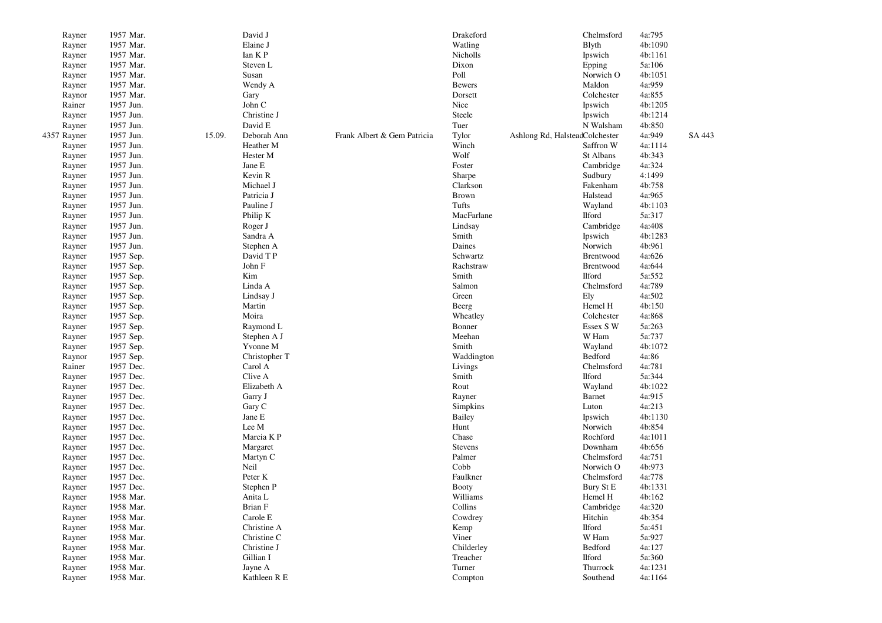| | | | | | | | | | | |
|---|---|---|---|---|---|---|---|---|---|---|
| | Rayner | 1957 Mar. | | David J | | Drakeford | | Chelmsford | 4a:795 | |
| | Rayner | 1957 Mar. | | Elaine J | | Watling | | Blyth | 4b:1090 | |
| | Rayner | 1957 Mar. | | Ian K P | | Nicholls | | Ipswich | 4b:1161 | |
| | Rayner | 1957 Mar. | | Steven L | | Dixon | | Epping | 5a:106 | |
| | Rayner | 1957 Mar. | | Susan | | Poll | | Norwich O | 4b:1051 | |
| | Rayner | 1957 Mar. | | Wendy A | | Bewers | | Maldon | 4a:959 | |
| | Raynor | 1957 Mar. | | Gary | | Dorsett | | Colchester | 4a:855 | |
| | Rainer | 1957 Jun. | | John C | | Nice | | Ipswich | 4b:1205 | |
| | Rayner | 1957 Jun. | | Christine J | | Steele | | Ipswich | 4b:1214 | |
| | Rayner | 1957 Jun. | | David E | | Tuer | | N Walsham | 4b:850 | |
| 4357 | Rayner | 1957 Jun. | 15.09. | Deborah Ann | Frank Albert & Gem Patricia | Tylor | Ashlong Rd, Halstead | Colchester | 4a:949 | SA 443 |
| | Rayner | 1957 Jun. | | Heather M | | Winch | | Saffron W | 4a:1114 | |
| | Rayner | 1957 Jun. | | Hester M | | Wolf | | St Albans | 4b:343 | |
| | Rayner | 1957 Jun. | | Jane E | | Foster | | Cambridge | 4a:324 | |
| | Rayner | 1957 Jun. | | Kevin R | | Sharpe | | Sudbury | 4:1499 | |
| | Rayner | 1957 Jun. | | Michael J | | Clarkson | | Fakenham | 4b:758 | |
| | Rayner | 1957 Jun. | | Patricia J | | Brown | | Halstead | 4a:965 | |
| | Rayner | 1957 Jun. | | Pauline J | | Tufts | | Wayland | 4b:1103 | |
| | Rayner | 1957 Jun. | | Philip K | | MacFarlane | | Ilford | 5a:317 | |
| | Rayner | 1957 Jun. | | Roger J | | Lindsay | | Cambridge | 4a:408 | |
| | Rayner | 1957 Jun. | | Sandra A | | Smith | | Ipswich | 4b:1283 | |
| | Rayner | 1957 Jun. | | Stephen A | | Daines | | Norwich | 4b:961 | |
| | Rayner | 1957 Sep. | | David T P | | Schwartz | | Brentwood | 4a:626 | |
| | Rayner | 1957 Sep. | | John F | | Rachstraw | | Brentwood | 4a:644 | |
| | Rayner | 1957 Sep. | | Kim | | Smith | | Ilford | 5a:552 | |
| | Rayner | 1957 Sep. | | Linda A | | Salmon | | Chelmsford | 4a:789 | |
| | Rayner | 1957 Sep. | | Lindsay J | | Green | | Ely | 4a:502 | |
| | Rayner | 1957 Sep. | | Martin | | Beerg | | Hemel H | 4b:150 | |
| | Rayner | 1957 Sep. | | Moira | | Wheatley | | Colchester | 4a:868 | |
| | Rayner | 1957 Sep. | | Raymond L | | Bonner | | Essex S W | 5a:263 | |
| | Rayner | 1957 Sep. | | Stephen A J | | Meehan | | W Ham | 5a:737 | |
| | Rayner | 1957 Sep. | | Yvonne M | | Smith | | Wayland | 4b:1072 | |
| | Raynor | 1957 Sep. | | Christopher T | | Waddington | | Bedford | 4a:86 | |
| | Rainer | 1957 Dec. | | Carol A | | Livings | | Chelmsford | 4a:781 | |
| | Rayner | 1957 Dec. | | Clive A | | Smith | | Ilford | 5a:344 | |
| | Rayner | 1957 Dec. | | Elizabeth A | | Rout | | Wayland | 4b:1022 | |
| | Rayner | 1957 Dec. | | Garry J | | Rayner | | Barnet | 4a:915 | |
| | Rayner | 1957 Dec. | | Gary C | | Simpkins | | Luton | 4a:213 | |
| | Rayner | 1957 Dec. | | Jane E | | Bailey | | Ipswich | 4b:1130 | |
| | Rayner | 1957 Dec. | | Lee M | | Hunt | | Norwich | 4b:854 | |
| | Rayner | 1957 Dec. | | Marcia K P | | Chase | | Rochford | 4a:1011 | |
| | Rayner | 1957 Dec. | | Margaret | | Stevens | | Downham | 4b:656 | |
| | Rayner | 1957 Dec. | | Martyn C | | Palmer | | Chelmsford | 4a:751 | |
| | Rayner | 1957 Dec. | | Neil | | Cobb | | Norwich O | 4b:973 | |
| | Rayner | 1957 Dec. | | Peter K | | Faulkner | | Chelmsford | 4a:778 | |
| | Rayner | 1957 Dec. | | Stephen P | | Booty | | Bury St E | 4b:1331 | |
| | Rayner | 1958 Mar. | | Anita L | | Williams | | Hemel H | 4b:162 | |
| | Rayner | 1958 Mar. | | Brian F | | Collins | | Cambridge | 4a:320 | |
| | Rayner | 1958 Mar. | | Carole E | | Cowdrey | | Hitchin | 4b:354 | |
| | Rayner | 1958 Mar. | | Christine A | | Kemp | | Ilford | 5a:451 | |
| | Rayner | 1958 Mar. | | Christine C | | Viner | | W Ham | 5a:927 | |
| | Rayner | 1958 Mar. | | Christine J | | Childerley | | Bedford | 4a:127 | |
| | Rayner | 1958 Mar. | | Gillian I | | Treacher | | Ilford | 5a:360 | |
| | Rayner | 1958 Mar. | | Jayne A | | Turner | | Thurrock | 4a:1231 | |
| | Rayner | 1958 Mar. | | Kathleen R E | | Compton | | Southend | 4a:1164 | |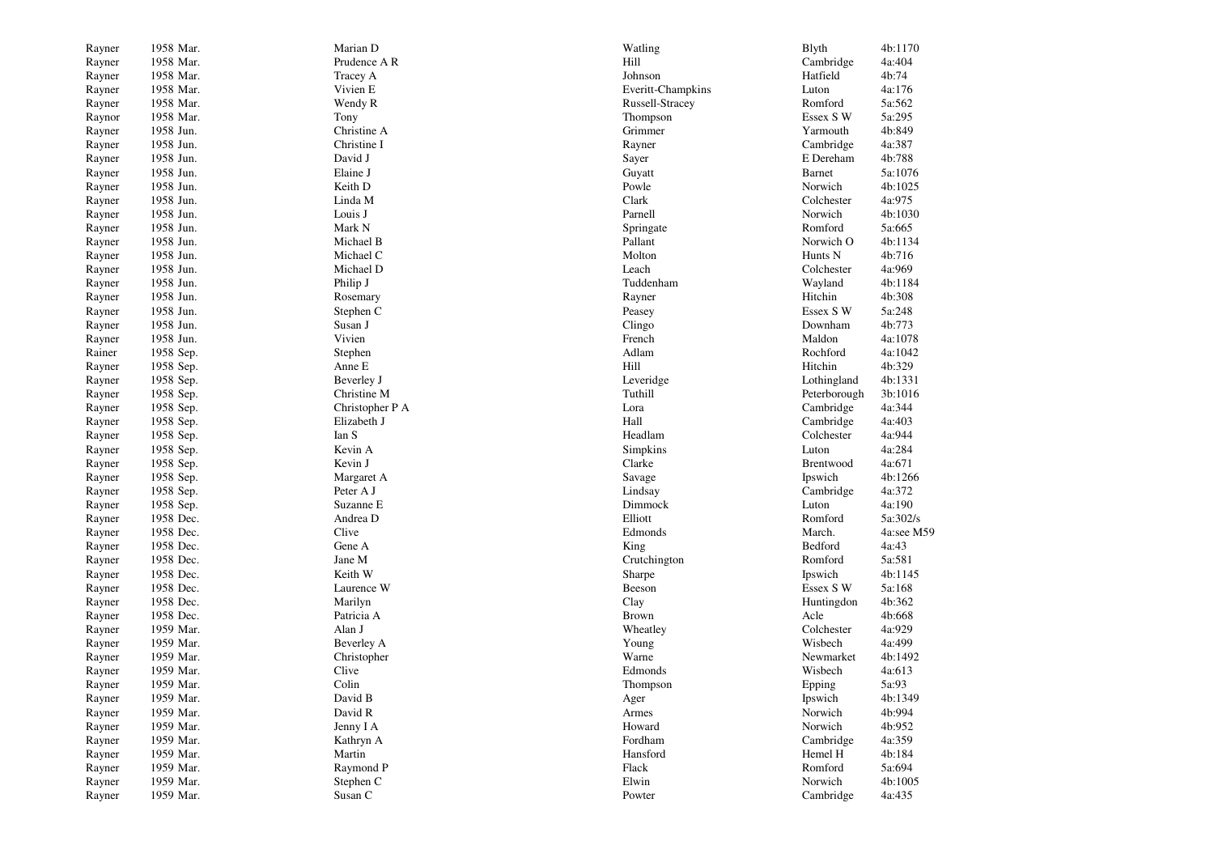| | | | | | |
|---|---|---|---|---|---|
| Rayner | 1958 Mar. | Marian D | Watling | Blyth | 4b:1170 |
| Rayner | 1958 Mar. | Prudence A R | Hill | Cambridge | 4a:404 |
| Rayner | 1958 Mar. | Tracey A | Johnson | Hatfield | 4b:74 |
| Rayner | 1958 Mar. | Vivien E | Everitt-Champkins | Luton | 4a:176 |
| Rayner | 1958 Mar. | Wendy R | Russell-Stracey | Romford | 5a:562 |
| Raynor | 1958 Mar. | Tony | Thompson | Essex S W | 5a:295 |
| Rayner | 1958 Jun. | Christine A | Grimmer | Yarmouth | 4b:849 |
| Rayner | 1958 Jun. | Christine I | Rayner | Cambridge | 4a:387 |
| Rayner | 1958 Jun. | David J | Sayer | E Dereham | 4b:788 |
| Rayner | 1958 Jun. | Elaine J | Guyatt | Barnet | 5a:1076 |
| Rayner | 1958 Jun. | Keith D | Powle | Norwich | 4b:1025 |
| Rayner | 1958 Jun. | Linda M | Clark | Colchester | 4a:975 |
| Rayner | 1958 Jun. | Louis J | Parnell | Norwich | 4b:1030 |
| Rayner | 1958 Jun. | Mark N | Springate | Romford | 5a:665 |
| Rayner | 1958 Jun. | Michael B | Pallant | Norwich O | 4b:1134 |
| Rayner | 1958 Jun. | Michael C | Molton | Hunts N | 4b:716 |
| Rayner | 1958 Jun. | Michael D | Leach | Colchester | 4a:969 |
| Rayner | 1958 Jun. | Philip J | Tuddenham | Wayland | 4b:1184 |
| Rayner | 1958 Jun. | Rosemary | Rayner | Hitchin | 4b:308 |
| Rayner | 1958 Jun. | Stephen C | Peasey | Essex S W | 5a:248 |
| Rayner | 1958 Jun. | Susan J | Clingo | Downham | 4b:773 |
| Rayner | 1958 Jun. | Vivien | French | Maldon | 4a:1078 |
| Rainer | 1958 Sep. | Stephen | Adlam | Rochford | 4a:1042 |
| Rayner | 1958 Sep. | Anne E | Hill | Hitchin | 4b:329 |
| Rayner | 1958 Sep. | Beverley J | Leveridge | Lothingland | 4b:1331 |
| Rayner | 1958 Sep. | Christine M | Tuthill | Peterborough | 3b:1016 |
| Rayner | 1958 Sep. | Christopher P A | Lora | Cambridge | 4a:344 |
| Rayner | 1958 Sep. | Elizabeth J | Hall | Cambridge | 4a:403 |
| Rayner | 1958 Sep. | Ian S | Headlam | Colchester | 4a:944 |
| Rayner | 1958 Sep. | Kevin A | Simpkins | Luton | 4a:284 |
| Rayner | 1958 Sep. | Kevin J | Clarke | Brentwood | 4a:671 |
| Rayner | 1958 Sep. | Margaret A | Savage | Ipswich | 4b:1266 |
| Rayner | 1958 Sep. | Peter A J | Lindsay | Cambridge | 4a:372 |
| Rayner | 1958 Sep. | Suzanne E | Dimmock | Luton | 4a:190 |
| Rayner | 1958 Dec. | Andrea D | Elliott | Romford | 5a:302/s |
| Rayner | 1958 Dec. | Clive | Edmonds | March. | 4a:see M59 |
| Rayner | 1958 Dec. | Gene A | King | Bedford | 4a:43 |
| Rayner | 1958 Dec. | Jane M | Crutchington | Romford | 5a:581 |
| Rayner | 1958 Dec. | Keith W | Sharpe | Ipswich | 4b:1145 |
| Rayner | 1958 Dec. | Laurence W | Beeson | Essex S W | 5a:168 |
| Rayner | 1958 Dec. | Marilyn | Clay | Huntingdon | 4b:362 |
| Rayner | 1958 Dec. | Patricia A | Brown | Acle | 4b:668 |
| Rayner | 1959 Mar. | Alan J | Wheatley | Colchester | 4a:929 |
| Rayner | 1959 Mar. | Beverley A | Young | Wisbech | 4a:499 |
| Rayner | 1959 Mar. | Christopher | Warne | Newmarket | 4b:1492 |
| Rayner | 1959 Mar. | Clive | Edmonds | Wisbech | 4a:613 |
| Rayner | 1959 Mar. | Colin | Thompson | Epping | 5a:93 |
| Rayner | 1959 Mar. | David B | Ager | Ipswich | 4b:1349 |
| Rayner | 1959 Mar. | David R | Armes | Norwich | 4b:994 |
| Rayner | 1959 Mar. | Jenny I A | Howard | Norwich | 4b:952 |
| Rayner | 1959 Mar. | Kathryn A | Fordham | Cambridge | 4a:359 |
| Rayner | 1959 Mar. | Martin | Hansford | Hemel H | 4b:184 |
| Rayner | 1959 Mar. | Raymond P | Flack | Romford | 5a:694 |
| Rayner | 1959 Mar. | Stephen C | Elwin | Norwich | 4b:1005 |
| Rayner | 1959 Mar. | Susan C | Powter | Cambridge | 4a:435 |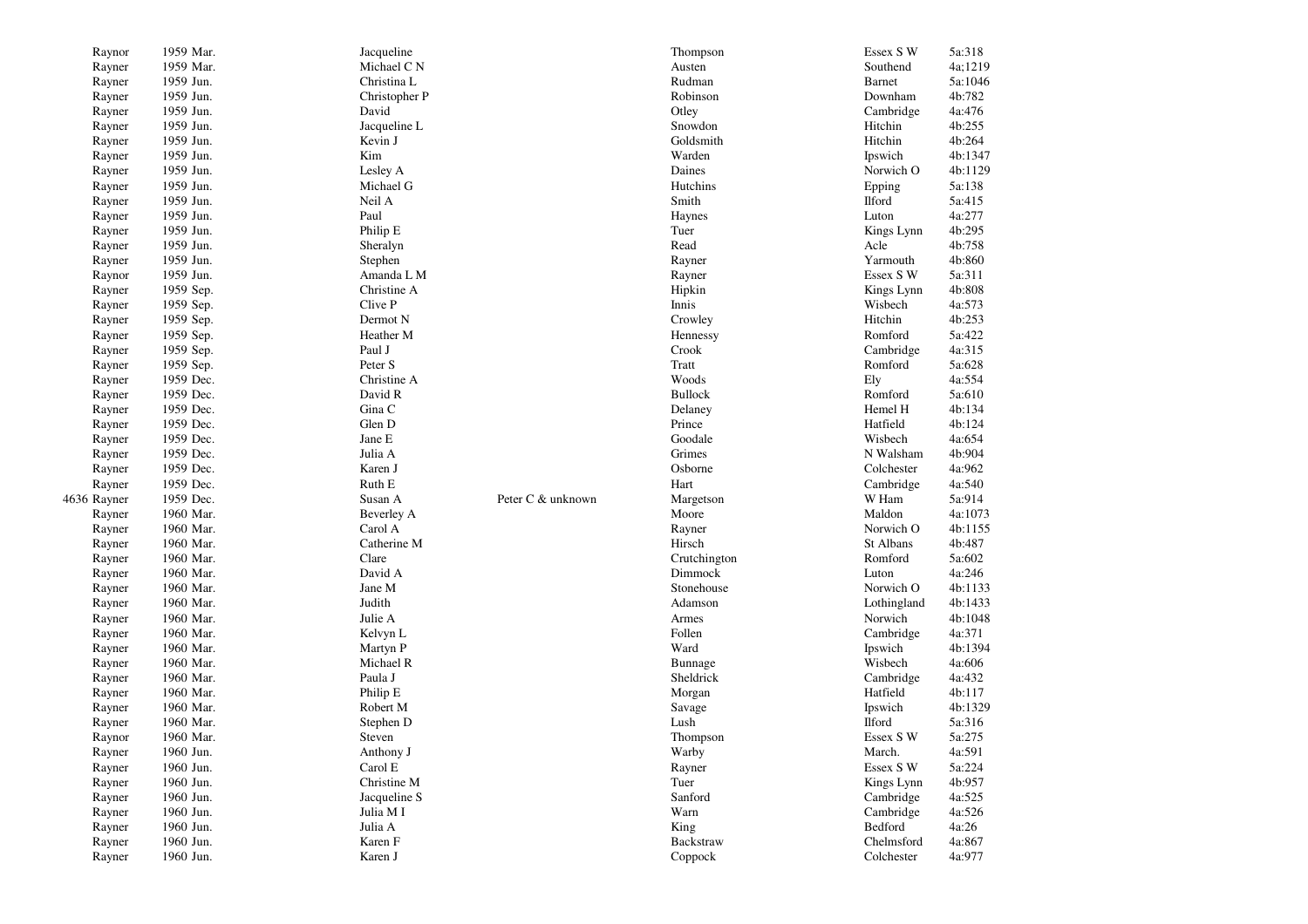| | | | | | | | |
|---|---|---|---|---|---|---|---|
| | Raynor | 1959 Mar. | Jacqueline | | Thompson | Essex S W | 5a:318 |
| | Rayner | 1959 Mar. | Michael C N | | Austen | Southend | 4a;1219 |
| | Rayner | 1959 Jun. | Christina L | | Rudman | Barnet | 5a:1046 |
| | Rayner | 1959 Jun. | Christopher P | | Robinson | Downham | 4b:782 |
| | Rayner | 1959 Jun. | David | | Otley | Cambridge | 4a:476 |
| | Rayner | 1959 Jun. | Jacqueline L | | Snowdon | Hitchin | 4b:255 |
| | Rayner | 1959 Jun. | Kevin J | | Goldsmith | Hitchin | 4b:264 |
| | Rayner | 1959 Jun. | Kim | | Warden | Ipswich | 4b:1347 |
| | Rayner | 1959 Jun. | Lesley A | | Daines | Norwich O | 4b:1129 |
| | Rayner | 1959 Jun. | Michael G | | Hutchins | Epping | 5a:138 |
| | Rayner | 1959 Jun. | Neil A | | Smith | Ilford | 5a:415 |
| | Rayner | 1959 Jun. | Paul | | Haynes | Luton | 4a:277 |
| | Rayner | 1959 Jun. | Philip E | | Tuer | Kings Lynn | 4b:295 |
| | Rayner | 1959 Jun. | Sheralyn | | Read | Acle | 4b:758 |
| | Rayner | 1959 Jun. | Stephen | | Rayner | Yarmouth | 4b:860 |
| | Raynor | 1959 Jun. | Amanda L M | | Rayner | Essex S W | 5a:311 |
| | Rayner | 1959 Sep. | Christine A | | Hipkin | Kings Lynn | 4b:808 |
| | Rayner | 1959 Sep. | Clive P | | Innis | Wisbech | 4a:573 |
| | Rayner | 1959 Sep. | Dermot N | | Crowley | Hitchin | 4b:253 |
| | Rayner | 1959 Sep. | Heather M | | Hennessy | Romford | 5a:422 |
| | Rayner | 1959 Sep. | Paul J | | Crook | Cambridge | 4a:315 |
| | Rayner | 1959 Sep. | Peter S | | Tratt | Romford | 5a:628 |
| | Rayner | 1959 Dec. | Christine A | | Woods | Ely | 4a:554 |
| | Rayner | 1959 Dec. | David R | | Bullock | Romford | 5a:610 |
| | Rayner | 1959 Dec. | Gina C | | Delaney | Hemel H | 4b:134 |
| | Rayner | 1959 Dec. | Glen D | | Prince | Hatfield | 4b:124 |
| | Rayner | 1959 Dec. | Jane E | | Goodale | Wisbech | 4a:654 |
| | Rayner | 1959 Dec. | Julia A | | Grimes | N Walsham | 4b:904 |
| | Rayner | 1959 Dec. | Karen J | | Osborne | Colchester | 4a:962 |
| | Rayner | 1959 Dec. | Ruth E | | Hart | Cambridge | 4a:540 |
| 4636 | Rayner | 1959 Dec. | Susan A | Peter C & unknown | Margetson | W Ham | 5a:914 |
| | Rayner | 1960 Mar. | Beverley A | | Moore | Maldon | 4a:1073 |
| | Rayner | 1960 Mar. | Carol A | | Rayner | Norwich O | 4b:1155 |
| | Rayner | 1960 Mar. | Catherine M | | Hirsch | St Albans | 4b:487 |
| | Rayner | 1960 Mar. | Clare | | Crutchington | Romford | 5a:602 |
| | Rayner | 1960 Mar. | David A | | Dimmock | Luton | 4a:246 |
| | Rayner | 1960 Mar. | Jane M | | Stonehouse | Norwich O | 4b:1133 |
| | Rayner | 1960 Mar. | Judith | | Adamson | Lothingland | 4b:1433 |
| | Rayner | 1960 Mar. | Julie A | | Armes | Norwich | 4b:1048 |
| | Rayner | 1960 Mar. | Kelvyn L | | Follen | Cambridge | 4a:371 |
| | Rayner | 1960 Mar. | Martyn P | | Ward | Ipswich | 4b:1394 |
| | Rayner | 1960 Mar. | Michael R | | Bunnage | Wisbech | 4a:606 |
| | Rayner | 1960 Mar. | Paula J | | Sheldrick | Cambridge | 4a:432 |
| | Rayner | 1960 Mar. | Philip E | | Morgan | Hatfield | 4b:117 |
| | Rayner | 1960 Mar. | Robert M | | Savage | Ipswich | 4b:1329 |
| | Rayner | 1960 Mar. | Stephen D | | Lush | Ilford | 5a:316 |
| | Raynor | 1960 Mar. | Steven | | Thompson | Essex S W | 5a:275 |
| | Rayner | 1960 Jun. | Anthony J | | Warby | March. | 4a:591 |
| | Rayner | 1960 Jun. | Carol E | | Rayner | Essex S W | 5a:224 |
| | Rayner | 1960 Jun. | Christine M | | Tuer | Kings Lynn | 4b:957 |
| | Rayner | 1960 Jun. | Jacqueline S | | Sanford | Cambridge | 4a:525 |
| | Rayner | 1960 Jun. | Julia M I | | Warn | Cambridge | 4a:526 |
| | Rayner | 1960 Jun. | Julia A | | King | Bedford | 4a:26 |
| | Rayner | 1960 Jun. | Karen F | | Backstraw | Chelmsford | 4a:867 |
| | Rayner | 1960 Jun. | Karen J | | Coppock | Colchester | 4a:977 |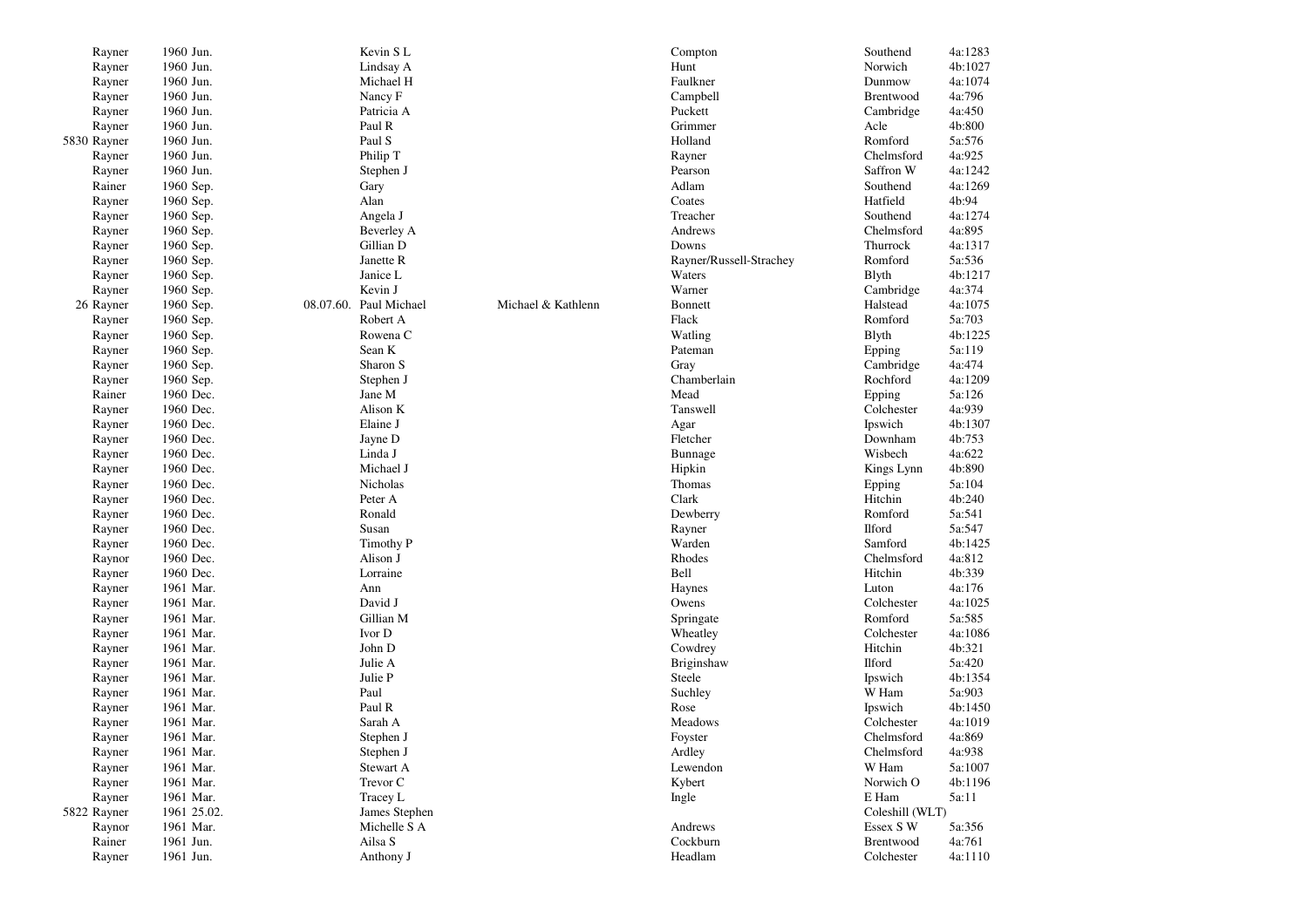|  |  |  |  |  |  |  |  |  |
|---|---|---|---|---|---|---|---|---|
|  | Rayner | 1960 Jun. |  | Kevin S L |  | Compton | Southend | 4a:1283 |
|  | Rayner | 1960 Jun. |  | Lindsay A |  | Hunt | Norwich | 4b:1027 |
|  | Rayner | 1960 Jun. |  | Michael H |  | Faulkner | Dunmow | 4a:1074 |
|  | Rayner | 1960 Jun. |  | Nancy F |  | Campbell | Brentwood | 4a:796 |
|  | Rayner | 1960 Jun. |  | Patricia A |  | Puckett | Cambridge | 4a:450 |
|  | Rayner | 1960 Jun. |  | Paul R |  | Grimmer | Acle | 4b:800 |
| 5830 | Rayner | 1960 Jun. |  | Paul S |  | Holland | Romford | 5a:576 |
|  | Rayner | 1960 Jun. |  | Philip T |  | Rayner | Chelmsford | 4a:925 |
|  | Rayner | 1960 Jun. |  | Stephen J |  | Pearson | Saffron W | 4a:1242 |
|  | Rainer | 1960 Sep. |  | Gary |  | Adlam | Southend | 4a:1269 |
|  | Rayner | 1960 Sep. |  | Alan |  | Coates | Hatfield | 4b:94 |
|  | Rayner | 1960 Sep. |  | Angela J |  | Treacher | Southend | 4a:1274 |
|  | Rayner | 1960 Sep. |  | Beverley A |  | Andrews | Chelmsford | 4a:895 |
|  | Rayner | 1960 Sep. |  | Gillian D |  | Downs | Thurrock | 4a:1317 |
|  | Rayner | 1960 Sep. |  | Janette R |  | Rayner/Russell-Strachey | Romford | 5a:536 |
|  | Rayner | 1960 Sep. |  | Janice L |  | Waters | Blyth | 4b:1217 |
|  | Rayner | 1960 Sep. |  | Kevin J |  | Warner | Cambridge | 4a:374 |
| 26 | Rayner | 1960 Sep. | 08.07.60. | Paul Michael | Michael & Kathlenn | Bonnett | Halstead | 4a:1075 |
|  | Rayner | 1960 Sep. |  | Robert A |  | Flack | Romford | 5a:703 |
|  | Rayner | 1960 Sep. |  | Rowena C |  | Watling | Blyth | 4b:1225 |
|  | Rayner | 1960 Sep. |  | Sean K |  | Pateman | Epping | 5a:119 |
|  | Rayner | 1960 Sep. |  | Sharon S |  | Gray | Cambridge | 4a:474 |
|  | Rayner | 1960 Sep. |  | Stephen J |  | Chamberlain | Rochford | 4a:1209 |
|  | Rainer | 1960 Dec. |  | Jane M |  | Mead | Epping | 5a:126 |
|  | Rayner | 1960 Dec. |  | Alison K |  | Tanswell | Colchester | 4a:939 |
|  | Rayner | 1960 Dec. |  | Elaine J |  | Agar | Ipswich | 4b:1307 |
|  | Rayner | 1960 Dec. |  | Jayne D |  | Fletcher | Downham | 4b:753 |
|  | Rayner | 1960 Dec. |  | Linda J |  | Bunnage | Wisbech | 4a:622 |
|  | Rayner | 1960 Dec. |  | Michael J |  | Hipkin | Kings Lynn | 4b:890 |
|  | Rayner | 1960 Dec. |  | Nicholas |  | Thomas | Epping | 5a:104 |
|  | Rayner | 1960 Dec. |  | Peter A |  | Clark | Hitchin | 4b:240 |
|  | Rayner | 1960 Dec. |  | Ronald |  | Dewberry | Romford | 5a:541 |
|  | Rayner | 1960 Dec. |  | Susan |  | Rayner | Ilford | 5a:547 |
|  | Rayner | 1960 Dec. |  | Timothy P |  | Warden | Samford | 4b:1425 |
|  | Raynor | 1960 Dec. |  | Alison J |  | Rhodes | Chelmsford | 4a:812 |
|  | Rayner | 1960 Dec. |  | Lorraine |  | Bell | Hitchin | 4b:339 |
|  | Rayner | 1961 Mar. |  | Ann |  | Haynes | Luton | 4a:176 |
|  | Rayner | 1961 Mar. |  | David J |  | Owens | Colchester | 4a:1025 |
|  | Rayner | 1961 Mar. |  | Gillian M |  | Springate | Romford | 5a:585 |
|  | Rayner | 1961 Mar. |  | Ivor D |  | Wheatley | Colchester | 4a:1086 |
|  | Rayner | 1961 Mar. |  | John D |  | Cowdrey | Hitchin | 4b:321 |
|  | Rayner | 1961 Mar. |  | Julie A |  | Briginshaw | Ilford | 5a:420 |
|  | Rayner | 1961 Mar. |  | Julie P |  | Steele | Ipswich | 4b:1354 |
|  | Rayner | 1961 Mar. |  | Paul |  | Suchley | W Ham | 5a:903 |
|  | Rayner | 1961 Mar. |  | Paul R |  | Rose | Ipswich | 4b:1450 |
|  | Rayner | 1961 Mar. |  | Sarah A |  | Meadows | Colchester | 4a:1019 |
|  | Rayner | 1961 Mar. |  | Stephen J |  | Foyster | Chelmsford | 4a:869 |
|  | Rayner | 1961 Mar. |  | Stephen J |  | Ardley | Chelmsford | 4a:938 |
|  | Rayner | 1961 Mar. |  | Stewart A |  | Lewendon | W Ham | 5a:1007 |
|  | Rayner | 1961 Mar. |  | Trevor C |  | Kybert | Norwich O | 4b:1196 |
|  | Rayner | 1961 Mar. |  | Tracey L |  | Ingle | E Ham | 5a:11 |
| 5822 | Rayner | 1961 25.02. |  | James Stephen |  |  | Coleshill (WLT) |  |
|  | Raynor | 1961 Mar. |  | Michelle S A |  | Andrews | Essex S W | 5a:356 |
|  | Rainer | 1961 Jun. |  | Ailsa S |  | Cockburn | Brentwood | 4a:761 |
|  | Rayner | 1961 Jun. |  | Anthony J |  | Headlam | Colchester | 4a:1110 |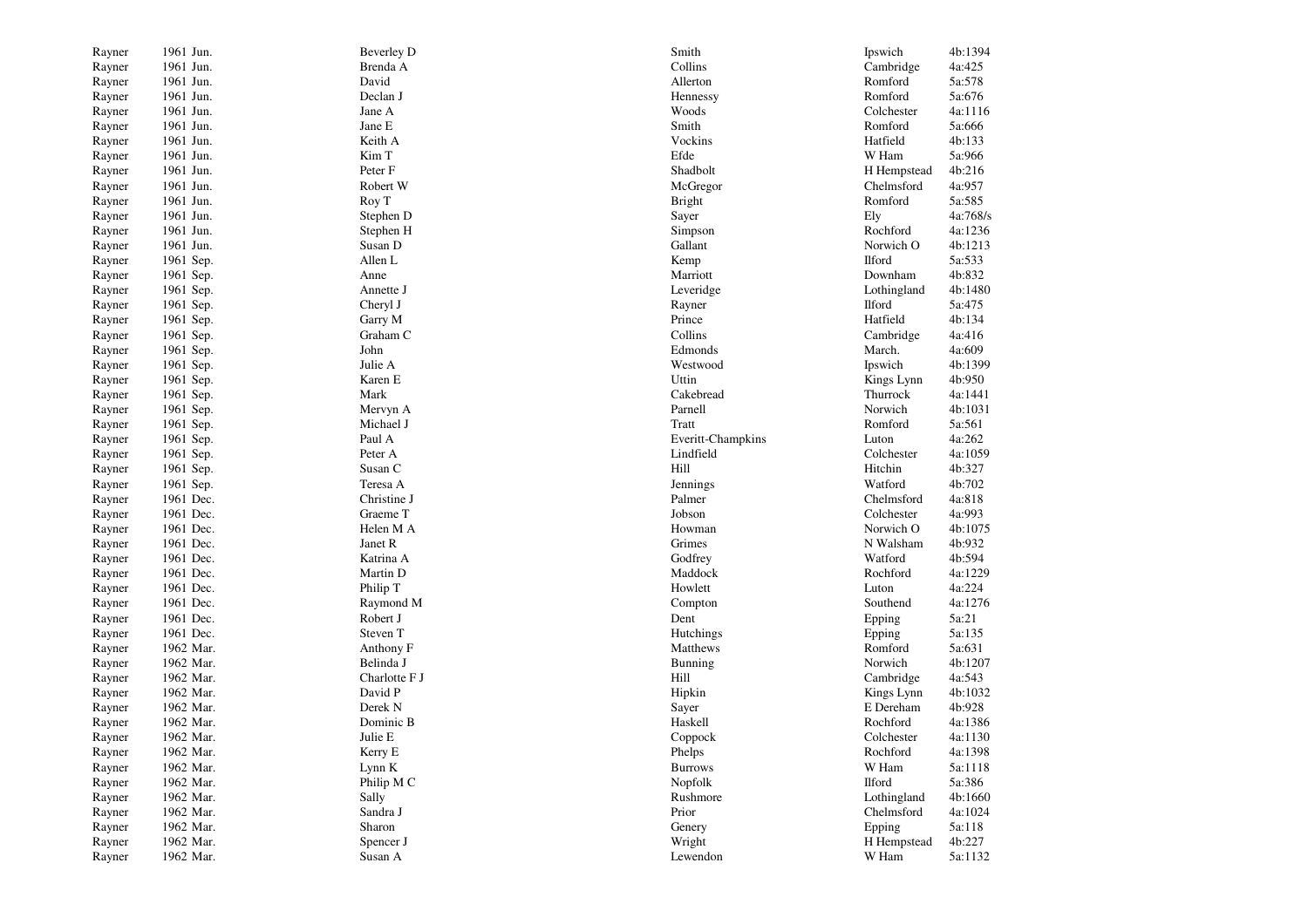| | | | | | |
|---|---|---|---|---|---|
| Rayner | 1961 Jun. | Beverley D | Smith | Ipswich | 4b:1394 |
| Rayner | 1961 Jun. | Brenda A | Collins | Cambridge | 4a:425 |
| Rayner | 1961 Jun. | David | Allerton | Romford | 5a:578 |
| Rayner | 1961 Jun. | Declan J | Hennessy | Romford | 5a:676 |
| Rayner | 1961 Jun. | Jane A | Woods | Colchester | 4a:1116 |
| Rayner | 1961 Jun. | Jane E | Smith | Romford | 5a:666 |
| Rayner | 1961 Jun. | Keith A | Vockins | Hatfield | 4b:133 |
| Rayner | 1961 Jun. | Kim T | Efde | W Ham | 5a:966 |
| Rayner | 1961 Jun. | Peter F | Shadbolt | H Hempstead | 4b:216 |
| Rayner | 1961 Jun. | Robert W | McGregor | Chelmsford | 4a:957 |
| Rayner | 1961 Jun. | Roy T | Bright | Romford | 5a:585 |
| Rayner | 1961 Jun. | Stephen D | Sayer | Ely | 4a:768/s |
| Rayner | 1961 Jun. | Stephen H | Simpson | Rochford | 4a:1236 |
| Rayner | 1961 Jun. | Susan D | Gallant | Norwich O | 4b:1213 |
| Rayner | 1961 Sep. | Allen L | Kemp | Ilford | 5a:533 |
| Rayner | 1961 Sep. | Anne | Marriott | Downham | 4b:832 |
| Rayner | 1961 Sep. | Annette J | Leveridge | Lothingland | 4b:1480 |
| Rayner | 1961 Sep. | Cheryl J | Rayner | Ilford | 5a:475 |
| Rayner | 1961 Sep. | Garry M | Prince | Hatfield | 4b:134 |
| Rayner | 1961 Sep. | Graham C | Collins | Cambridge | 4a:416 |
| Rayner | 1961 Sep. | John | Edmonds | March. | 4a:609 |
| Rayner | 1961 Sep. | Julie A | Westwood | Ipswich | 4b:1399 |
| Rayner | 1961 Sep. | Karen E | Uttin | Kings Lynn | 4b:950 |
| Rayner | 1961 Sep. | Mark | Cakebread | Thurrock | 4a:1441 |
| Rayner | 1961 Sep. | Mervyn A | Parnell | Norwich | 4b:1031 |
| Rayner | 1961 Sep. | Michael J | Tratt | Romford | 5a:561 |
| Rayner | 1961 Sep. | Paul A | Everitt-Champkins | Luton | 4a:262 |
| Rayner | 1961 Sep. | Peter A | Lindfield | Colchester | 4a:1059 |
| Rayner | 1961 Sep. | Susan C | Hill | Hitchin | 4b:327 |
| Rayner | 1961 Sep. | Teresa A | Jennings | Watford | 4b:702 |
| Rayner | 1961 Dec. | Christine J | Palmer | Chelmsford | 4a:818 |
| Rayner | 1961 Dec. | Graeme T | Jobson | Colchester | 4a:993 |
| Rayner | 1961 Dec. | Helen M A | Howman | Norwich O | 4b:1075 |
| Rayner | 1961 Dec. | Janet R | Grimes | N Walsham | 4b:932 |
| Rayner | 1961 Dec. | Katrina A | Godfrey | Watford | 4b:594 |
| Rayner | 1961 Dec. | Martin D | Maddock | Rochford | 4a:1229 |
| Rayner | 1961 Dec. | Philip T | Howlett | Luton | 4a:224 |
| Rayner | 1961 Dec. | Raymond M | Compton | Southend | 4a:1276 |
| Rayner | 1961 Dec. | Robert J | Dent | Epping | 5a:21 |
| Rayner | 1961 Dec. | Steven T | Hutchings | Epping | 5a:135 |
| Rayner | 1962 Mar. | Anthony F | Matthews | Romford | 5a:631 |
| Rayner | 1962 Mar. | Belinda J | Bunning | Norwich | 4b:1207 |
| Rayner | 1962 Mar. | Charlotte F J | Hill | Cambridge | 4a:543 |
| Rayner | 1962 Mar. | David P | Hipkin | Kings Lynn | 4b:1032 |
| Rayner | 1962 Mar. | Derek N | Sayer | E Dereham | 4b:928 |
| Rayner | 1962 Mar. | Dominic B | Haskell | Rochford | 4a:1386 |
| Rayner | 1962 Mar. | Julie E | Coppock | Colchester | 4a:1130 |
| Rayner | 1962 Mar. | Kerry E | Phelps | Rochford | 4a:1398 |
| Rayner | 1962 Mar. | Lynn K | Burrows | W Ham | 5a:1118 |
| Rayner | 1962 Mar. | Philip M C | Nopfolk | Ilford | 5a:386 |
| Rayner | 1962 Mar. | Sally | Rushmore | Lothingland | 4b:1660 |
| Rayner | 1962 Mar. | Sandra J | Prior | Chelmsford | 4a:1024 |
| Rayner | 1962 Mar. | Sharon | Genery | Epping | 5a:118 |
| Rayner | 1962 Mar. | Spencer J | Wright | H Hempstead | 4b:227 |
| Rayner | 1962 Mar. | Susan A | Lewendon | W Ham | 5a:1132 |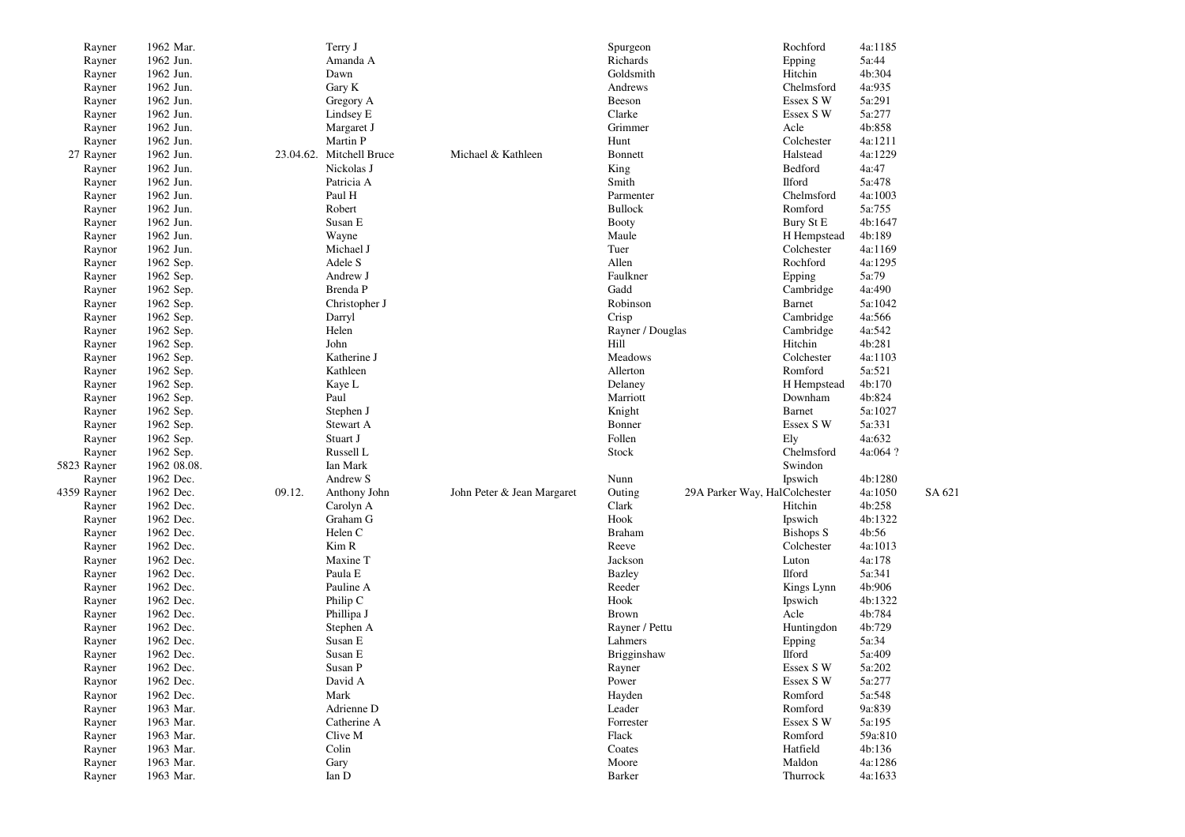| | | | | | | | | | |
|---|---|---|---|---|---|---|---|---|---|
| Rayner | 1962 Mar. | | Terry J | | Spurgeon | | Rochford | 4a:1185 | |
| Rayner | 1962 Jun. | | Amanda A | | Richards | | Epping | 5a:44 | |
| Rayner | 1962 Jun. | | Dawn | | Goldsmith | | Hitchin | 4b:304 | |
| Rayner | 1962 Jun. | | Gary K | | Andrews | | Chelmsford | 4a:935 | |
| Rayner | 1962 Jun. | | Gregory A | | Beeson | | Essex S W | 5a:291 | |
| Rayner | 1962 Jun. | | Lindsey E | | Clarke | | Essex S W | 5a:277 | |
| Rayner | 1962 Jun. | | Margaret J | | Grimmer | | Acle | 4b:858 | |
| Rayner | 1962 Jun. | | Martin P | | Hunt | | Colchester | 4a:1211 | |
| 27 Rayner | 1962 Jun. | 23.04.62. | Mitchell Bruce | Michael & Kathleen | Bonnett | | Halstead | 4a:1229 | |
| Rayner | 1962 Jun. | | Nickolas J | | King | | Bedford | 4a:47 | |
| Rayner | 1962 Jun. | | Patricia A | | Smith | | Ilford | 5a:478 | |
| Rayner | 1962 Jun. | | Paul H | | Parmenter | | Chelmsford | 4a:1003 | |
| Rayner | 1962 Jun. | | Robert | | Bullock | | Romford | 5a:755 | |
| Rayner | 1962 Jun. | | Susan E | | Booty | | Bury St E | 4b:1647 | |
| Rayner | 1962 Jun. | | Wayne | | Maule | | H Hempstead | 4b:189 | |
| Raynor | 1962 Jun. | | Michael J | | Tuer | | Colchester | 4a:1169 | |
| Rayner | 1962 Sep. | | Adele S | | Allen | | Rochford | 4a:1295 | |
| Rayner | 1962 Sep. | | Andrew J | | Faulkner | | Epping | 5a:79 | |
| Rayner | 1962 Sep. | | Brenda P | | Gadd | | Cambridge | 4a:490 | |
| Rayner | 1962 Sep. | | Christopher J | | Robinson | | Barnet | 5a:1042 | |
| Rayner | 1962 Sep. | | Darryl | | Crisp | | Cambridge | 4a:566 | |
| Rayner | 1962 Sep. | | Helen | | Rayner / Douglas | | Cambridge | 4a:542 | |
| Rayner | 1962 Sep. | | John | | Hill | | Hitchin | 4b:281 | |
| Rayner | 1962 Sep. | | Katherine J | | Meadows | | Colchester | 4a:1103 | |
| Rayner | 1962 Sep. | | Kathleen | | Allerton | | Romford | 5a:521 | |
| Rayner | 1962 Sep. | | Kaye L | | Delaney | | H Hempstead | 4b:170 | |
| Rayner | 1962 Sep. | | Paul | | Marriott | | Downham | 4b:824 | |
| Rayner | 1962 Sep. | | Stephen J | | Knight | | Barnet | 5a:1027 | |
| Rayner | 1962 Sep. | | Stewart A | | Bonner | | Essex S W | 5a:331 | |
| Rayner | 1962 Sep. | | Stuart J | | Follen | | Ely | 4a:632 | |
| Rayner | 1962 Sep. | | Russell L | | Stock | | Chelmsford | 4a:064 ? | |
| 5823 Rayner | 1962 08.08. | | Ian Mark | | | | Swindon | | |
| Rayner | 1962 Dec. | | Andrew S | | Nunn | | Ipswich | 4b:1280 | |
| 4359 Rayner | 1962 Dec. | 09.12. | Anthony John | John Peter & Jean Margaret | Outing | 29A Parker Way, Hal | Colchester | 4a:1050 | SA 621 |
| Rayner | 1962 Dec. | | Carolyn A | | Clark | | Hitchin | 4b:258 | |
| Rayner | 1962 Dec. | | Graham G | | Hook | | Ipswich | 4b:1322 | |
| Rayner | 1962 Dec. | | Helen C | | Braham | | Bishops S | 4b:56 | |
| Rayner | 1962 Dec. | | Kim R | | Reeve | | Colchester | 4a:1013 | |
| Rayner | 1962 Dec. | | Maxine T | | Jackson | | Luton | 4a:178 | |
| Rayner | 1962 Dec. | | Paula E | | Bazley | | Ilford | 5a:341 | |
| Rayner | 1962 Dec. | | Pauline A | | Reeder | | Kings Lynn | 4b:906 | |
| Rayner | 1962 Dec. | | Philip C | | Hook | | Ipswich | 4b:1322 | |
| Rayner | 1962 Dec. | | Phillipa J | | Brown | | Acle | 4b:784 | |
| Rayner | 1962 Dec. | | Stephen A | | Rayner / Pettu | | Huntingdon | 4b:729 | |
| Rayner | 1962 Dec. | | Susan E | | Lahmers | | Epping | 5a:34 | |
| Rayner | 1962 Dec. | | Susan E | | Brigginshaw | | Ilford | 5a:409 | |
| Rayner | 1962 Dec. | | Susan P | | Rayner | | Essex S W | 5a:202 | |
| Raynor | 1962 Dec. | | David A | | Power | | Essex S W | 5a:277 | |
| Raynor | 1962 Dec. | | Mark | | Hayden | | Romford | 5a:548 | |
| Rayner | 1963 Mar. | | Adrienne D | | Leader | | Romford | 9a:839 | |
| Rayner | 1963 Mar. | | Catherine A | | Forrester | | Essex S W | 5a:195 | |
| Rayner | 1963 Mar. | | Clive M | | Flack | | Romford | 59a:810 | |
| Rayner | 1963 Mar. | | Colin | | Coates | | Hatfield | 4b:136 | |
| Rayner | 1963 Mar. | | Gary | | Moore | | Maldon | 4a:1286 | |
| Rayner | 1963 Mar. | | Ian D | | Barker | | Thurrock | 4a:1633 | |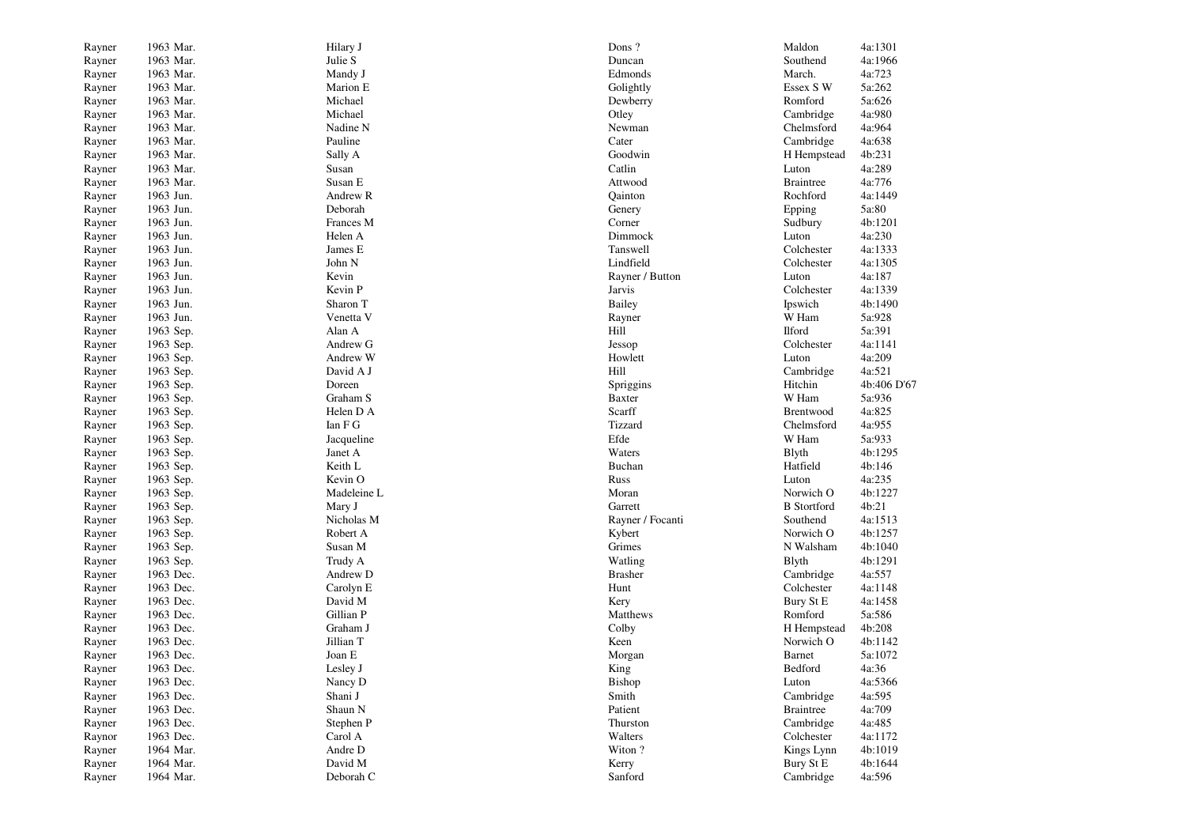| | | | | | |
|---|---|---|---|---|---|
| Rayner | 1963 Mar. | Hilary J | Dons ? | Maldon | 4a:1301 |
| Rayner | 1963 Mar. | Julie S | Duncan | Southend | 4a:1966 |
| Rayner | 1963 Mar. | Mandy J | Edmonds | March. | 4a:723 |
| Rayner | 1963 Mar. | Marion E | Golightly | Essex S W | 5a:262 |
| Rayner | 1963 Mar. | Michael | Dewberry | Romford | 5a:626 |
| Rayner | 1963 Mar. | Michael | Otley | Cambridge | 4a:980 |
| Rayner | 1963 Mar. | Nadine N | Newman | Chelmsford | 4a:964 |
| Rayner | 1963 Mar. | Pauline | Cater | Cambridge | 4a:638 |
| Rayner | 1963 Mar. | Sally A | Goodwin | H Hempstead | 4b:231 |
| Rayner | 1963 Mar. | Susan | Catlin | Luton | 4a:289 |
| Rayner | 1963 Mar. | Susan E | Attwood | Braintree | 4a:776 |
| Rayner | 1963 Jun. | Andrew R | Qainton | Rochford | 4a:1449 |
| Rayner | 1963 Jun. | Deborah | Genery | Epping | 5a:80 |
| Rayner | 1963 Jun. | Frances M | Corner | Sudbury | 4b:1201 |
| Rayner | 1963 Jun. | Helen A | Dimmock | Luton | 4a:230 |
| Rayner | 1963 Jun. | James E | Tanswell | Colchester | 4a:1333 |
| Rayner | 1963 Jun. | John N | Lindfield | Colchester | 4a:1305 |
| Rayner | 1963 Jun. | Kevin | Rayner / Button | Luton | 4a:187 |
| Rayner | 1963 Jun. | Kevin P | Jarvis | Colchester | 4a:1339 |
| Rayner | 1963 Jun. | Sharon T | Bailey | Ipswich | 4b:1490 |
| Rayner | 1963 Jun. | Venetta V | Rayner | W Ham | 5a:928 |
| Rayner | 1963 Sep. | Alan A | Hill | Ilford | 5a:391 |
| Rayner | 1963 Sep. | Andrew G | Jessop | Colchester | 4a:1141 |
| Rayner | 1963 Sep. | Andrew W | Howlett | Luton | 4a:209 |
| Rayner | 1963 Sep. | David A J | Hill | Cambridge | 4a:521 |
| Rayner | 1963 Sep. | Doreen | Spriggins | Hitchin | 4b:406 D'67 |
| Rayner | 1963 Sep. | Graham S | Baxter | W Ham | 5a:936 |
| Rayner | 1963 Sep. | Helen D A | Scarff | Brentwood | 4a:825 |
| Rayner | 1963 Sep. | Ian F G | Tizzard | Chelmsford | 4a:955 |
| Rayner | 1963 Sep. | Jacqueline | Efde | W Ham | 5a:933 |
| Rayner | 1963 Sep. | Janet A | Waters | Blyth | 4b:1295 |
| Rayner | 1963 Sep. | Keith L | Buchan | Hatfield | 4b:146 |
| Rayner | 1963 Sep. | Kevin O | Russ | Luton | 4a:235 |
| Rayner | 1963 Sep. | Madeleine L | Moran | Norwich O | 4b:1227 |
| Rayner | 1963 Sep. | Mary J | Garrett | B Stortford | 4b:21 |
| Rayner | 1963 Sep. | Nicholas M | Rayner / Focanti | Southend | 4a:1513 |
| Rayner | 1963 Sep. | Robert A | Kybert | Norwich O | 4b:1257 |
| Rayner | 1963 Sep. | Susan M | Grimes | N Walsham | 4b:1040 |
| Rayner | 1963 Sep. | Trudy A | Watling | Blyth | 4b:1291 |
| Rayner | 1963 Dec. | Andrew D | Brasher | Cambridge | 4a:557 |
| Rayner | 1963 Dec. | Carolyn E | Hunt | Colchester | 4a:1148 |
| Rayner | 1963 Dec. | David M | Kery | Bury St E | 4a:1458 |
| Rayner | 1963 Dec. | Gillian P | Matthews | Romford | 5a:586 |
| Rayner | 1963 Dec. | Graham J | Colby | H Hempstead | 4b:208 |
| Rayner | 1963 Dec. | Jillian T | Keen | Norwich O | 4b:1142 |
| Rayner | 1963 Dec. | Joan E | Morgan | Barnet | 5a:1072 |
| Rayner | 1963 Dec. | Lesley J | King | Bedford | 4a:36 |
| Rayner | 1963 Dec. | Nancy D | Bishop | Luton | 4a:5366 |
| Rayner | 1963 Dec. | Shani J | Smith | Cambridge | 4a:595 |
| Rayner | 1963 Dec. | Shaun N | Patient | Braintree | 4a:709 |
| Rayner | 1963 Dec. | Stephen P | Thurston | Cambridge | 4a:485 |
| Raynor | 1963 Dec. | Carol A | Walters | Colchester | 4a:1172 |
| Rayner | 1964 Mar. | Andre D | Witon ? | Kings Lynn | 4b:1019 |
| Rayner | 1964 Mar. | David M | Kerry | Bury St E | 4b:1644 |
| Rayner | 1964 Mar. | Deborah C | Sanford | Cambridge | 4a:596 |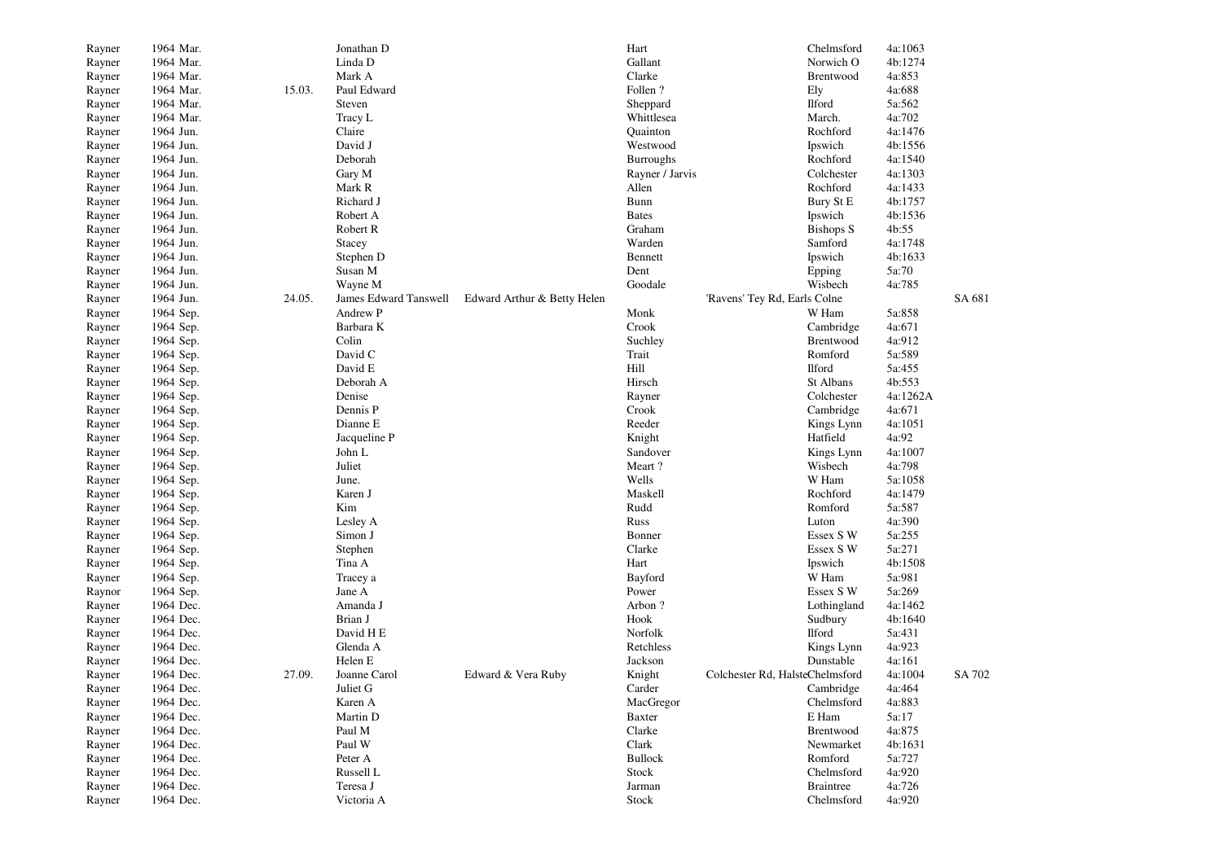| | | | | | | | | | |
|---|---|---|---|---|---|---|---|---|---|
| Rayner | 1964 Mar. | | Jonathan D | | Hart | | Chelmsford | 4a:1063 | |
| Rayner | 1964 Mar. | | Linda D | | Gallant | | Norwich O | 4b:1274 | |
| Rayner | 1964 Mar. | | Mark A | | Clarke | | Brentwood | 4a:853 | |
| Rayner | 1964 Mar. | 15.03. | Paul Edward | | Follen ? | | Ely | 4a:688 | |
| Rayner | 1964 Mar. | | Steven | | Sheppard | | Ilford | 5a:562 | |
| Rayner | 1964 Mar. | | Tracy L | | Whittlesea | | March. | 4a:702 | |
| Rayner | 1964 Jun. | | Claire | | Quainton | | Rochford | 4a:1476 | |
| Rayner | 1964 Jun. | | David J | | Westwood | | Ipswich | 4b:1556 | |
| Rayner | 1964 Jun. | | Deborah | | Burroughs | | Rochford | 4a:1540 | |
| Rayner | 1964 Jun. | | Gary M | | Rayner / Jarvis | | Colchester | 4a:1303 | |
| Rayner | 1964 Jun. | | Mark R | | Allen | | Rochford | 4a:1433 | |
| Rayner | 1964 Jun. | | Richard J | | Bunn | | Bury St E | 4b:1757 | |
| Rayner | 1964 Jun. | | Robert A | | Bates | | Ipswich | 4b:1536 | |
| Rayner | 1964 Jun. | | Robert R | | Graham | | Bishops S | 4b:55 | |
| Rayner | 1964 Jun. | | Stacey | | Warden | | Samford | 4a:1748 | |
| Rayner | 1964 Jun. | | Stephen D | | Bennett | | Ipswich | 4b:1633 | |
| Rayner | 1964 Jun. | | Susan M | | Dent | | Epping | 5a:70 | |
| Rayner | 1964 Jun. | | Wayne M | | Goodale | | Wisbech | 4a:785 | |
| Rayner | 1964 Jun. | 24.05. | James Edward Tanswell | Edward Arthur & Betty Helen | | 'Ravens' Tey Rd, Earls Colne | | | SA 681 |
| Rayner | 1964 Sep. | | Andrew P | | Monk | | W Ham | 5a:858 | |
| Rayner | 1964 Sep. | | Barbara K | | Crook | | Cambridge | 4a:671 | |
| Rayner | 1964 Sep. | | Colin | | Suchley | | Brentwood | 4a:912 | |
| Rayner | 1964 Sep. | | David C | | Trait | | Romford | 5a:589 | |
| Rayner | 1964 Sep. | | David E | | Hill | | Ilford | 5a:455 | |
| Rayner | 1964 Sep. | | Deborah A | | Hirsch | | St Albans | 4b:553 | |
| Rayner | 1964 Sep. | | Denise | | Rayner | | Colchester | 4a:1262A | |
| Rayner | 1964 Sep. | | Dennis P | | Crook | | Cambridge | 4a:671 | |
| Rayner | 1964 Sep. | | Dianne E | | Reeder | | Kings Lynn | 4a:1051 | |
| Rayner | 1964 Sep. | | Jacqueline P | | Knight | | Hatfield | 4a:92 | |
| Rayner | 1964 Sep. | | John L | | Sandover | | Kings Lynn | 4a:1007 | |
| Rayner | 1964 Sep. | | Juliet | | Meart ? | | Wisbech | 4a:798 | |
| Rayner | 1964 Sep. | | June. | | Wells | | W Ham | 5a:1058 | |
| Rayner | 1964 Sep. | | Karen J | | Maskell | | Rochford | 4a:1479 | |
| Rayner | 1964 Sep. | | Kim | | Rudd | | Romford | 5a:587 | |
| Rayner | 1964 Sep. | | Lesley A | | Russ | | Luton | 4a:390 | |
| Rayner | 1964 Sep. | | Simon J | | Bonner | | Essex S W | 5a:255 | |
| Rayner | 1964 Sep. | | Stephen | | Clarke | | Essex S W | 5a:271 | |
| Rayner | 1964 Sep. | | Tina A | | Hart | | Ipswich | 4b:1508 | |
| Rayner | 1964 Sep. | | Tracey a | | Bayford | | W Ham | 5a:981 | |
| Raynor | 1964 Sep. | | Jane A | | Power | | Essex S W | 5a:269 | |
| Rayner | 1964 Dec. | | Amanda J | | Arbon ? | | Lothingland | 4a:1462 | |
| Rayner | 1964 Dec. | | Brian J | | Hook | | Sudbury | 4b:1640 | |
| Rayner | 1964 Dec. | | David H E | | Norfolk | | Ilford | 5a:431 | |
| Rayner | 1964 Dec. | | Glenda A | | Retchless | | Kings Lynn | 4a:923 | |
| Rayner | 1964 Dec. | | Helen E | | Jackson | | Dunstable | 4a:161 | |
| Rayner | 1964 Dec. | 27.09. | Joanne Carol | Edward & Vera Ruby | Knight | Colchester Rd, Halste | Chelmsford | 4a:1004 | SA 702 |
| Rayner | 1964 Dec. | | Juliet G | | Carder | | Cambridge | 4a:464 | |
| Rayner | 1964 Dec. | | Karen A | | MacGregor | | Chelmsford | 4a:883 | |
| Rayner | 1964 Dec. | | Martin D | | Baxter | | E Ham | 5a:17 | |
| Rayner | 1964 Dec. | | Paul M | | Clarke | | Brentwood | 4a:875 | |
| Rayner | 1964 Dec. | | Paul W | | Clark | | Newmarket | 4b:1631 | |
| Rayner | 1964 Dec. | | Peter A | | Bullock | | Romford | 5a:727 | |
| Rayner | 1964 Dec. | | Russell L | | Stock | | Chelmsford | 4a:920 | |
| Rayner | 1964 Dec. | | Teresa J | | Jarman | | Braintree | 4a:726 | |
| Rayner | 1964 Dec. | | Victoria A | | Stock | | Chelmsford | 4a:920 | |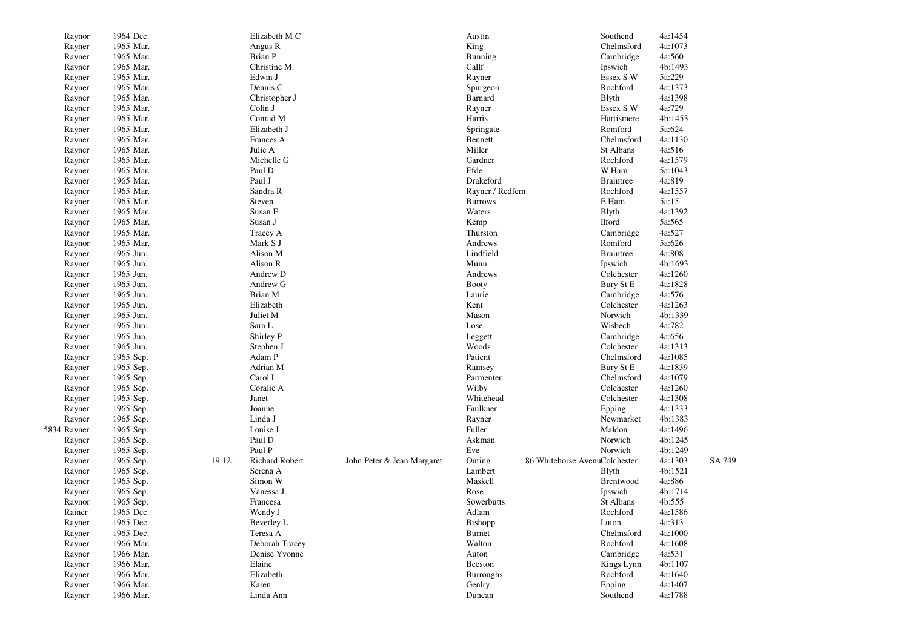| | | | | | | | | | | |
|---|---|---|---|---|---|---|---|---|---|---|
| | Raynor | 1964 Dec. | | Elizabeth M C | | Austin | | Southend | 4a:1454 | |
| | Rayner | 1965 Mar. | | Angus R | | King | | Chelmsford | 4a:1073 | |
| | Rayner | 1965 Mar. | | Brian P | | Bunning | | Cambridge | 4a:560 | |
| | Rayner | 1965 Mar. | | Christine M | | Callf | | Ipswich | 4b:1493 | |
| | Rayner | 1965 Mar. | | Edwin J | | Rayner | | Essex S W | 5a:229 | |
| | Rayner | 1965 Mar. | | Dennis C | | Spurgeon | | Rochford | 4a:1373 | |
| | Rayner | 1965 Mar. | | Christopher J | | Barnard | | Blyth | 4a:1398 | |
| | Rayner | 1965 Mar. | | Colin J | | Rayner | | Essex S W | 4a:729 | |
| | Rayner | 1965 Mar. | | Conrad M | | Harris | | Hartismere | 4b:1453 | |
| | Rayner | 1965 Mar. | | Elizabeth J | | Springate | | Romford | 5a:624 | |
| | Rayner | 1965 Mar. | | Frances A | | Bennett | | Chelmsford | 4a:1130 | |
| | Rayner | 1965 Mar. | | Julie A | | Miller | | St Albans | 4a:516 | |
| | Rayner | 1965 Mar. | | Michelle G | | Gardner | | Rochford | 4a:1579 | |
| | Rayner | 1965 Mar. | | Paul D | | Efde | | W Ham | 5a:1043 | |
| | Rayner | 1965 Mar. | | Paul J | | Drakeford | | Braintree | 4a:819 | |
| | Rayner | 1965 Mar. | | Sandra R | | Rayner / Redfern | | Rochford | 4a:1557 | |
| | Rayner | 1965 Mar. | | Steven | | Burrows | | E Ham | 5a:15 | |
| | Rayner | 1965 Mar. | | Susan E | | Waters | | Blyth | 4a:1392 | |
| | Rayner | 1965 Mar. | | Susan J | | Kemp | | Ilford | 5a:565 | |
| | Rayner | 1965 Mar. | | Tracey A | | Thurston | | Cambridge | 4a:527 | |
| | Raynor | 1965 Mar. | | Mark S J | | Andrews | | Romford | 5a:626 | |
| | Rayner | 1965 Jun. | | Alison M | | Lindfield | | Braintree | 4a:808 | |
| | Rayner | 1965 Jun. | | Alison R | | Munn | | Ipswich | 4b:1693 | |
| | Rayner | 1965 Jun. | | Andrew D | | Andrews | | Colchester | 4a:1260 | |
| | Rayner | 1965 Jun. | | Andrew G | | Booty | | Bury St E | 4a:1828 | |
| | Rayner | 1965 Jun. | | Brian M | | Laurie | | Cambridge | 4a:576 | |
| | Rayner | 1965 Jun. | | Elizabeth | | Kent | | Colchester | 4a:1263 | |
| | Rayner | 1965 Jun. | | Juliet M | | Mason | | Norwich | 4b:1339 | |
| | Rayner | 1965 Jun. | | Sara L | | Lose | | Wisbech | 4a:782 | |
| | Rayner | 1965 Jun. | | Shirley P | | Leggett | | Cambridge | 4a:656 | |
| | Rayner | 1965 Jun. | | Stephen J | | Woods | | Colchester | 4a:1313 | |
| | Rayner | 1965 Sep. | | Adam P | | Patient | | Chelmsford | 4a:1085 | |
| | Rayner | 1965 Sep. | | Adrian M | | Ramsey | | Bury St E | 4a:1839 | |
| | Rayner | 1965 Sep. | | Carol L | | Parmenter | | Chelmsford | 4a:1079 | |
| | Rayner | 1965 Sep. | | Coralie A | | Wilby | | Colchester | 4a:1260 | |
| | Rayner | 1965 Sep. | | Janet | | Whitehead | | Colchester | 4a:1308 | |
| | Rayner | 1965 Sep. | | Joanne | | Faulkner | | Epping | 4a:1333 | |
| | Rayner | 1965 Sep. | | Linda J | | Rayner | | Newmarket | 4b:1383 | |
| 5834 | Rayner | 1965 Sep. | | Louise J | | Fuller | | Maldon | 4a:1496 | |
| | Rayner | 1965 Sep. | | Paul D | | Askman | | Norwich | 4b:1245 | |
| | Rayner | 1965 Sep. | | Paul P | | Eve | | Norwich | 4b:1249 | |
| | Rayner | 1965 Sep. | 19.12. | Richard Robert | John Peter & Jean Margaret | Outing | 86 Whitehorse Avenu | Colchester | 4a:1303 | SA 749 |
| | Rayner | 1965 Sep. | | Serena A | | Lambert | | Blyth | 4b:1521 | |
| | Rayner | 1965 Sep. | | Simon W | | Maskell | | Brentwood | 4a:886 | |
| | Rayner | 1965 Sep. | | Vanessa J | | Rose | | Ipswich | 4b:1714 | |
| | Raynor | 1965 Sep. | | Francesa | | Sowerbutts | | St Albans | 4b:555 | |
| | Rainer | 1965 Dec. | | Wendy J | | Adlam | | Rochford | 4a:1586 | |
| | Rayner | 1965 Dec. | | Beverley L | | Bishopp | | Luton | 4a:313 | |
| | Rayner | 1965 Dec. | | Teresa A | | Burnet | | Chelmsford | 4a:1000 | |
| | Rayner | 1966 Mar. | | Deborah Tracey | | Walton | | Rochford | 4a:1608 | |
| | Rayner | 1966 Mar. | | Denise Yvonne | | Auton | | Cambridge | 4a:531 | |
| | Rayner | 1966 Mar. | | Elaine | | Beeston | | Kings Lynn | 4b:1107 | |
| | Rayner | 1966 Mar. | | Elizabeth | | Burroughs | | Rochford | 4a:1640 | |
| | Rayner | 1966 Mar. | | Karen | | Genlry | | Epping | 4a:1407 | |
| | Rayner | 1966 Mar. | | Linda Ann | | Duncan | | Southend | 4a:1788 | |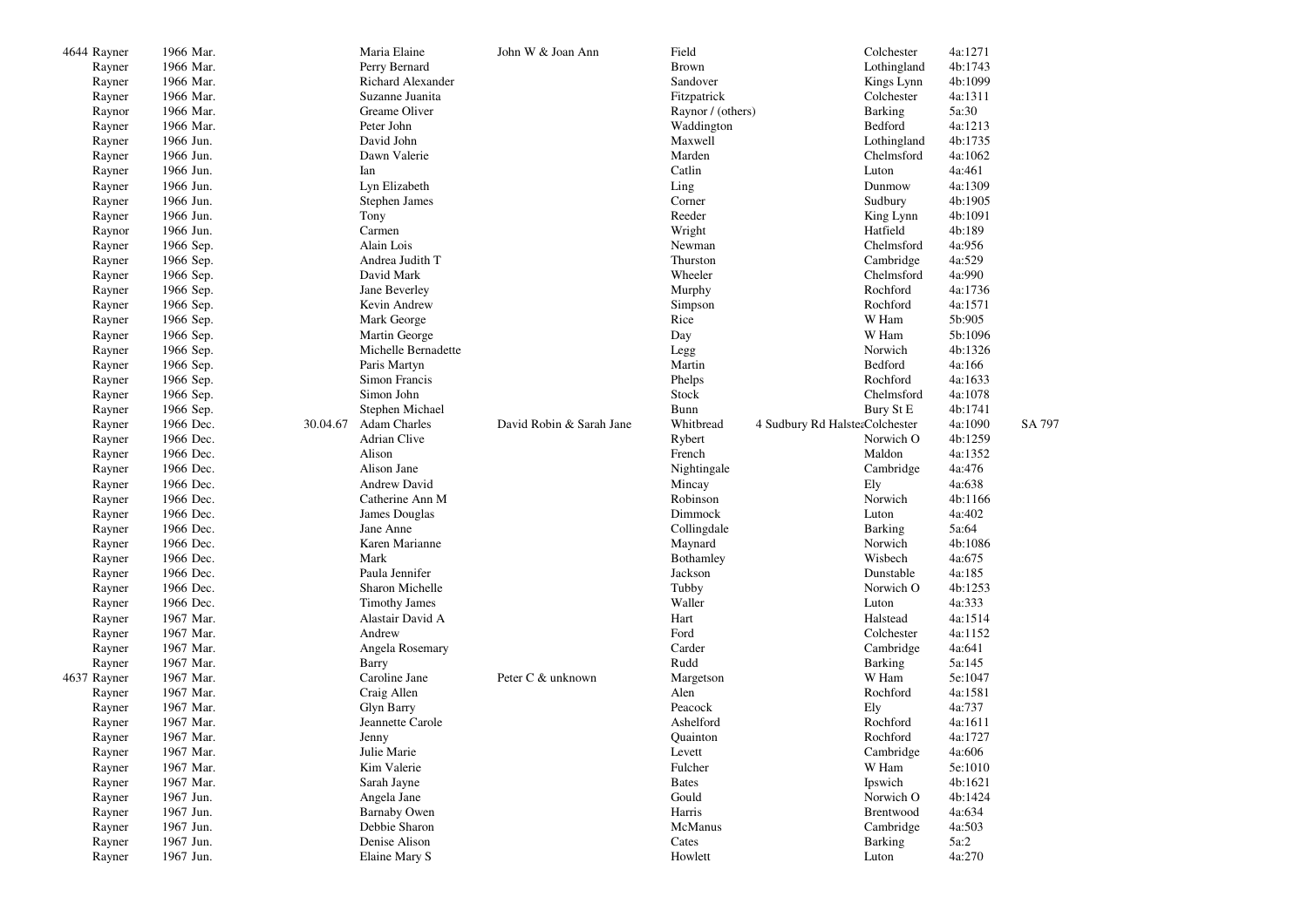| | | | | | | | | | | | |
|---|---|---|---|---|---|---|---|---|---|---|---|
| 4644 | Rayner | 1966 Mar. | | Maria Elaine | John W & Joan Ann | Field | | Colchester | 4a:1271 | |
| | Rayner | 1966 Mar. | | Perry Bernard | | Brown | | Lothingland | 4b:1743 | |
| | Rayner | 1966 Mar. | | Richard Alexander | | Sandover | | Kings Lynn | 4b:1099 | |
| | Rayner | 1966 Mar. | | Suzanne Juanita | | Fitzpatrick | | Colchester | 4a:1311 | |
| | Raynor | 1966 Mar. | | Greame Oliver | | Raynor / (others) | | Barking | 5a:30 | |
| | Rayner | 1966 Mar. | | Peter John | | Waddington | | Bedford | 4a:1213 | |
| | Rayner | 1966 Jun. | | David John | | Maxwell | | Lothingland | 4b:1735 | |
| | Rayner | 1966 Jun. | | Dawn Valerie | | Marden | | Chelmsford | 4a:1062 | |
| | Rayner | 1966 Jun. | | Ian | | Catlin | | Luton | 4a:461 | |
| | Rayner | 1966 Jun. | | Lyn Elizabeth | | Ling | | Dunmow | 4a:1309 | |
| | Rayner | 1966 Jun. | | Stephen James | | Corner | | Sudbury | 4b:1905 | |
| | Rayner | 1966 Jun. | | Tony | | Reeder | | King Lynn | 4b:1091 | |
| | Raynor | 1966 Jun. | | Carmen | | Wright | | Hatfield | 4b:189 | |
| | Rayner | 1966 Sep. | | Alain Lois | | Newman | | Chelmsford | 4a:956 | |
| | Rayner | 1966 Sep. | | Andrea Judith T | | Thurston | | Cambridge | 4a:529 | |
| | Rayner | 1966 Sep. | | David Mark | | Wheeler | | Chelmsford | 4a:990 | |
| | Rayner | 1966 Sep. | | Jane Beverley | | Murphy | | Rochford | 4a:1736 | |
| | Rayner | 1966 Sep. | | Kevin Andrew | | Simpson | | Rochford | 4a:1571 | |
| | Rayner | 1966 Sep. | | Mark George | | Rice | | W Ham | 5b:905 | |
| | Rayner | 1966 Sep. | | Martin George | | Day | | W Ham | 5b:1096 | |
| | Rayner | 1966 Sep. | | Michelle Bernadette | | Legg | | Norwich | 4b:1326 | |
| | Rayner | 1966 Sep. | | Paris Martyn | | Martin | | Bedford | 4a:166 | |
| | Rayner | 1966 Sep. | | Simon Francis | | Phelps | | Rochford | 4a:1633 | |
| | Rayner | 1966 Sep. | | Simon John | | Stock | | Chelmsford | 4a:1078 | |
| | Rayner | 1966 Sep. | | Stephen Michael | | Bunn | | Bury St E | 4b:1741 | |
| | Rayner | 1966 Dec. | 30.04.67 | Adam Charles | David Robin & Sarah Jane | Whitbread | 4 Sudbury Rd Halstea | Colchester | 4a:1090 | SA 797 |
| | Rayner | 1966 Dec. | | Adrian Clive | | Rybert | | Norwich O | 4b:1259 | |
| | Rayner | 1966 Dec. | | Alison | | French | | Maldon | 4a:1352 | |
| | Rayner | 1966 Dec. | | Alison Jane | | Nightingale | | Cambridge | 4a:476 | |
| | Rayner | 1966 Dec. | | Andrew David | | Mincay | | Ely | 4a:638 | |
| | Rayner | 1966 Dec. | | Catherine Ann M | | Robinson | | Norwich | 4b:1166 | |
| | Rayner | 1966 Dec. | | James Douglas | | Dimmock | | Luton | 4a:402 | |
| | Rayner | 1966 Dec. | | Jane Anne | | Collingdale | | Barking | 5a:64 | |
| | Rayner | 1966 Dec. | | Karen Marianne | | Maynard | | Norwich | 4b:1086 | |
| | Rayner | 1966 Dec. | | Mark | | Bothamley | | Wisbech | 4a:675 | |
| | Rayner | 1966 Dec. | | Paula Jennifer | | Jackson | | Dunstable | 4a:185 | |
| | Rayner | 1966 Dec. | | Sharon Michelle | | Tubby | | Norwich O | 4b:1253 | |
| | Rayner | 1966 Dec. | | Timothy James | | Waller | | Luton | 4a:333 | |
| | Rayner | 1967 Mar. | | Alastair David A | | Hart | | Halstead | 4a:1514 | |
| | Rayner | 1967 Mar. | | Andrew | | Ford | | Colchester | 4a:1152 | |
| | Rayner | 1967 Mar. | | Angela Rosemary | | Carder | | Cambridge | 4a:641 | |
| | Rayner | 1967 Mar. | | Barry | | Rudd | | Barking | 5a:145 | |
| 4637 | Rayner | 1967 Mar. | | Caroline Jane | Peter C & unknown | Margetson | | W Ham | 5e:1047 | |
| | Rayner | 1967 Mar. | | Craig Allen | | Alen | | Rochford | 4a:1581 | |
| | Rayner | 1967 Mar. | | Glyn Barry | | Peacock | | Ely | 4a:737 | |
| | Rayner | 1967 Mar. | | Jeannette Carole | | Ashelford | | Rochford | 4a:1611 | |
| | Rayner | 1967 Mar. | | Jenny | | Quainton | | Rochford | 4a:1727 | |
| | Rayner | 1967 Mar. | | Julie Marie | | Levett | | Cambridge | 4a:606 | |
| | Rayner | 1967 Mar. | | Kim Valerie | | Fulcher | | W Ham | 5e:1010 | |
| | Rayner | 1967 Mar. | | Sarah Jayne | | Bates | | Ipswich | 4b:1621 | |
| | Rayner | 1967 Jun. | | Angela Jane | | Gould | | Norwich O | 4b:1424 | |
| | Rayner | 1967 Jun. | | Barnaby Owen | | Harris | | Brentwood | 4a:634 | |
| | Rayner | 1967 Jun. | | Debbie Sharon | | McManus | | Cambridge | 4a:503 | |
| | Rayner | 1967 Jun. | | Denise Alison | | Cates | | Barking | 5a:2 | |
| | Rayner | 1967 Jun. | | Elaine Mary S | | Howlett | | Luton | 4a:270 | |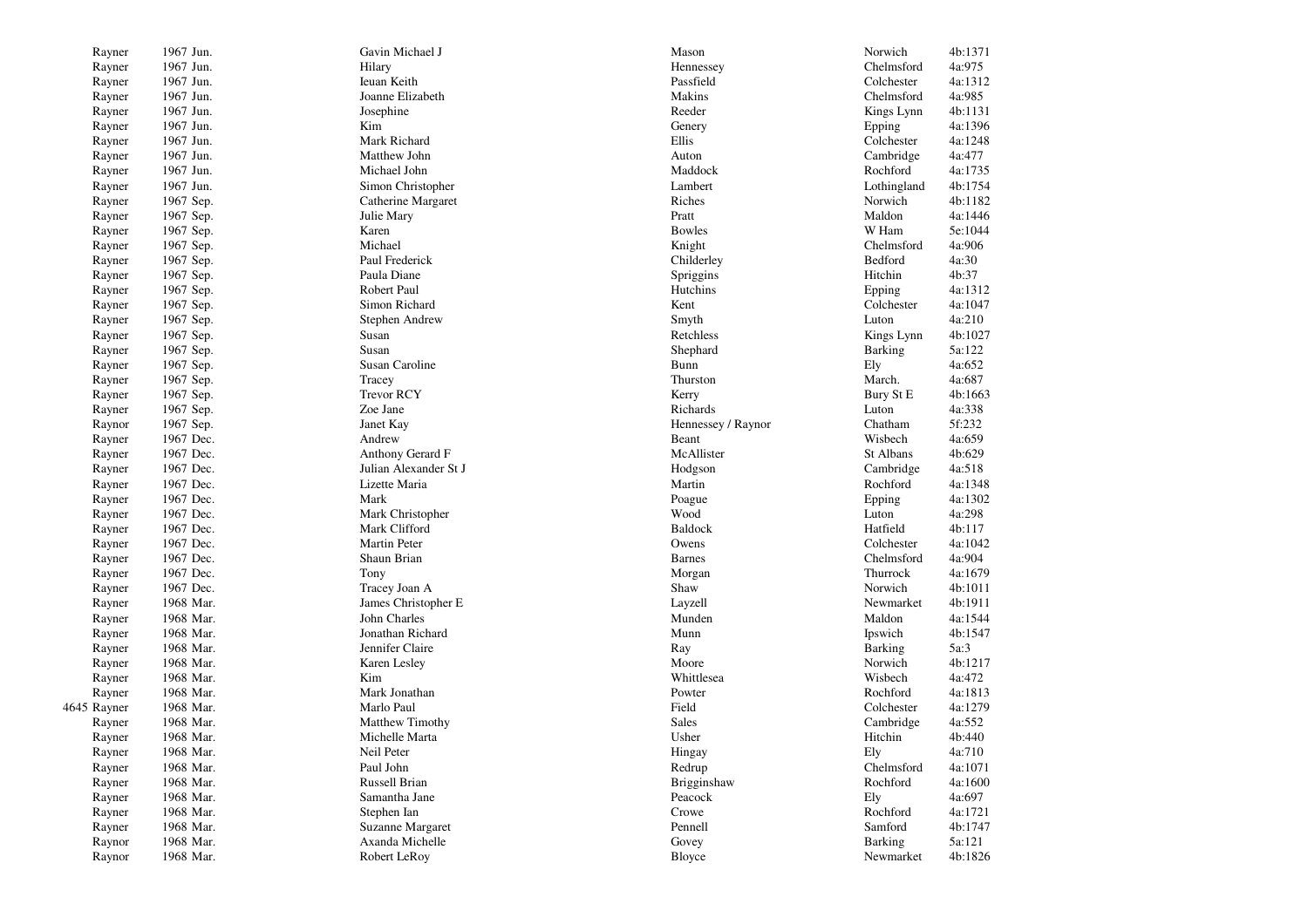| | | | | | | |
|---|---|---|---|---|---|---|
| | Rayner | 1967 Jun. | Gavin Michael J | Mason | Norwich | 4b:1371 |
| | Rayner | 1967 Jun. | Hilary | Hennessey | Chelmsford | 4a:975 |
| | Rayner | 1967 Jun. | Ieuan Keith | Passfield | Colchester | 4a:1312 |
| | Rayner | 1967 Jun. | Joanne Elizabeth | Makins | Chelmsford | 4a:985 |
| | Rayner | 1967 Jun. | Josephine | Reeder | Kings Lynn | 4b:1131 |
| | Rayner | 1967 Jun. | Kim | Genery | Epping | 4a:1396 |
| | Rayner | 1967 Jun. | Mark Richard | Ellis | Colchester | 4a:1248 |
| | Rayner | 1967 Jun. | Matthew John | Auton | Cambridge | 4a:477 |
| | Rayner | 1967 Jun. | Michael John | Maddock | Rochford | 4a:1735 |
| | Rayner | 1967 Jun. | Simon Christopher | Lambert | Lothingland | 4b:1754 |
| | Rayner | 1967 Sep. | Catherine Margaret | Riches | Norwich | 4b:1182 |
| | Rayner | 1967 Sep. | Julie Mary | Pratt | Maldon | 4a:1446 |
| | Rayner | 1967 Sep. | Karen | Bowles | W Ham | 5e:1044 |
| | Rayner | 1967 Sep. | Michael | Knight | Chelmsford | 4a:906 |
| | Rayner | 1967 Sep. | Paul Frederick | Childerley | Bedford | 4a:30 |
| | Rayner | 1967 Sep. | Paula Diane | Spriggins | Hitchin | 4b:37 |
| | Rayner | 1967 Sep. | Robert Paul | Hutchins | Epping | 4a:1312 |
| | Rayner | 1967 Sep. | Simon Richard | Kent | Colchester | 4a:1047 |
| | Rayner | 1967 Sep. | Stephen Andrew | Smyth | Luton | 4a:210 |
| | Rayner | 1967 Sep. | Susan | Retchless | Kings Lynn | 4b:1027 |
| | Rayner | 1967 Sep. | Susan | Shephard | Barking | 5a:122 |
| | Rayner | 1967 Sep. | Susan Caroline | Bunn | Ely | 4a:652 |
| | Rayner | 1967 Sep. | Tracey | Thurston | March. | 4a:687 |
| | Rayner | 1967 Sep. | Trevor RCY | Kerry | Bury St E | 4b:1663 |
| | Rayner | 1967 Sep. | Zoe Jane | Richards | Luton | 4a:338 |
| | Raynor | 1967 Sep. | Janet Kay | Hennessey / Raynor | Chatham | 5f:232 |
| | Rayner | 1967 Dec. | Andrew | Beant | Wisbech | 4a:659 |
| | Rayner | 1967 Dec. | Anthony Gerard F | McAllister | St Albans | 4b:629 |
| | Rayner | 1967 Dec. | Julian Alexander St J | Hodgson | Cambridge | 4a:518 |
| | Rayner | 1967 Dec. | Lizette Maria | Martin | Rochford | 4a:1348 |
| | Rayner | 1967 Dec. | Mark | Poague | Epping | 4a:1302 |
| | Rayner | 1967 Dec. | Mark Christopher | Wood | Luton | 4a:298 |
| | Rayner | 1967 Dec. | Mark Clifford | Baldock | Hatfield | 4b:117 |
| | Rayner | 1967 Dec. | Martin Peter | Owens | Colchester | 4a:1042 |
| | Rayner | 1967 Dec. | Shaun Brian | Barnes | Chelmsford | 4a:904 |
| | Rayner | 1967 Dec. | Tony | Morgan | Thurrock | 4a:1679 |
| | Rayner | 1967 Dec. | Tracey Joan A | Shaw | Norwich | 4b:1011 |
| | Rayner | 1968 Mar. | James Christopher E | Layzell | Newmarket | 4b:1911 |
| | Rayner | 1968 Mar. | John Charles | Munden | Maldon | 4a:1544 |
| | Rayner | 1968 Mar. | Jonathan Richard | Munn | Ipswich | 4b:1547 |
| | Rayner | 1968 Mar. | Jennifer Claire | Ray | Barking | 5a:3 |
| | Rayner | 1968 Mar. | Karen Lesley | Moore | Norwich | 4b:1217 |
| | Rayner | 1968 Mar. | Kim | Whittlesea | Wisbech | 4a:472 |
| | Rayner | 1968 Mar. | Mark Jonathan | Powter | Rochford | 4a:1813 |
| 4645 | Rayner | 1968 Mar. | Marlo Paul | Field | Colchester | 4a:1279 |
| | Rayner | 1968 Mar. | Matthew Timothy | Sales | Cambridge | 4a:552 |
| | Rayner | 1968 Mar. | Michelle Marta | Usher | Hitchin | 4b:440 |
| | Rayner | 1968 Mar. | Neil Peter | Hingay | Ely | 4a:710 |
| | Rayner | 1968 Mar. | Paul John | Redrup | Chelmsford | 4a:1071 |
| | Rayner | 1968 Mar. | Russell Brian | Brigginshaw | Rochford | 4a:1600 |
| | Rayner | 1968 Mar. | Samantha Jane | Peacock | Ely | 4a:697 |
| | Rayner | 1968 Mar. | Stephen Ian | Crowe | Rochford | 4a:1721 |
| | Rayner | 1968 Mar. | Suzanne Margaret | Pennell | Samford | 4b:1747 |
| | Raynor | 1968 Mar. | Axanda Michelle | Govey | Barking | 5a:121 |
| | Raynor | 1968 Mar. | Robert LeRoy | Bloyce | Newmarket | 4b:1826 |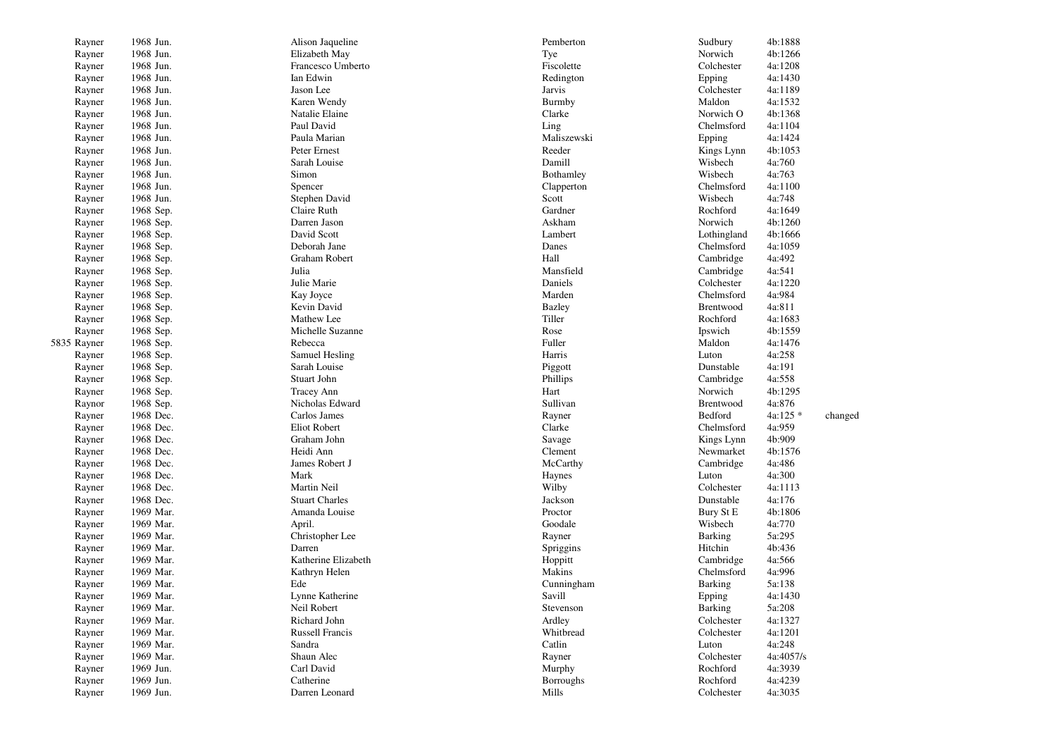| | | | | | | |
|---|---|---|---|---|---|---|
| Rayner | 1968 Jun. | Alison Jaqueline | Pemberton | Sudbury | 4b:1888 | |
| Rayner | 1968 Jun. | Elizabeth May | Tye | Norwich | 4b:1266 | |
| Rayner | 1968 Jun. | Francesco Umberto | Fiscolette | Colchester | 4a:1208 | |
| Rayner | 1968 Jun. | Ian Edwin | Redington | Epping | 4a:1430 | |
| Rayner | 1968 Jun. | Jason Lee | Jarvis | Colchester | 4a:1189 | |
| Rayner | 1968 Jun. | Karen Wendy | Burmby | Maldon | 4a:1532 | |
| Rayner | 1968 Jun. | Natalie Elaine | Clarke | Norwich O | 4b:1368 | |
| Rayner | 1968 Jun. | Paul David | Ling | Chelmsford | 4a:1104 | |
| Rayner | 1968 Jun. | Paula Marian | Maliszewski | Epping | 4a:1424 | |
| Rayner | 1968 Jun. | Peter Ernest | Reeder | Kings Lynn | 4b:1053 | |
| Rayner | 1968 Jun. | Sarah Louise | Damill | Wisbech | 4a:760 | |
| Rayner | 1968 Jun. | Simon | Bothamley | Wisbech | 4a:763 | |
| Rayner | 1968 Jun. | Spencer | Clapperton | Chelmsford | 4a:1100 | |
| Rayner | 1968 Jun. | Stephen David | Scott | Wisbech | 4a:748 | |
| Rayner | 1968 Sep. | Claire Ruth | Gardner | Rochford | 4a:1649 | |
| Rayner | 1968 Sep. | Darren Jason | Askham | Norwich | 4b:1260 | |
| Rayner | 1968 Sep. | David Scott | Lambert | Lothingland | 4b:1666 | |
| Rayner | 1968 Sep. | Deborah Jane | Danes | Chelmsford | 4a:1059 | |
| Rayner | 1968 Sep. | Graham Robert | Hall | Cambridge | 4a:492 | |
| Rayner | 1968 Sep. | Julia | Mansfield | Cambridge | 4a:541 | |
| Rayner | 1968 Sep. | Julie Marie | Daniels | Colchester | 4a:1220 | |
| Rayner | 1968 Sep. | Kay Joyce | Marden | Chelmsford | 4a:984 | |
| Rayner | 1968 Sep. | Kevin David | Bazley | Brentwood | 4a:811 | |
| Rayner | 1968 Sep. | Mathew Lee | Tiller | Rochford | 4a:1683 | |
| Rayner | 1968 Sep. | Michelle Suzanne | Rose | Ipswich | 4b:1559 | |
| 5835 Rayner | 1968 Sep. | Rebecca | Fuller | Maldon | 4a:1476 | |
| Rayner | 1968 Sep. | Samuel Hesling | Harris | Luton | 4a:258 | |
| Rayner | 1968 Sep. | Sarah Louise | Piggott | Dunstable | 4a:191 | |
| Rayner | 1968 Sep. | Stuart John | Phillips | Cambridge | 4a:558 | |
| Rayner | 1968 Sep. | Tracey Ann | Hart | Norwich | 4b:1295 | |
| Raynor | 1968 Sep. | Nicholas Edward | Sullivan | Brentwood | 4a:876 | |
| Rayner | 1968 Dec. | Carlos James | Rayner | Bedford | 4a:125 * | changed |
| Rayner | 1968 Dec. | Eliot Robert | Clarke | Chelmsford | 4a:959 | |
| Rayner | 1968 Dec. | Graham John | Savage | Kings Lynn | 4b:909 | |
| Rayner | 1968 Dec. | Heidi Ann | Clement | Newmarket | 4b:1576 | |
| Rayner | 1968 Dec. | James Robert J | McCarthy | Cambridge | 4a:486 | |
| Rayner | 1968 Dec. | Mark | Haynes | Luton | 4a:300 | |
| Rayner | 1968 Dec. | Martin Neil | Wilby | Colchester | 4a:1113 | |
| Rayner | 1968 Dec. | Stuart Charles | Jackson | Dunstable | 4a:176 | |
| Rayner | 1969 Mar. | Amanda Louise | Proctor | Bury St E | 4b:1806 | |
| Rayner | 1969 Mar. | April. | Goodale | Wisbech | 4a:770 | |
| Rayner | 1969 Mar. | Christopher Lee | Rayner | Barking | 5a:295 | |
| Rayner | 1969 Mar. | Darren | Spriggins | Hitchin | 4b:436 | |
| Rayner | 1969 Mar. | Katherine Elizabeth | Hoppitt | Cambridge | 4a:566 | |
| Rayner | 1969 Mar. | Kathryn Helen | Makins | Chelmsford | 4a:996 | |
| Rayner | 1969 Mar. | Ede | Cunningham | Barking | 5a:138 | |
| Rayner | 1969 Mar. | Lynne Katherine | Savill | Epping | 4a:1430 | |
| Rayner | 1969 Mar. | Neil Robert | Stevenson | Barking | 5a:208 | |
| Rayner | 1969 Mar. | Richard John | Ardley | Colchester | 4a:1327 | |
| Rayner | 1969 Mar. | Russell Francis | Whitbread | Colchester | 4a:1201 | |
| Rayner | 1969 Mar. | Sandra | Catlin | Luton | 4a:248 | |
| Rayner | 1969 Mar. | Shaun Alec | Rayner | Colchester | 4a:4057/s | |
| Rayner | 1969 Jun. | Carl David | Murphy | Rochford | 4a:3939 | |
| Rayner | 1969 Jun. | Catherine | Borroughs | Rochford | 4a:4239 | |
| Rayner | 1969 Jun. | Darren Leonard | Mills | Colchester | 4a:3035 | |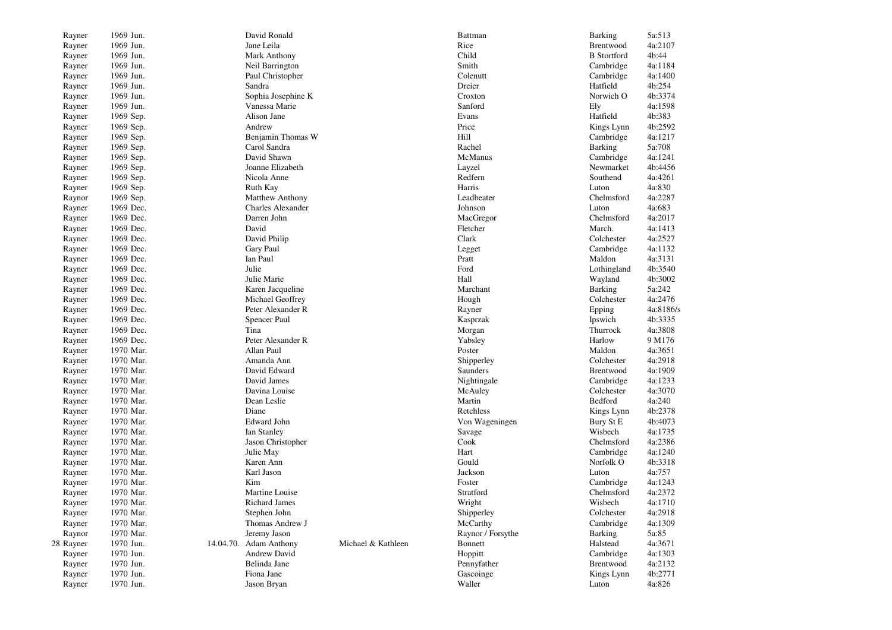| | | | | | | | |
|---|---|---|---|---|---|---|---|
| Rayner | 1969 Jun. | | David Ronald | | Battman | Barking | 5a:513 |
| Rayner | 1969 Jun. | | Jane Leila | | Rice | Brentwood | 4a:2107 |
| Rayner | 1969 Jun. | | Mark Anthony | | Child | B Stortford | 4b:44 |
| Rayner | 1969 Jun. | | Neil Barrington | | Smith | Cambridge | 4a:1184 |
| Rayner | 1969 Jun. | | Paul Christopher | | Colenutt | Cambridge | 4a:1400 |
| Rayner | 1969 Jun. | | Sandra | | Dreier | Hatfield | 4b:254 |
| Rayner | 1969 Jun. | | Sophia Josephine K | | Croxton | Norwich O | 4b:3374 |
| Rayner | 1969 Jun. | | Vanessa Marie | | Sanford | Ely | 4a:1598 |
| Rayner | 1969 Sep. | | Alison Jane | | Evans | Hatfield | 4b:383 |
| Rayner | 1969 Sep. | | Andrew | | Price | Kings Lynn | 4b:2592 |
| Rayner | 1969 Sep. | | Benjamin Thomas W | | Hill | Cambridge | 4a:1217 |
| Rayner | 1969 Sep. | | Carol Sandra | | Rachel | Barking | 5a:708 |
| Rayner | 1969 Sep. | | David Shawn | | McManus | Cambridge | 4a:1241 |
| Rayner | 1969 Sep. | | Joanne Elizabeth | | Layzel | Newmarket | 4b:4456 |
| Rayner | 1969 Sep. | | Nicola Anne | | Redfern | Southend | 4a:4261 |
| Rayner | 1969 Sep. | | Ruth Kay | | Harris | Luton | 4a:830 |
| Raynor | 1969 Sep. | | Matthew Anthony | | Leadbeater | Chelmsford | 4a:2287 |
| Rayner | 1969 Dec. | | Charles Alexander | | Johnson | Luton | 4a:683 |
| Rayner | 1969 Dec. | | Darren John | | MacGregor | Chelmsford | 4a:2017 |
| Rayner | 1969 Dec. | | David | | Fletcher | March. | 4a:1413 |
| Rayner | 1969 Dec. | | David Philip | | Clark | Colchester | 4a:2527 |
| Rayner | 1969 Dec. | | Gary Paul | | Legget | Cambridge | 4a:1132 |
| Rayner | 1969 Dec. | | Ian Paul | | Pratt | Maldon | 4a:3131 |
| Rayner | 1969 Dec. | | Julie | | Ford | Lothingland | 4b:3540 |
| Rayner | 1969 Dec. | | Julie Marie | | Hall | Wayland | 4b:3002 |
| Rayner | 1969 Dec. | | Karen Jacqueline | | Marchant | Barking | 5a:242 |
| Rayner | 1969 Dec. | | Michael Geoffrey | | Hough | Colchester | 4a:2476 |
| Rayner | 1969 Dec. | | Peter Alexander R | | Rayner | Epping | 4a:8186/s |
| Rayner | 1969 Dec. | | Spencer Paul | | Kasprzak | Ipswich | 4b:3335 |
| Rayner | 1969 Dec. | | Tina | | Morgan | Thurrock | 4a:3808 |
| Rayner | 1969 Dec. | | Peter Alexander R | | Yabsley | Harlow | 9 M176 |
| Rayner | 1970 Mar. | | Allan Paul | | Poster | Maldon | 4a:3651 |
| Rayner | 1970 Mar. | | Amanda Ann | | Shipperley | Colchester | 4a:2918 |
| Rayner | 1970 Mar. | | David Edward | | Saunders | Brentwood | 4a:1909 |
| Rayner | 1970 Mar. | | David James | | Nightingale | Cambridge | 4a:1233 |
| Rayner | 1970 Mar. | | Davina Louise | | McAuley | Colchester | 4a:3070 |
| Rayner | 1970 Mar. | | Dean Leslie | | Martin | Bedford | 4a:240 |
| Rayner | 1970 Mar. | | Diane | | Retchless | Kings Lynn | 4b:2378 |
| Rayner | 1970 Mar. | | Edward John | | Von Wageningen | Bury St E | 4b:4073 |
| Rayner | 1970 Mar. | | Ian Stanley | | Savage | Wisbech | 4a:1735 |
| Rayner | 1970 Mar. | | Jason Christopher | | Cook | Chelmsford | 4a:2386 |
| Rayner | 1970 Mar. | | Julie May | | Hart | Cambridge | 4a:1240 |
| Rayner | 1970 Mar. | | Karen Ann | | Gould | Norfolk O | 4b:3318 |
| Rayner | 1970 Mar. | | Karl Jason | | Jackson | Luton | 4a:757 |
| Rayner | 1970 Mar. | | Kim | | Foster | Cambridge | 4a:1243 |
| Rayner | 1970 Mar. | | Martine Louise | | Stratford | Chelmsford | 4a:2372 |
| Rayner | 1970 Mar. | | Richard James | | Wright | Wisbech | 4a:1710 |
| Rayner | 1970 Mar. | | Stephen John | | Shipperley | Colchester | 4a:2918 |
| Rayner | 1970 Mar. | | Thomas Andrew J | | McCarthy | Cambridge | 4a:1309 |
| Raynor | 1970 Mar. | | Jeremy Jason | | Raynor / Forsythe | Barking | 5a:85 |
| 28 Rayner | 1970 Jun. | 14.04.70. | Adam Anthony | Michael & Kathleen | Bonnett | Halstead | 4a:3671 |
| Rayner | 1970 Jun. | | Andrew David | | Hoppitt | Cambridge | 4a:1303 |
| Rayner | 1970 Jun. | | Belinda Jane | | Pennyfather | Brentwood | 4a:2132 |
| Rayner | 1970 Jun. | | Fiona Jane | | Gascoinge | Kings Lynn | 4b:2771 |
| Rayner | 1970 Jun. | | Jason Bryan | | Waller | Luton | 4a:826 |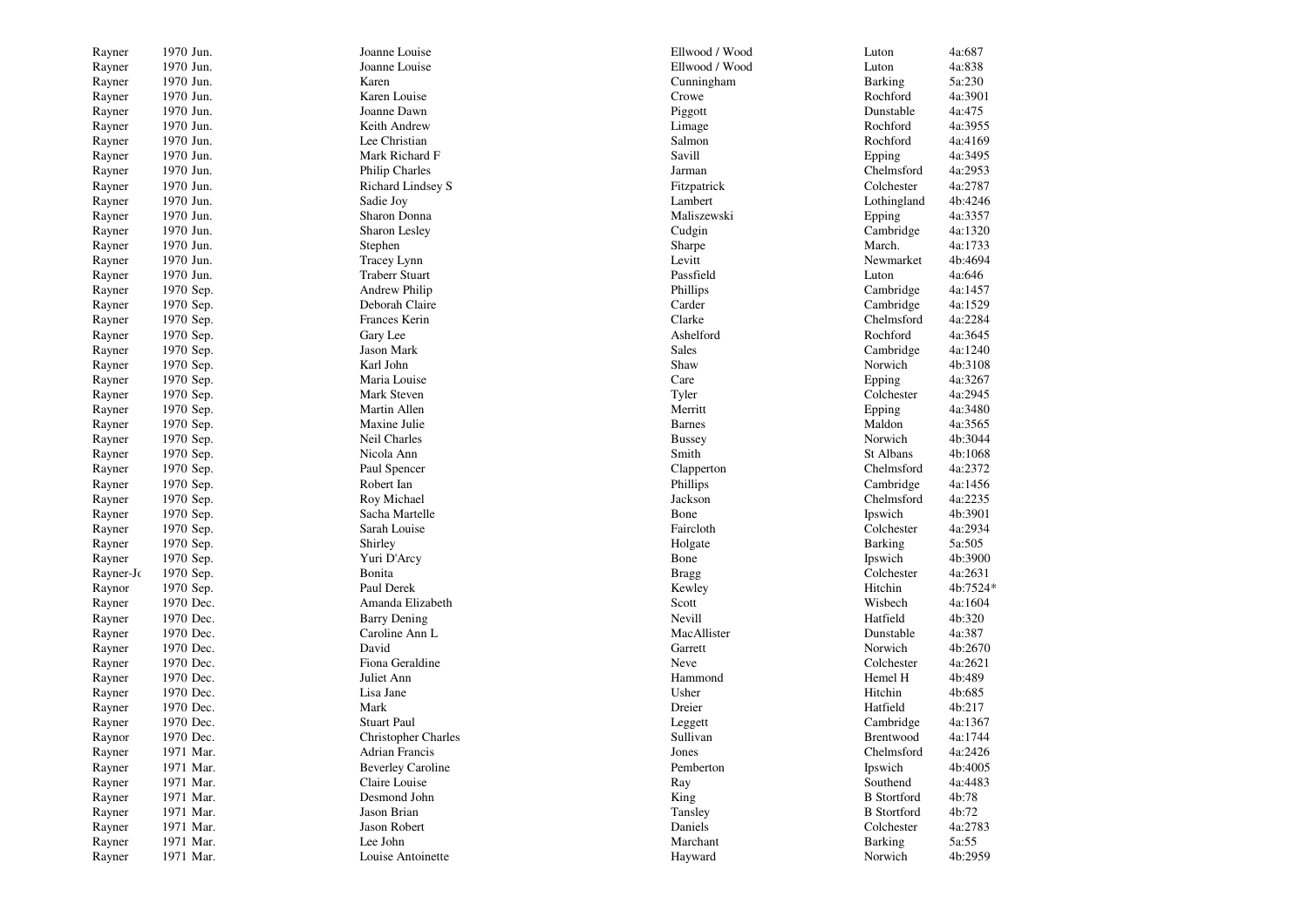| | | | | | |
|---|---|---|---|---|---|
| Rayner | 1970 Jun. | Joanne Louise | Ellwood / Wood | Luton | 4a:687 |
| Rayner | 1970 Jun. | Joanne Louise | Ellwood / Wood | Luton | 4a:838 |
| Rayner | 1970 Jun. | Karen | Cunningham | Barking | 5a:230 |
| Rayner | 1970 Jun. | Karen Louise | Crowe | Rochford | 4a:3901 |
| Rayner | 1970 Jun. | Joanne Dawn | Piggott | Dunstable | 4a:475 |
| Rayner | 1970 Jun. | Keith Andrew | Limage | Rochford | 4a:3955 |
| Rayner | 1970 Jun. | Lee Christian | Salmon | Rochford | 4a:4169 |
| Rayner | 1970 Jun. | Mark Richard F | Savill | Epping | 4a:3495 |
| Rayner | 1970 Jun. | Philip Charles | Jarman | Chelmsford | 4a:2953 |
| Rayner | 1970 Jun. | Richard Lindsey S | Fitzpatrick | Colchester | 4a:2787 |
| Rayner | 1970 Jun. | Sadie Joy | Lambert | Lothingland | 4b:4246 |
| Rayner | 1970 Jun. | Sharon Donna | Maliszewski | Epping | 4a:3357 |
| Rayner | 1970 Jun. | Sharon Lesley | Cudgin | Cambridge | 4a:1320 |
| Rayner | 1970 Jun. | Stephen | Sharpe | March. | 4a:1733 |
| Rayner | 1970 Jun. | Tracey Lynn | Levitt | Newmarket | 4b:4694 |
| Rayner | 1970 Jun. | Traberr Stuart | Passfield | Luton | 4a:646 |
| Rayner | 1970 Sep. | Andrew Philip | Phillips | Cambridge | 4a:1457 |
| Rayner | 1970 Sep. | Deborah Claire | Carder | Cambridge | 4a:1529 |
| Rayner | 1970 Sep. | Frances Kerin | Clarke | Chelmsford | 4a:2284 |
| Rayner | 1970 Sep. | Gary Lee | Ashelford | Rochford | 4a:3645 |
| Rayner | 1970 Sep. | Jason Mark | Sales | Cambridge | 4a:1240 |
| Rayner | 1970 Sep. | Karl John | Shaw | Norwich | 4b:3108 |
| Rayner | 1970 Sep. | Maria Louise | Care | Epping | 4a:3267 |
| Rayner | 1970 Sep. | Mark Steven | Tyler | Colchester | 4a:2945 |
| Rayner | 1970 Sep. | Martin Allen | Merritt | Epping | 4a:3480 |
| Rayner | 1970 Sep. | Maxine Julie | Barnes | Maldon | 4a:3565 |
| Rayner | 1970 Sep. | Neil Charles | Bussey | Norwich | 4b:3044 |
| Rayner | 1970 Sep. | Nicola Ann | Smith | St Albans | 4b:1068 |
| Rayner | 1970 Sep. | Paul Spencer | Clapperton | Chelmsford | 4a:2372 |
| Rayner | 1970 Sep. | Robert Ian | Phillips | Cambridge | 4a:1456 |
| Rayner | 1970 Sep. | Roy Michael | Jackson | Chelmsford | 4a:2235 |
| Rayner | 1970 Sep. | Sacha Martelle | Bone | Ipswich | 4b:3901 |
| Rayner | 1970 Sep. | Sarah Louise | Faircloth | Colchester | 4a:2934 |
| Rayner | 1970 Sep. | Shirley | Holgate | Barking | 5a:505 |
| Rayner | 1970 Sep. | Yuri D'Arcy | Bone | Ipswich | 4b:3900 |
| Rayner-Jo | 1970 Sep. | Bonita | Bragg | Colchester | 4a:2631 |
| Raynor | 1970 Sep. | Paul Derek | Kewley | Hitchin | 4b:7524* |
| Rayner | 1970 Dec. | Amanda Elizabeth | Scott | Wisbech | 4a:1604 |
| Rayner | 1970 Dec. | Barry Dening | Nevill | Hatfield | 4b:320 |
| Rayner | 1970 Dec. | Caroline Ann L | MacAllister | Dunstable | 4a:387 |
| Rayner | 1970 Dec. | David | Garrett | Norwich | 4b:2670 |
| Rayner | 1970 Dec. | Fiona Geraldine | Neve | Colchester | 4a:2621 |
| Rayner | 1970 Dec. | Juliet Ann | Hammond | Hemel H | 4b:489 |
| Rayner | 1970 Dec. | Lisa Jane | Usher | Hitchin | 4b:685 |
| Rayner | 1970 Dec. | Mark | Dreier | Hatfield | 4b:217 |
| Rayner | 1970 Dec. | Stuart Paul | Leggett | Cambridge | 4a:1367 |
| Raynor | 1970 Dec. | Christopher Charles | Sullivan | Brentwood | 4a:1744 |
| Rayner | 1971 Mar. | Adrian Francis | Jones | Chelmsford | 4a:2426 |
| Rayner | 1971 Mar. | Beverley Caroline | Pemberton | Ipswich | 4b:4005 |
| Rayner | 1971 Mar. | Claire Louise | Ray | Southend | 4a:4483 |
| Rayner | 1971 Mar. | Desmond John | King | B Stortford | 4b:78 |
| Rayner | 1971 Mar. | Jason Brian | Tansley | B Stortford | 4b:72 |
| Rayner | 1971 Mar. | Jason Robert | Daniels | Colchester | 4a:2783 |
| Rayner | 1971 Mar. | Lee John | Marchant | Barking | 5a:55 |
| Rayner | 1971 Mar. | Louise Antoinette | Hayward | Norwich | 4b:2959 |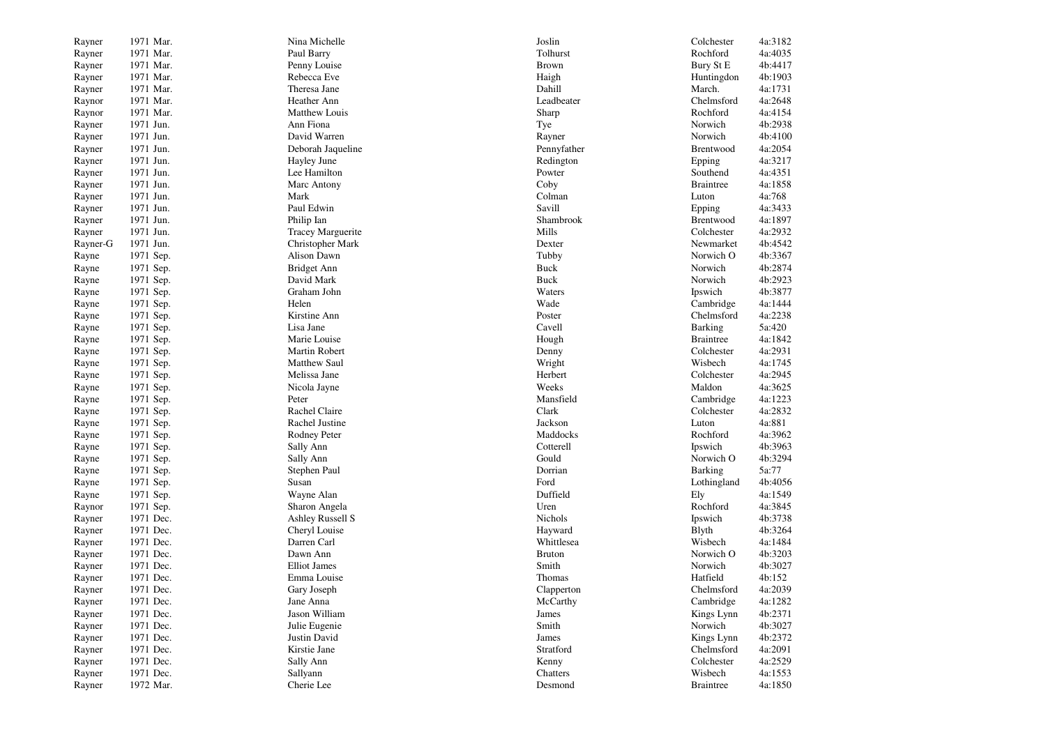| | | | | | |
|---|---|---|---|---|---|
| Rayner | 1971 Mar. | Nina Michelle | Joslin | Colchester | 4a:3182 |
| Rayner | 1971 Mar. | Paul Barry | Tolhurst | Rochford | 4a:4035 |
| Rayner | 1971 Mar. | Penny Louise | Brown | Bury St E | 4b:4417 |
| Rayner | 1971 Mar. | Rebecca Eve | Haigh | Huntingdon | 4b:1903 |
| Rayner | 1971 Mar. | Theresa Jane | Dahill | March. | 4a:1731 |
| Raynor | 1971 Mar. | Heather Ann | Leadbeater | Chelmsford | 4a:2648 |
| Raynor | 1971 Mar. | Matthew Louis | Sharp | Rochford | 4a:4154 |
| Rayner | 1971 Jun. | Ann Fiona | Tye | Norwich | 4b:2938 |
| Rayner | 1971 Jun. | David Warren | Rayner | Norwich | 4b:4100 |
| Rayner | 1971 Jun. | Deborah Jaqueline | Pennyfather | Brentwood | 4a:2054 |
| Rayner | 1971 Jun. | Hayley June | Redington | Epping | 4a:3217 |
| Rayner | 1971 Jun. | Lee Hamilton | Powter | Southend | 4a:4351 |
| Rayner | 1971 Jun. | Marc Antony | Coby | Braintree | 4a:1858 |
| Rayner | 1971 Jun. | Mark | Colman | Luton | 4a:768 |
| Rayner | 1971 Jun. | Paul Edwin | Savill | Epping | 4a:3433 |
| Rayner | 1971 Jun. | Philip Ian | Shambrook | Brentwood | 4a:1897 |
| Rayner | 1971 Jun. | Tracey Marguerite | Mills | Colchester | 4a:2932 |
| Rayner-G | 1971 Jun. | Christopher Mark | Dexter | Newmarket | 4b:4542 |
| Rayne | 1971 Sep. | Alison Dawn | Tubby | Norwich O | 4b:3367 |
| Rayne | 1971 Sep. | Bridget Ann | Buck | Norwich | 4b:2874 |
| Rayne | 1971 Sep. | David Mark | Buck | Norwich | 4b:2923 |
| Rayne | 1971 Sep. | Graham John | Waters | Ipswich | 4b:3877 |
| Rayne | 1971 Sep. | Helen | Wade | Cambridge | 4a:1444 |
| Rayne | 1971 Sep. | Kirstine Ann | Poster | Chelmsford | 4a:2238 |
| Rayne | 1971 Sep. | Lisa Jane | Cavell | Barking | 5a:420 |
| Rayne | 1971 Sep. | Marie Louise | Hough | Braintree | 4a:1842 |
| Rayne | 1971 Sep. | Martin Robert | Denny | Colchester | 4a:2931 |
| Rayne | 1971 Sep. | Matthew Saul | Wright | Wisbech | 4a:1745 |
| Rayne | 1971 Sep. | Melissa Jane | Herbert | Colchester | 4a:2945 |
| Rayne | 1971 Sep. | Nicola Jayne | Weeks | Maldon | 4a:3625 |
| Rayne | 1971 Sep. | Peter | Mansfield | Cambridge | 4a:1223 |
| Rayne | 1971 Sep. | Rachel Claire | Clark | Colchester | 4a:2832 |
| Rayne | 1971 Sep. | Rachel Justine | Jackson | Luton | 4a:881 |
| Rayne | 1971 Sep. | Rodney Peter | Maddocks | Rochford | 4a:3962 |
| Rayne | 1971 Sep. | Sally Ann | Cotterell | Ipswich | 4b:3963 |
| Rayne | 1971 Sep. | Sally Ann | Gould | Norwich O | 4b:3294 |
| Rayne | 1971 Sep. | Stephen Paul | Dorrian | Barking | 5a:77 |
| Rayne | 1971 Sep. | Susan | Ford | Lothingland | 4b:4056 |
| Rayne | 1971 Sep. | Wayne Alan | Duffield | Ely | 4a:1549 |
| Raynor | 1971 Sep. | Sharon Angela | Uren | Rochford | 4a:3845 |
| Rayner | 1971 Dec. | Ashley Russell S | Nichols | Ipswich | 4b:3738 |
| Rayner | 1971 Dec. | Cheryl Louise | Hayward | Blyth | 4b:3264 |
| Rayner | 1971 Dec. | Darren Carl | Whittlesea | Wisbech | 4a:1484 |
| Rayner | 1971 Dec. | Dawn Ann | Bruton | Norwich O | 4b:3203 |
| Rayner | 1971 Dec. | Elliot James | Smith | Norwich | 4b:3027 |
| Rayner | 1971 Dec. | Emma Louise | Thomas | Hatfield | 4b:152 |
| Rayner | 1971 Dec. | Gary Joseph | Clapperton | Chelmsford | 4a:2039 |
| Rayner | 1971 Dec. | Jane Anna | McCarthy | Cambridge | 4a:1282 |
| Rayner | 1971 Dec. | Jason William | James | Kings Lynn | 4b:2371 |
| Rayner | 1971 Dec. | Julie Eugenie | Smith | Norwich | 4b:3027 |
| Rayner | 1971 Dec. | Justin David | James | Kings Lynn | 4b:2372 |
| Rayner | 1971 Dec. | Kirstie Jane | Stratford | Chelmsford | 4a:2091 |
| Rayner | 1971 Dec. | Sally Ann | Kenny | Colchester | 4a:2529 |
| Rayner | 1971 Dec. | Sallyann | Chatters | Wisbech | 4a:1553 |
| Rayner | 1972 Mar. | Cherie Lee | Desmond | Braintree | 4a:1850 |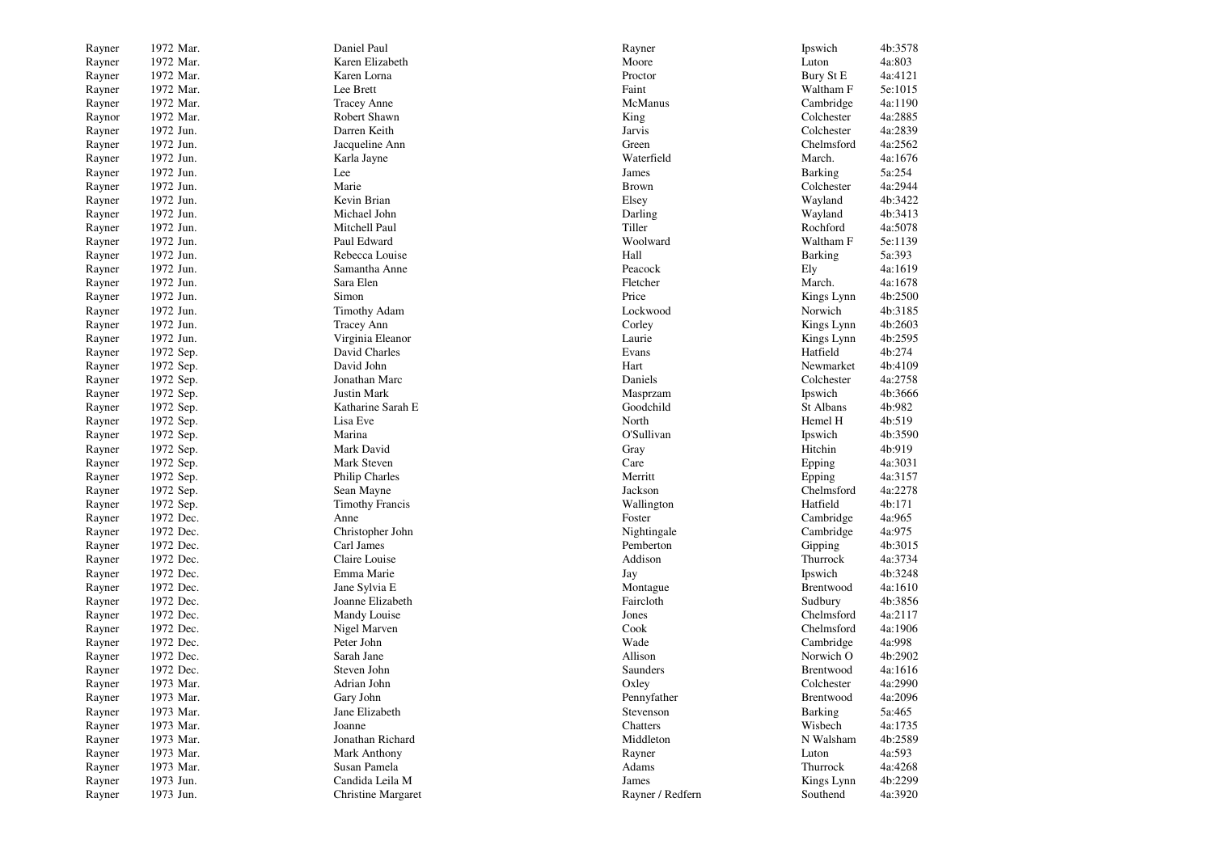| | | | | | |
|---|---|---|---|---|---|
| Rayner | 1972 Mar. | Daniel Paul | Rayner | Ipswich | 4b:3578 |
| Rayner | 1972 Mar. | Karen Elizabeth | Moore | Luton | 4a:803 |
| Rayner | 1972 Mar. | Karen Lorna | Proctor | Bury St E | 4a:4121 |
| Rayner | 1972 Mar. | Lee Brett | Faint | Waltham F | 5e:1015 |
| Rayner | 1972 Mar. | Tracey Anne | McManus | Cambridge | 4a:1190 |
| Raynor | 1972 Mar. | Robert Shawn | King | Colchester | 4a:2885 |
| Rayner | 1972 Jun. | Darren Keith | Jarvis | Colchester | 4a:2839 |
| Rayner | 1972 Jun. | Jacqueline Ann | Green | Chelmsford | 4a:2562 |
| Rayner | 1972 Jun. | Karla Jayne | Waterfield | March. | 4a:1676 |
| Rayner | 1972 Jun. | Lee | James | Barking | 5a:254 |
| Rayner | 1972 Jun. | Marie | Brown | Colchester | 4a:2944 |
| Rayner | 1972 Jun. | Kevin Brian | Elsey | Wayland | 4b:3422 |
| Rayner | 1972 Jun. | Michael John | Darling | Wayland | 4b:3413 |
| Rayner | 1972 Jun. | Mitchell Paul | Tiller | Rochford | 4a:5078 |
| Rayner | 1972 Jun. | Paul Edward | Woolward | Waltham F | 5e:1139 |
| Rayner | 1972 Jun. | Rebecca Louise | Hall | Barking | 5a:393 |
| Rayner | 1972 Jun. | Samantha Anne | Peacock | Ely | 4a:1619 |
| Rayner | 1972 Jun. | Sara Elen | Fletcher | March. | 4a:1678 |
| Rayner | 1972 Jun. | Simon | Price | Kings Lynn | 4b:2500 |
| Rayner | 1972 Jun. | Timothy Adam | Lockwood | Norwich | 4b:3185 |
| Rayner | 1972 Jun. | Tracey Ann | Corley | Kings Lynn | 4b:2603 |
| Rayner | 1972 Jun. | Virginia Eleanor | Laurie | Kings Lynn | 4b:2595 |
| Rayner | 1972 Sep. | David Charles | Evans | Hatfield | 4b:274 |
| Rayner | 1972 Sep. | David John | Hart | Newmarket | 4b:4109 |
| Rayner | 1972 Sep. | Jonathan Marc | Daniels | Colchester | 4a:2758 |
| Rayner | 1972 Sep. | Justin Mark | Masprzam | Ipswich | 4b:3666 |
| Rayner | 1972 Sep. | Katharine Sarah E | Goodchild | St Albans | 4b:982 |
| Rayner | 1972 Sep. | Lisa Eve | North | Hemel H | 4b:519 |
| Rayner | 1972 Sep. | Marina | O'Sullivan | Ipswich | 4b:3590 |
| Rayner | 1972 Sep. | Mark David | Gray | Hitchin | 4b:919 |
| Rayner | 1972 Sep. | Mark Steven | Care | Epping | 4a:3031 |
| Rayner | 1972 Sep. | Philip Charles | Merritt | Epping | 4a:3157 |
| Rayner | 1972 Sep. | Sean Mayne | Jackson | Chelmsford | 4a:2278 |
| Rayner | 1972 Sep. | Timothy Francis | Wallington | Hatfield | 4b:171 |
| Rayner | 1972 Dec. | Anne | Foster | Cambridge | 4a:965 |
| Rayner | 1972 Dec. | Christopher John | Nightingale | Cambridge | 4a:975 |
| Rayner | 1972 Dec. | Carl James | Pemberton | Gipping | 4b:3015 |
| Rayner | 1972 Dec. | Claire Louise | Addison | Thurrock | 4a:3734 |
| Rayner | 1972 Dec. | Emma Marie | Jay | Ipswich | 4b:3248 |
| Rayner | 1972 Dec. | Jane Sylvia E | Montague | Brentwood | 4a:1610 |
| Rayner | 1972 Dec. | Joanne Elizabeth | Faircloth | Sudbury | 4b:3856 |
| Rayner | 1972 Dec. | Mandy Louise | Jones | Chelmsford | 4a:2117 |
| Rayner | 1972 Dec. | Nigel Marven | Cook | Chelmsford | 4a:1906 |
| Rayner | 1972 Dec. | Peter John | Wade | Cambridge | 4a:998 |
| Rayner | 1972 Dec. | Sarah Jane | Allison | Norwich O | 4b:2902 |
| Rayner | 1972 Dec. | Steven John | Saunders | Brentwood | 4a:1616 |
| Rayner | 1973 Mar. | Adrian John | Oxley | Colchester | 4a:2990 |
| Rayner | 1973 Mar. | Gary John | Pennyfather | Brentwood | 4a:2096 |
| Rayner | 1973 Mar. | Jane Elizabeth | Stevenson | Barking | 5a:465 |
| Rayner | 1973 Mar. | Joanne | Chatters | Wisbech | 4a:1735 |
| Rayner | 1973 Mar. | Jonathan Richard | Middleton | N Walsham | 4b:2589 |
| Rayner | 1973 Mar. | Mark Anthony | Rayner | Luton | 4a:593 |
| Rayner | 1973 Mar. | Susan Pamela | Adams | Thurrock | 4a:4268 |
| Rayner | 1973 Jun. | Candida Leila M | James | Kings Lynn | 4b:2299 |
| Rayner | 1973 Jun. | Christine Margaret | Rayner / Redfern | Southend | 4a:3920 |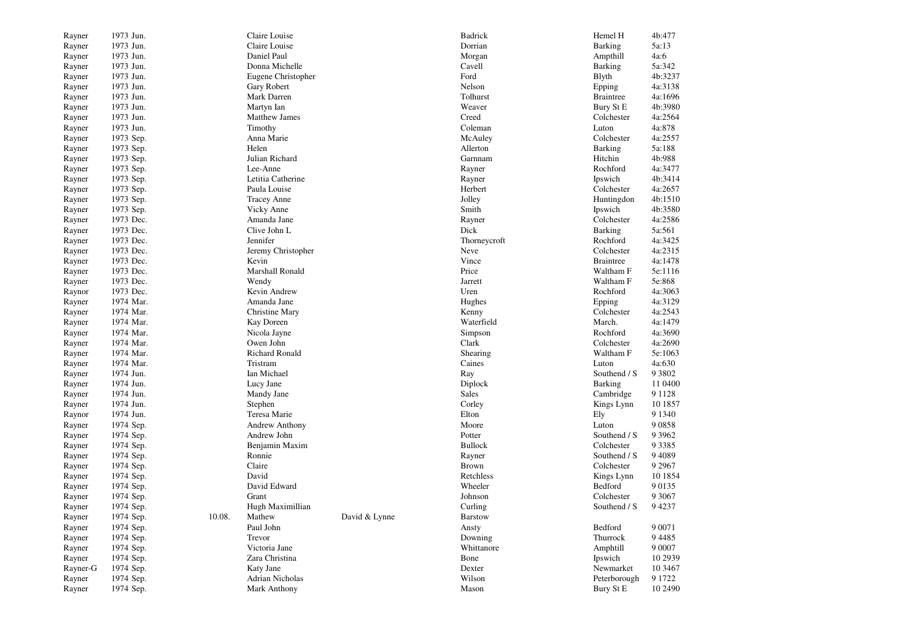| | | | | | | | |
|---|---|---|---|---|---|---|---|
| Rayner | 1973 Jun. | | Claire Louise | | Badrick | Hemel H | 4b:477 |
| Rayner | 1973 Jun. | | Claire Louise | | Dorrian | Barking | 5a:13 |
| Rayner | 1973 Jun. | | Daniel Paul | | Morgan | Ampthill | 4a:6 |
| Rayner | 1973 Jun. | | Donna Michelle | | Cavell | Barking | 5a:342 |
| Rayner | 1973 Jun. | | Eugene Christopher | | Ford | Blyth | 4b:3237 |
| Rayner | 1973 Jun. | | Gary Robert | | Nelson | Epping | 4a:3138 |
| Rayner | 1973 Jun. | | Mark Darren | | Tolhurst | Braintree | 4a:1696 |
| Rayner | 1973 Jun. | | Martyn Ian | | Weaver | Bury St E | 4b:3980 |
| Rayner | 1973 Jun. | | Matthew James | | Creed | Colchester | 4a:2564 |
| Rayner | 1973 Jun. | | Timothy | | Coleman | Luton | 4a:878 |
| Rayner | 1973 Sep. | | Anna Marie | | McAuley | Colchester | 4a:2557 |
| Rayner | 1973 Sep. | | Helen | | Allerton | Barking | 5a:188 |
| Rayner | 1973 Sep. | | Julian Richard | | Garnnam | Hitchin | 4b:988 |
| Rayner | 1973 Sep. | | Lee-Anne | | Rayner | Rochford | 4a:3477 |
| Rayner | 1973 Sep. | | Letitia Catherine | | Rayner | Ipswich | 4b:3414 |
| Rayner | 1973 Sep. | | Paula Louise | | Herbert | Colchester | 4a:2657 |
| Rayner | 1973 Sep. | | Tracey Anne | | Jolley | Huntingdon | 4b:1510 |
| Rayner | 1973 Sep. | | Vicky Anne | | Smith | Ipswich | 4b:3580 |
| Rayner | 1973 Dec. | | Amanda Jane | | Rayner | Colchester | 4a:2586 |
| Rayner | 1973 Dec. | | Clive John L | | Dick | Barking | 5a:561 |
| Rayner | 1973 Dec. | | Jennifer | | Thorneycroft | Rochford | 4a:3425 |
| Rayner | 1973 Dec. | | Jeremy Christopher | | Neve | Colchester | 4a:2315 |
| Rayner | 1973 Dec. | | Kevin | | Vince | Braintree | 4a:1478 |
| Rayner | 1973 Dec. | | Marshall Ronald | | Price | Waltham F | 5e:1116 |
| Rayner | 1973 Dec. | | Wendy | | Jarrett | Waltham F | 5e:868 |
| Raynor | 1973 Dec. | | Kevin Andrew | | Uren | Rochford | 4a:3063 |
| Rayner | 1974 Mar. | | Amanda Jane | | Hughes | Epping | 4a:3129 |
| Rayner | 1974 Mar. | | Christine Mary | | Kenny | Colchester | 4a:2543 |
| Rayner | 1974 Mar. | | Kay Doreen | | Waterfield | March. | 4a:1479 |
| Rayner | 1974 Mar. | | Nicola Jayne | | Simpson | Rochford | 4a:3690 |
| Rayner | 1974 Mar. | | Owen John | | Clark | Colchester | 4a:2690 |
| Rayner | 1974 Mar. | | Richard Ronald | | Shearing | Waltham F | 5e:1063 |
| Rayner | 1974 Mar. | | Tristram | | Caines | Luton | 4a:630 |
| Rayner | 1974 Jun. | | Ian Michael | | Ray | Southend / S | 9 3802 |
| Rayner | 1974 Jun. | | Lucy Jane | | Diplock | Barking | 11 0400 |
| Rayner | 1974 Jun. | | Mandy Jane | | Sales | Cambridge | 9 1128 |
| Rayner | 1974 Jun. | | Stephen | | Corley | Kings Lynn | 10 1857 |
| Raynor | 1974 Jun. | | Teresa Marie | | Elton | Ely | 9 1340 |
| Rayner | 1974 Sep. | | Andrew Anthony | | Moore | Luton | 9 0858 |
| Rayner | 1974 Sep. | | Andrew John | | Potter | Southend / S | 9 3962 |
| Rayner | 1974 Sep. | | Benjamin Maxim | | Bullock | Colchester | 9 3385 |
| Rayner | 1974 Sep. | | Ronnie | | Rayner | Southend / S | 9 4089 |
| Rayner | 1974 Sep. | | Claire | | Brown | Colchester | 9 2967 |
| Rayner | 1974 Sep. | | David | | Retchless | Kings Lynn | 10 1854 |
| Rayner | 1974 Sep. | | David Edward | | Wheeler | Bedford | 9 0135 |
| Rayner | 1974 Sep. | | Grant | | Johnson | Colchester | 9 3067 |
| Rayner | 1974 Sep. | | Hugh Maximillian | | Curling | Southend / S | 9 4237 |
| Rayner | 1974 Sep. | 10.08. | Mathew | David & Lynne | Barstow | | |
| Rayner | 1974 Sep. | | Paul John | | Ansty | Bedford | 9 0071 |
| Rayner | 1974 Sep. | | Trevor | | Downing | Thurrock | 9 4485 |
| Rayner | 1974 Sep. | | Victoria Jane | | Whittanore | Amphtill | 9 0007 |
| Rayner | 1974 Sep. | | Zara Christina | | Bone | Ipswich | 10 2939 |
| Rayner-G | 1974 Sep. | | Katy Jane | | Dexter | Newmarket | 10 3467 |
| Rayner | 1974 Sep. | | Adrian Nicholas | | Wilson | Peterborough | 9 1722 |
| Rayner | 1974 Sep. | | Mark Anthony | | Mason | Bury St E | 10 2490 |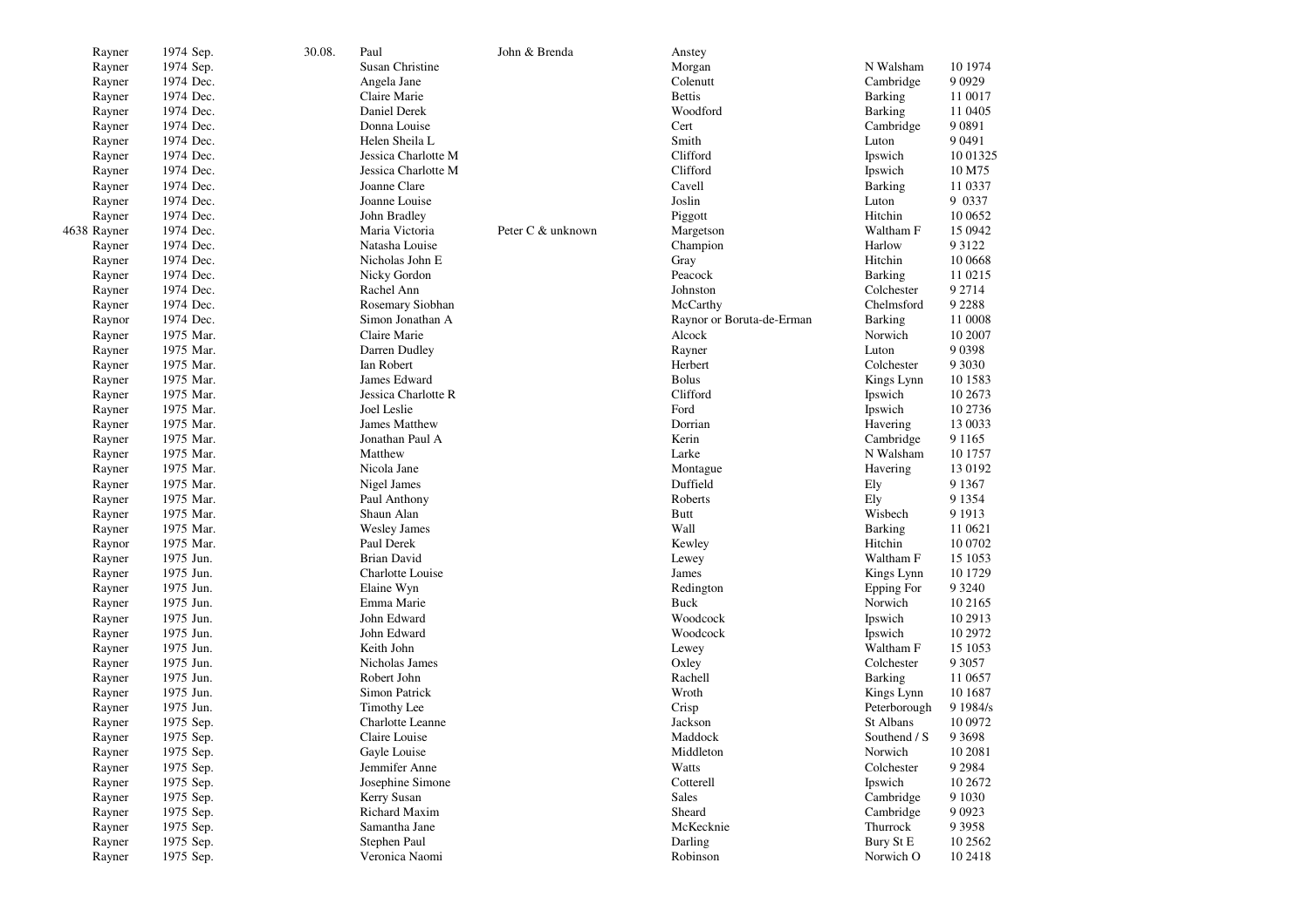| | | | | | | | | |
|---|---|---|---|---|---|---|---|---|
| | Rayner | 1974 Sep. | 30.08. | Paul | John & Brenda | Anstey | | |
| | Rayner | 1974 Sep. | | Susan Christine | | Morgan | N Walsham | 10 1974 |
| | Rayner | 1974 Dec. | | Angela Jane | | Colenutt | Cambridge | 9 0929 |
| | Rayner | 1974 Dec. | | Claire Marie | | Bettis | Barking | 11 0017 |
| | Rayner | 1974 Dec. | | Daniel Derek | | Woodford | Barking | 11 0405 |
| | Rayner | 1974 Dec. | | Donna Louise | | Cert | Cambridge | 9 0891 |
| | Rayner | 1974 Dec. | | Helen Sheila L | | Smith | Luton | 9 0491 |
| | Rayner | 1974 Dec. | | Jessica Charlotte M | | Clifford | Ipswich | 10 01325 |
| | Rayner | 1974 Dec. | | Jessica Charlotte M | | Clifford | Ipswich | 10 M75 |
| | Rayner | 1974 Dec. | | Joanne Clare | | Cavell | Barking | 11 0337 |
| | Rayner | 1974 Dec. | | Joanne Louise | | Joslin | Luton | 9 0337 |
| | Rayner | 1974 Dec. | | John Bradley | | Piggott | Hitchin | 10 0652 |
| 4638 | Rayner | 1974 Dec. | | Maria Victoria | Peter C & unknown | Margetson | Waltham F | 15 0942 |
| | Rayner | 1974 Dec. | | Natasha Louise | | Champion | Harlow | 9 3122 |
| | Rayner | 1974 Dec. | | Nicholas John E | | Gray | Hitchin | 10 0668 |
| | Rayner | 1974 Dec. | | Nicky Gordon | | Peacock | Barking | 11 0215 |
| | Rayner | 1974 Dec. | | Rachel Ann | | Johnston | Colchester | 9 2714 |
| | Rayner | 1974 Dec. | | Rosemary Siobhan | | McCarthy | Chelmsford | 9 2288 |
| | Raynor | 1974 Dec. | | Simon Jonathan A | | Raynor or Boruta-de-Erman | Barking | 11 0008 |
| | Rayner | 1975 Mar. | | Claire Marie | | Alcock | Norwich | 10 2007 |
| | Rayner | 1975 Mar. | | Darren Dudley | | Rayner | Luton | 9 0398 |
| | Rayner | 1975 Mar. | | Ian Robert | | Herbert | Colchester | 9 3030 |
| | Rayner | 1975 Mar. | | James Edward | | Bolus | Kings Lynn | 10 1583 |
| | Rayner | 1975 Mar. | | Jessica Charlotte R | | Clifford | Ipswich | 10 2673 |
| | Rayner | 1975 Mar. | | Joel Leslie | | Ford | Ipswich | 10 2736 |
| | Rayner | 1975 Mar. | | James Matthew | | Dorrian | Havering | 13 0033 |
| | Rayner | 1975 Mar. | | Jonathan Paul A | | Kerin | Cambridge | 9 1165 |
| | Rayner | 1975 Mar. | | Matthew | | Larke | N Walsham | 10 1757 |
| | Rayner | 1975 Mar. | | Nicola Jane | | Montague | Havering | 13 0192 |
| | Rayner | 1975 Mar. | | Nigel James | | Duffield | Ely | 9 1367 |
| | Rayner | 1975 Mar. | | Paul Anthony | | Roberts | Ely | 9 1354 |
| | Rayner | 1975 Mar. | | Shaun Alan | | Butt | Wisbech | 9 1913 |
| | Rayner | 1975 Mar. | | Wesley James | | Wall | Barking | 11 0621 |
| | Raynor | 1975 Mar. | | Paul Derek | | Kewley | Hitchin | 10 0702 |
| | Rayner | 1975 Jun. | | Brian David | | Lewey | Waltham F | 15 1053 |
| | Rayner | 1975 Jun. | | Charlotte Louise | | James | Kings Lynn | 10 1729 |
| | Rayner | 1975 Jun. | | Elaine Wyn | | Redington | Epping For | 9 3240 |
| | Rayner | 1975 Jun. | | Emma Marie | | Buck | Norwich | 10 2165 |
| | Rayner | 1975 Jun. | | John Edward | | Woodcock | Ipswich | 10 2913 |
| | Rayner | 1975 Jun. | | John Edward | | Woodcock | Ipswich | 10 2972 |
| | Rayner | 1975 Jun. | | Keith John | | Lewey | Waltham F | 15 1053 |
| | Rayner | 1975 Jun. | | Nicholas James | | Oxley | Colchester | 9 3057 |
| | Rayner | 1975 Jun. | | Robert John | | Rachell | Barking | 11 0657 |
| | Rayner | 1975 Jun. | | Simon Patrick | | Wroth | Kings Lynn | 10 1687 |
| | Rayner | 1975 Jun. | | Timothy Lee | | Crisp | Peterborough | 9 1984/s |
| | Rayner | 1975 Sep. | | Charlotte Leanne | | Jackson | St Albans | 10 0972 |
| | Rayner | 1975 Sep. | | Claire Louise | | Maddock | Southend / S | 9 3698 |
| | Rayner | 1975 Sep. | | Gayle Louise | | Middleton | Norwich | 10 2081 |
| | Rayner | 1975 Sep. | | Jemmifer Anne | | Watts | Colchester | 9 2984 |
| | Rayner | 1975 Sep. | | Josephine Simone | | Cotterell | Ipswich | 10 2672 |
| | Rayner | 1975 Sep. | | Kerry Susan | | Sales | Cambridge | 9 1030 |
| | Rayner | 1975 Sep. | | Richard Maxim | | Sheard | Cambridge | 9 0923 |
| | Rayner | 1975 Sep. | | Samantha Jane | | McKecknie | Thurrock | 9 3958 |
| | Rayner | 1975 Sep. | | Stephen Paul | | Darling | Bury St E | 10 2562 |
| | Rayner | 1975 Sep. | | Veronica Naomi | | Robinson | Norwich O | 10 2418 |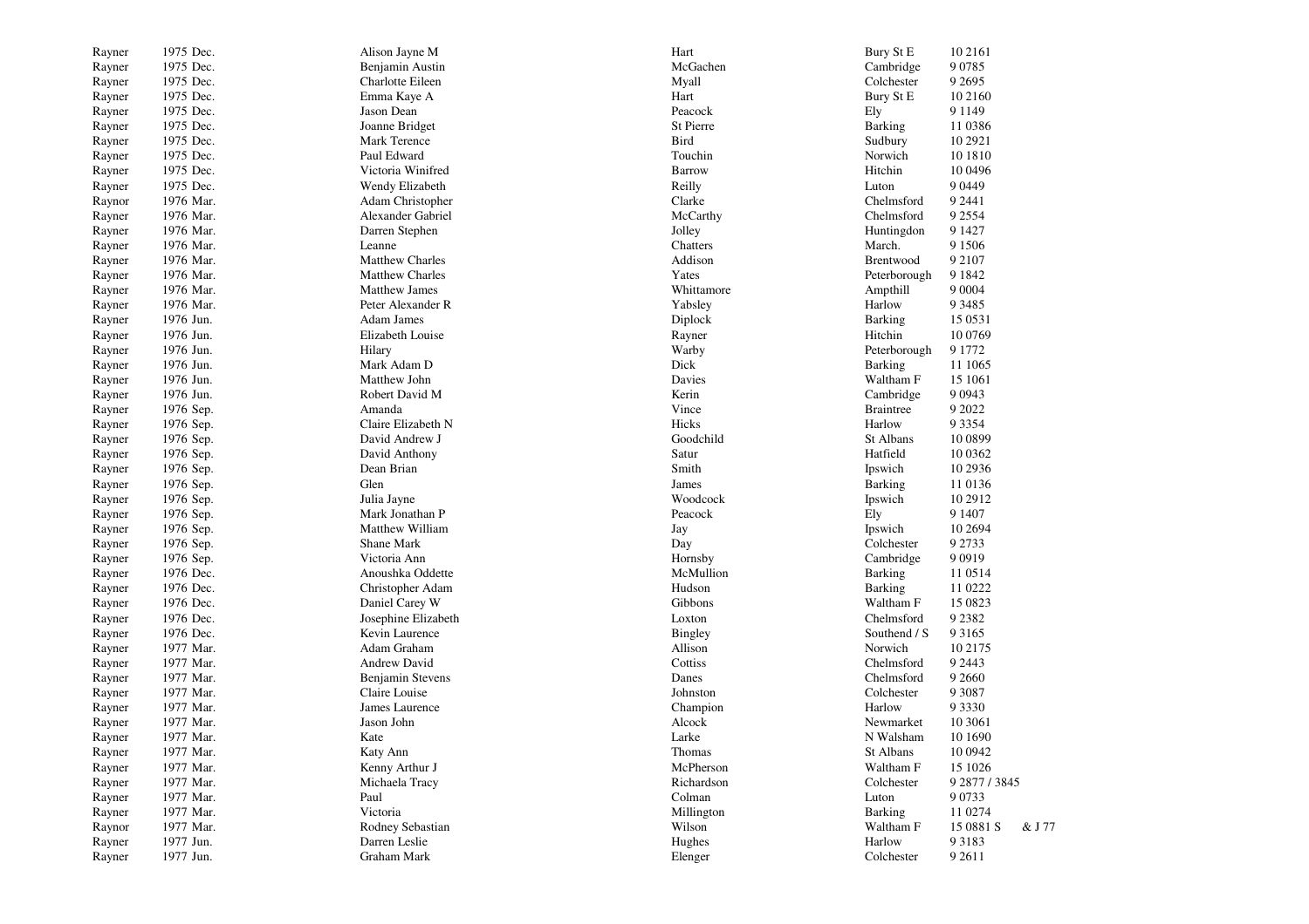| | | | | | | |
|---|---|---|---|---|---|---|
| Rayner | 1975 Dec. | Alison Jayne M | Hart | Bury St E | 10 2161 | |
| Rayner | 1975 Dec. | Benjamin Austin | McGachen | Cambridge | 9 0785 | |
| Rayner | 1975 Dec. | Charlotte Eileen | Myall | Colchester | 9 2695 | |
| Rayner | 1975 Dec. | Emma Kaye A | Hart | Bury St E | 10 2160 | |
| Rayner | 1975 Dec. | Jason Dean | Peacock | Ely | 9 1149 | |
| Rayner | 1975 Dec. | Joanne Bridget | St Pierre | Barking | 11 0386 | |
| Rayner | 1975 Dec. | Mark Terence | Bird | Sudbury | 10 2921 | |
| Rayner | 1975 Dec. | Paul Edward | Touchin | Norwich | 10 1810 | |
| Rayner | 1975 Dec. | Victoria Winifred | Barrow | Hitchin | 10 0496 | |
| Rayner | 1975 Dec. | Wendy Elizabeth | Reilly | Luton | 9 0449 | |
| Raynor | 1976 Mar. | Adam Christopher | Clarke | Chelmsford | 9 2441 | |
| Rayner | 1976 Mar. | Alexander Gabriel | McCarthy | Chelmsford | 9 2554 | |
| Rayner | 1976 Mar. | Darren Stephen | Jolley | Huntingdon | 9 1427 | |
| Rayner | 1976 Mar. | Leanne | Chatters | March. | 9 1506 | |
| Rayner | 1976 Mar. | Matthew Charles | Addison | Brentwood | 9 2107 | |
| Rayner | 1976 Mar. | Matthew Charles | Yates | Peterborough | 9 1842 | |
| Rayner | 1976 Mar. | Matthew James | Whittamore | Ampthill | 9 0004 | |
| Rayner | 1976 Mar. | Peter Alexander R | Yabsley | Harlow | 9 3485 | |
| Rayner | 1976 Jun. | Adam James | Diplock | Barking | 15 0531 | |
| Rayner | 1976 Jun. | Elizabeth Louise | Rayner | Hitchin | 10 0769 | |
| Rayner | 1976 Jun. | Hilary | Warby | Peterborough | 9 1772 | |
| Rayner | 1976 Jun. | Mark Adam D | Dick | Barking | 11 1065 | |
| Rayner | 1976 Jun. | Matthew John | Davies | Waltham F | 15 1061 | |
| Rayner | 1976 Jun. | Robert David M | Kerin | Cambridge | 9 0943 | |
| Rayner | 1976 Sep. | Amanda | Vince | Braintree | 9 2022 | |
| Rayner | 1976 Sep. | Claire Elizabeth N | Hicks | Harlow | 9 3354 | |
| Rayner | 1976 Sep. | David Andrew J | Goodchild | St Albans | 10 0899 | |
| Rayner | 1976 Sep. | David Anthony | Satur | Hatfield | 10 0362 | |
| Rayner | 1976 Sep. | Dean Brian | Smith | Ipswich | 10 2936 | |
| Rayner | 1976 Sep. | Glen | James | Barking | 11 0136 | |
| Rayner | 1976 Sep. | Julia Jayne | Woodcock | Ipswich | 10 2912 | |
| Rayner | 1976 Sep. | Mark Jonathan P | Peacock | Ely | 9 1407 | |
| Rayner | 1976 Sep. | Matthew William | Jay | Ipswich | 10 2694 | |
| Rayner | 1976 Sep. | Shane Mark | Day | Colchester | 9 2733 | |
| Rayner | 1976 Sep. | Victoria Ann | Hornsby | Cambridge | 9 0919 | |
| Rayner | 1976 Dec. | Anoushka Oddette | McMullion | Barking | 11 0514 | |
| Rayner | 1976 Dec. | Christopher Adam | Hudson | Barking | 11 0222 | |
| Rayner | 1976 Dec. | Daniel Carey W | Gibbons | Waltham F | 15 0823 | |
| Rayner | 1976 Dec. | Josephine Elizabeth | Loxton | Chelmsford | 9 2382 | |
| Rayner | 1976 Dec. | Kevin Laurence | Bingley | Southend / S | 9 3165 | |
| Rayner | 1977 Mar. | Adam Graham | Allison | Norwich | 10 2175 | |
| Rayner | 1977 Mar. | Andrew David | Cottiss | Chelmsford | 9 2443 | |
| Rayner | 1977 Mar. | Benjamin Stevens | Danes | Chelmsford | 9 2660 | |
| Rayner | 1977 Mar. | Claire Louise | Johnston | Colchester | 9 3087 | |
| Rayner | 1977 Mar. | James Laurence | Champion | Harlow | 9 3330 | |
| Rayner | 1977 Mar. | Jason John | Alcock | Newmarket | 10 3061 | |
| Rayner | 1977 Mar. | Kate | Larke | N Walsham | 10 1690 | |
| Rayner | 1977 Mar. | Katy Ann | Thomas | St Albans | 10 0942 | |
| Rayner | 1977 Mar. | Kenny Arthur J | McPherson | Waltham F | 15 1026 | |
| Rayner | 1977 Mar. | Michaela Tracy | Richardson | Colchester | 9 2877 / 3845 | |
| Rayner | 1977 Mar. | Paul | Colman | Luton | 9 0733 | |
| Rayner | 1977 Mar. | Victoria | Millington | Barking | 11 0274 | |
| Raynor | 1977 Mar. | Rodney Sebastian | Wilson | Waltham F | 15 0881 S | & J 77 |
| Rayner | 1977 Jun. | Darren Leslie | Hughes | Harlow | 9 3183 | |
| Rayner | 1977 Jun. | Graham Mark | Elenger | Colchester | 9 2611 | |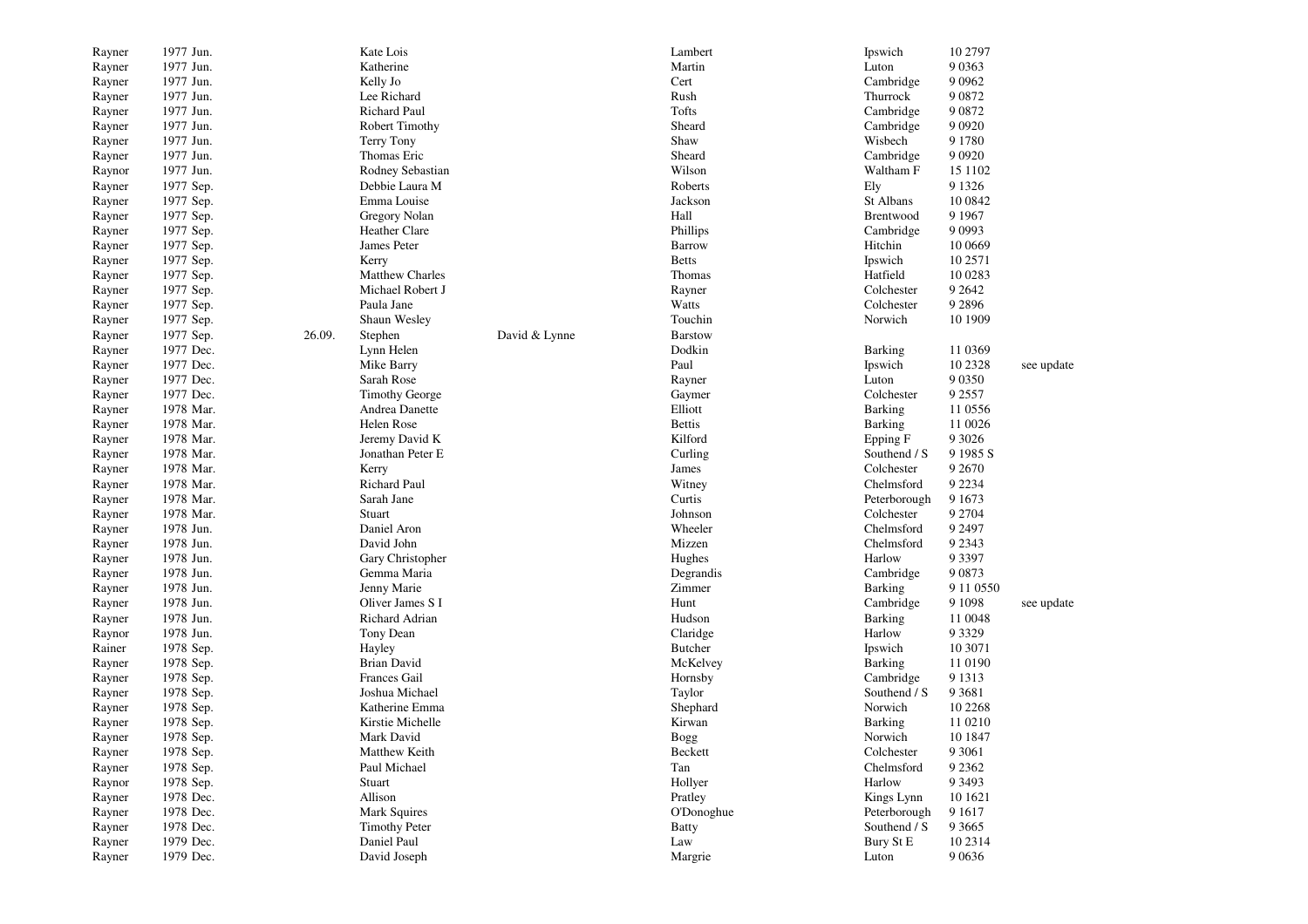| | | | | | | | | |
|---|---|---|---|---|---|---|---|---|
| Rayner | 1977 Jun. | | Kate Lois | | Lambert | Ipswich | 10 2797 | |
| Rayner | 1977 Jun. | | Katherine | | Martin | Luton | 9 0363 | |
| Rayner | 1977 Jun. | | Kelly Jo | | Cert | Cambridge | 9 0962 | |
| Rayner | 1977 Jun. | | Lee Richard | | Rush | Thurrock | 9 0872 | |
| Rayner | 1977 Jun. | | Richard Paul | | Tofts | Cambridge | 9 0872 | |
| Rayner | 1977 Jun. | | Robert Timothy | | Sheard | Cambridge | 9 0920 | |
| Rayner | 1977 Jun. | | Terry Tony | | Shaw | Wisbech | 9 1780 | |
| Rayner | 1977 Jun. | | Thomas Eric | | Sheard | Cambridge | 9 0920 | |
| Raynor | 1977 Jun. | | Rodney Sebastian | | Wilson | Waltham F | 15 1102 | |
| Rayner | 1977 Sep. | | Debbie Laura M | | Roberts | Ely | 9 1326 | |
| Rayner | 1977 Sep. | | Emma Louise | | Jackson | St Albans | 10 0842 | |
| Rayner | 1977 Sep. | | Gregory Nolan | | Hall | Brentwood | 9 1967 | |
| Rayner | 1977 Sep. | | Heather Clare | | Phillips | Cambridge | 9 0993 | |
| Rayner | 1977 Sep. | | James Peter | | Barrow | Hitchin | 10 0669 | |
| Rayner | 1977 Sep. | | Kerry | | Betts | Ipswich | 10 2571 | |
| Rayner | 1977 Sep. | | Matthew Charles | | Thomas | Hatfield | 10 0283 | |
| Rayner | 1977 Sep. | | Michael Robert J | | Rayner | Colchester | 9 2642 | |
| Rayner | 1977 Sep. | | Paula Jane | | Watts | Colchester | 9 2896 | |
| Rayner | 1977 Sep. | | Shaun Wesley | | Touchin | Norwich | 10 1909 | |
| Rayner | 1977 Sep. | 26.09. | Stephen | David & Lynne | Barstow | | | |
| Rayner | 1977 Dec. | | Lynn Helen | | Dodkin | Barking | 11 0369 | |
| Rayner | 1977 Dec. | | Mike Barry | | Paul | Ipswich | 10 2328 | see update |
| Rayner | 1977 Dec. | | Sarah Rose | | Rayner | Luton | 9 0350 | |
| Rayner | 1977 Dec. | | Timothy George | | Gaymer | Colchester | 9 2557 | |
| Rayner | 1978 Mar. | | Andrea Danette | | Elliott | Barking | 11 0556 | |
| Rayner | 1978 Mar. | | Helen Rose | | Bettis | Barking | 11 0026 | |
| Rayner | 1978 Mar. | | Jeremy David K | | Kilford | Epping F | 9 3026 | |
| Rayner | 1978 Mar. | | Jonathan Peter E | | Curling | Southend / S | 9 1985 S | |
| Rayner | 1978 Mar. | | Kerry | | James | Colchester | 9 2670 | |
| Rayner | 1978 Mar. | | Richard Paul | | Witney | Chelmsford | 9 2234 | |
| Rayner | 1978 Mar. | | Sarah Jane | | Curtis | Peterborough | 9 1673 | |
| Rayner | 1978 Mar. | | Stuart | | Johnson | Colchester | 9 2704 | |
| Rayner | 1978 Jun. | | Daniel Aron | | Wheeler | Chelmsford | 9 2497 | |
| Rayner | 1978 Jun. | | David John | | Mizzen | Chelmsford | 9 2343 | |
| Rayner | 1978 Jun. | | Gary Christopher | | Hughes | Harlow | 9 3397 | |
| Rayner | 1978 Jun. | | Gemma Maria | | Degrandis | Cambridge | 9 0873 | |
| Rayner | 1978 Jun. | | Jenny Marie | | Zimmer | Barking | 9 11 0550 | |
| Rayner | 1978 Jun. | | Oliver James S I | | Hunt | Cambridge | 9 1098 | see update |
| Rayner | 1978 Jun. | | Richard Adrian | | Hudson | Barking | 11 0048 | |
| Raynor | 1978 Jun. | | Tony Dean | | Claridge | Harlow | 9 3329 | |
| Rainer | 1978 Sep. | | Hayley | | Butcher | Ipswich | 10 3071 | |
| Rayner | 1978 Sep. | | Brian David | | McKelvey | Barking | 11 0190 | |
| Rayner | 1978 Sep. | | Frances Gail | | Hornsby | Cambridge | 9 1313 | |
| Rayner | 1978 Sep. | | Joshua Michael | | Taylor | Southend / S | 9 3681 | |
| Rayner | 1978 Sep. | | Katherine Emma | | Shephard | Norwich | 10 2268 | |
| Rayner | 1978 Sep. | | Kirstie Michelle | | Kirwan | Barking | 11 0210 | |
| Rayner | 1978 Sep. | | Mark David | | Bogg | Norwich | 10 1847 | |
| Rayner | 1978 Sep. | | Matthew Keith | | Beckett | Colchester | 9 3061 | |
| Rayner | 1978 Sep. | | Paul Michael | | Tan | Chelmsford | 9 2362 | |
| Raynor | 1978 Sep. | | Stuart | | Hollyer | Harlow | 9 3493 | |
| Rayner | 1978 Dec. | | Allison | | Pratley | Kings Lynn | 10 1621 | |
| Rayner | 1978 Dec. | | Mark Squires | | O'Donoghue | Peterborough | 9 1617 | |
| Rayner | 1978 Dec. | | Timothy Peter | | Batty | Southend / S | 9 3665 | |
| Rayner | 1979 Dec. | | Daniel Paul | | Law | Bury St E | 10 2314 | |
| Rayner | 1979 Dec. | | David Joseph | | Margrie | Luton | 9 0636 | |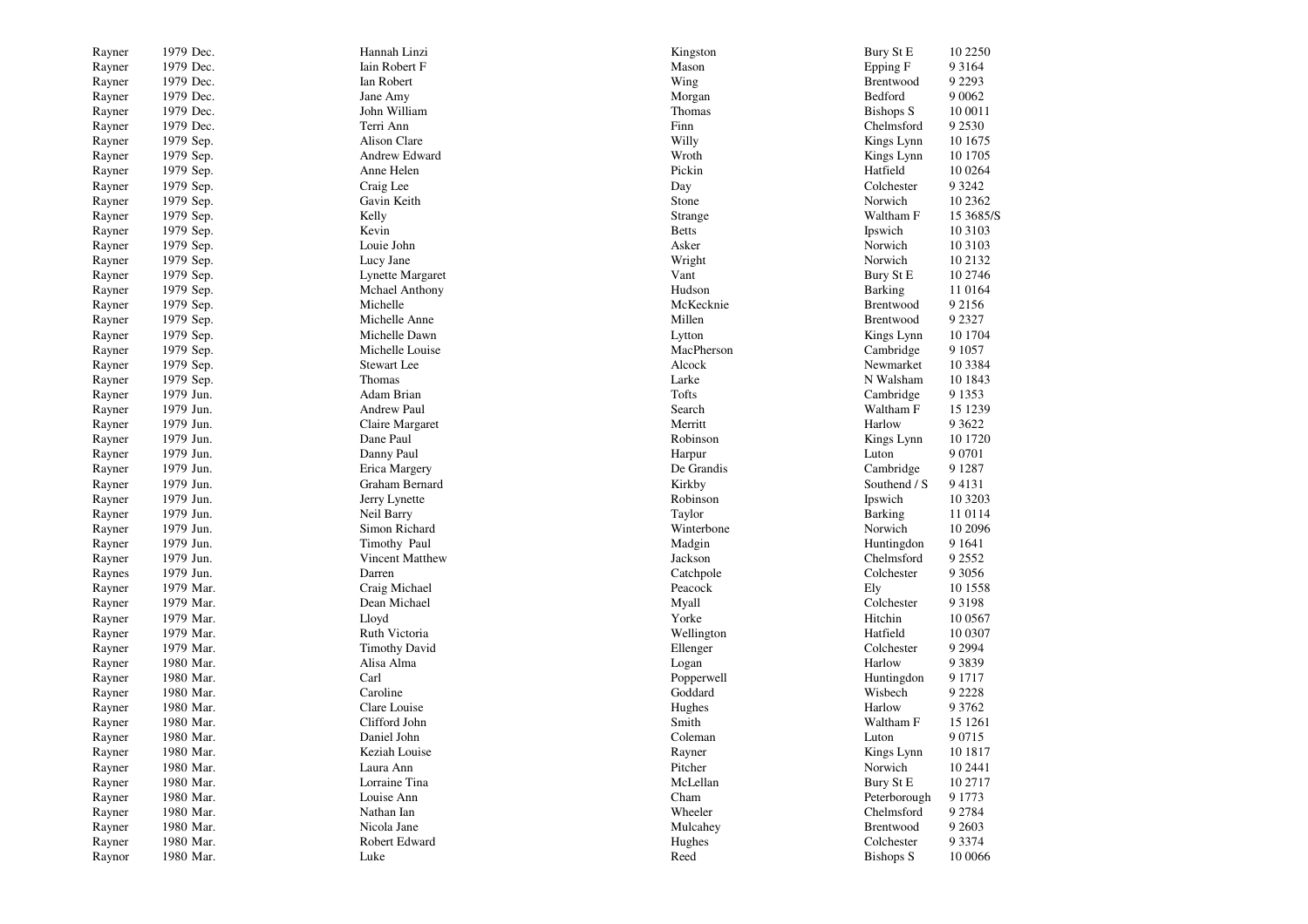| | | | | | |
|---|---|---|---|---|---|
| Rayner | 1979 Dec. | Hannah Linzi | Kingston | Bury St E | 10 2250 |
| Rayner | 1979 Dec. | Iain Robert F | Mason | Epping F | 9 3164 |
| Rayner | 1979 Dec. | Ian Robert | Wing | Brentwood | 9 2293 |
| Rayner | 1979 Dec. | Jane Amy | Morgan | Bedford | 9 0062 |
| Rayner | 1979 Dec. | John William | Thomas | Bishops S | 10 0011 |
| Rayner | 1979 Dec. | Terri Ann | Finn | Chelmsford | 9 2530 |
| Rayner | 1979 Sep. | Alison Clare | Willy | Kings Lynn | 10 1675 |
| Rayner | 1979 Sep. | Andrew Edward | Wroth | Kings Lynn | 10 1705 |
| Rayner | 1979 Sep. | Anne Helen | Pickin | Hatfield | 10 0264 |
| Rayner | 1979 Sep. | Craig Lee | Day | Colchester | 9 3242 |
| Rayner | 1979 Sep. | Gavin Keith | Stone | Norwich | 10 2362 |
| Rayner | 1979 Sep. | Kelly | Strange | Waltham F | 15 3685/S |
| Rayner | 1979 Sep. | Kevin | Betts | Ipswich | 10 3103 |
| Rayner | 1979 Sep. | Louie John | Asker | Norwich | 10 3103 |
| Rayner | 1979 Sep. | Lucy Jane | Wright | Norwich | 10 2132 |
| Rayner | 1979 Sep. | Lynette Margaret | Vant | Bury St E | 10 2746 |
| Rayner | 1979 Sep. | Mchael Anthony | Hudson | Barking | 11 0164 |
| Rayner | 1979 Sep. | Michelle | McKecknie | Brentwood | 9 2156 |
| Rayner | 1979 Sep. | Michelle Anne | Millen | Brentwood | 9 2327 |
| Rayner | 1979 Sep. | Michelle Dawn | Lytton | Kings Lynn | 10 1704 |
| Rayner | 1979 Sep. | Michelle Louise | MacPherson | Cambridge | 9 1057 |
| Rayner | 1979 Sep. | Stewart Lee | Alcock | Newmarket | 10 3384 |
| Rayner | 1979 Sep. | Thomas | Larke | N Walsham | 10 1843 |
| Rayner | 1979 Jun. | Adam Brian | Tofts | Cambridge | 9 1353 |
| Rayner | 1979 Jun. | Andrew Paul | Search | Waltham F | 15 1239 |
| Rayner | 1979 Jun. | Claire Margaret | Merritt | Harlow | 9 3622 |
| Rayner | 1979 Jun. | Dane Paul | Robinson | Kings Lynn | 10 1720 |
| Rayner | 1979 Jun. | Danny Paul | Harpur | Luton | 9 0701 |
| Rayner | 1979 Jun. | Erica Margery | De Grandis | Cambridge | 9 1287 |
| Rayner | 1979 Jun. | Graham Bernard | Kirkby | Southend / S | 9 4131 |
| Rayner | 1979 Jun. | Jerry Lynette | Robinson | Ipswich | 10 3203 |
| Rayner | 1979 Jun. | Neil Barry | Taylor | Barking | 11 0114 |
| Rayner | 1979 Jun. | Simon Richard | Winterbone | Norwich | 10 2096 |
| Rayner | 1979 Jun. | Timothy Paul | Madgin | Huntingdon | 9 1641 |
| Rayner | 1979 Jun. | Vincent Matthew | Jackson | Chelmsford | 9 2552 |
| Raynes | 1979 Jun. | Darren | Catchpole | Colchester | 9 3056 |
| Rayner | 1979 Mar. | Craig Michael | Peacock | Ely | 10 1558 |
| Rayner | 1979 Mar. | Dean Michael | Myall | Colchester | 9 3198 |
| Rayner | 1979 Mar. | Lloyd | Yorke | Hitchin | 10 0567 |
| Rayner | 1979 Mar. | Ruth Victoria | Wellington | Hatfield | 10 0307 |
| Rayner | 1979 Mar. | Timothy David | Ellenger | Colchester | 9 2994 |
| Rayner | 1980 Mar. | Alisa Alma | Logan | Harlow | 9 3839 |
| Rayner | 1980 Mar. | Carl | Popperwell | Huntingdon | 9 1717 |
| Rayner | 1980 Mar. | Caroline | Goddard | Wisbech | 9 2228 |
| Rayner | 1980 Mar. | Clare Louise | Hughes | Harlow | 9 3762 |
| Rayner | 1980 Mar. | Clifford John | Smith | Waltham F | 15 1261 |
| Rayner | 1980 Mar. | Daniel John | Coleman | Luton | 9 0715 |
| Rayner | 1980 Mar. | Keziah Louise | Rayner | Kings Lynn | 10 1817 |
| Rayner | 1980 Mar. | Laura Ann | Pitcher | Norwich | 10 2441 |
| Rayner | 1980 Mar. | Lorraine Tina | McLellan | Bury St E | 10 2717 |
| Rayner | 1980 Mar. | Louise Ann | Cham | Peterborough | 9 1773 |
| Rayner | 1980 Mar. | Nathan Ian | Wheeler | Chelmsford | 9 2784 |
| Rayner | 1980 Mar. | Nicola Jane | Mulcahey | Brentwood | 9 2603 |
| Rayner | 1980 Mar. | Robert Edward | Hughes | Colchester | 9 3374 |
| Raynor | 1980 Mar. | Luke | Reed | Bishops S | 10 0066 |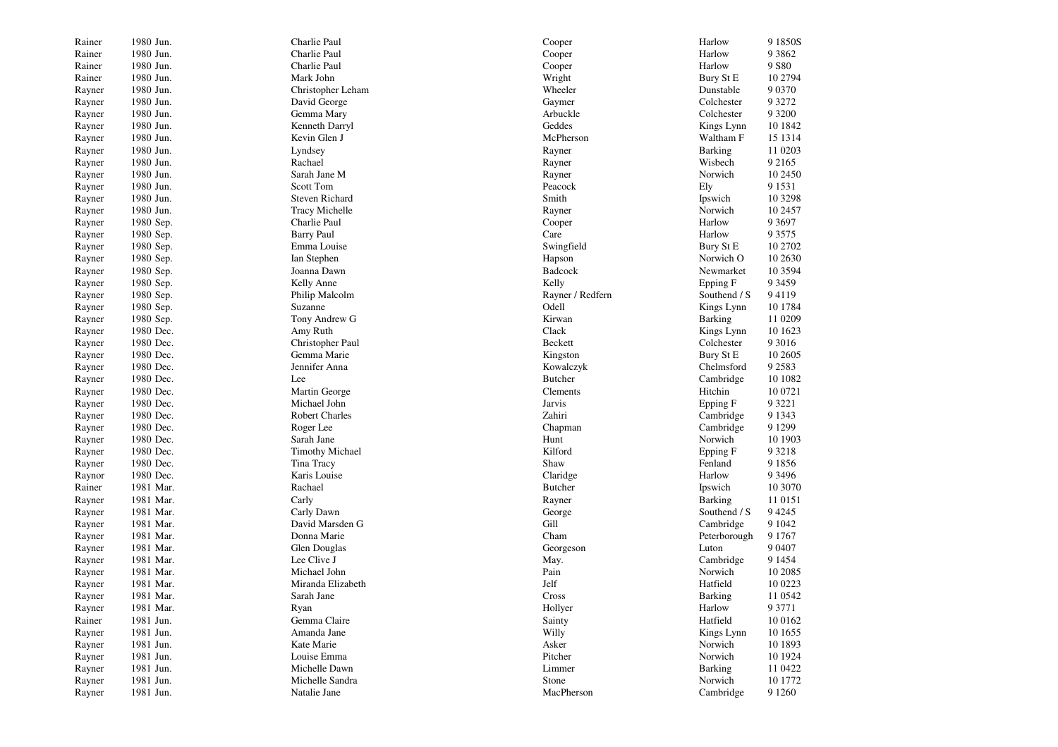| | | | | | |
|---|---|---|---|---|---|
| Rainer | 1980 Jun. | Charlie Paul | Cooper | Harlow | 9 1850S |
| Rainer | 1980 Jun. | Charlie Paul | Cooper | Harlow | 9 3862 |
| Rainer | 1980 Jun. | Charlie Paul | Cooper | Harlow | 9 S80 |
| Rainer | 1980 Jun. | Mark John | Wright | Bury St E | 10 2794 |
| Rayner | 1980 Jun. | Christopher Leham | Wheeler | Dunstable | 9 0370 |
| Rayner | 1980 Jun. | David George | Gaymer | Colchester | 9 3272 |
| Rayner | 1980 Jun. | Gemma Mary | Arbuckle | Colchester | 9 3200 |
| Rayner | 1980 Jun. | Kenneth Darryl | Geddes | Kings Lynn | 10 1842 |
| Rayner | 1980 Jun. | Kevin Glen J | McPherson | Waltham F | 15 1314 |
| Rayner | 1980 Jun. | Lyndsey | Rayner | Barking | 11 0203 |
| Rayner | 1980 Jun. | Rachael | Rayner | Wisbech | 9 2165 |
| Rayner | 1980 Jun. | Sarah Jane M | Rayner | Norwich | 10 2450 |
| Rayner | 1980 Jun. | Scott Tom | Peacock | Ely | 9 1531 |
| Rayner | 1980 Jun. | Steven Richard | Smith | Ipswich | 10 3298 |
| Rayner | 1980 Jun. | Tracy Michelle | Rayner | Norwich | 10 2457 |
| Rayner | 1980 Sep. | Charlie Paul | Cooper | Harlow | 9 3697 |
| Rayner | 1980 Sep. | Barry Paul | Care | Harlow | 9 3575 |
| Rayner | 1980 Sep. | Emma Louise | Swingfield | Bury St E | 10 2702 |
| Rayner | 1980 Sep. | Ian Stephen | Hapson | Norwich O | 10 2630 |
| Rayner | 1980 Sep. | Joanna Dawn | Badcock | Newmarket | 10 3594 |
| Rayner | 1980 Sep. | Kelly Anne | Kelly | Epping F | 9 3459 |
| Rayner | 1980 Sep. | Philip Malcolm | Rayner / Redfern | Southend / S | 9 4119 |
| Rayner | 1980 Sep. | Suzanne | Odell | Kings Lynn | 10 1784 |
| Rayner | 1980 Sep. | Tony Andrew G | Kirwan | Barking | 11 0209 |
| Rayner | 1980 Dec. | Amy Ruth | Clack | Kings Lynn | 10 1623 |
| Rayner | 1980 Dec. | Christopher Paul | Beckett | Colchester | 9 3016 |
| Rayner | 1980 Dec. | Gemma Marie | Kingston | Bury St E | 10 2605 |
| Rayner | 1980 Dec. | Jennifer Anna | Kowalczyk | Chelmsford | 9 2583 |
| Rayner | 1980 Dec. | Lee | Butcher | Cambridge | 10 1082 |
| Rayner | 1980 Dec. | Martin George | Clements | Hitchin | 10 0721 |
| Rayner | 1980 Dec. | Michael John | Jarvis | Epping F | 9 3221 |
| Rayner | 1980 Dec. | Robert Charles | Zahiri | Cambridge | 9 1343 |
| Rayner | 1980 Dec. | Roger Lee | Chapman | Cambridge | 9 1299 |
| Rayner | 1980 Dec. | Sarah Jane | Hunt | Norwich | 10 1903 |
| Rayner | 1980 Dec. | Timothy Michael | Kilford | Epping F | 9 3218 |
| Rayner | 1980 Dec. | Tina Tracy | Shaw | Fenland | 9 1856 |
| Raynor | 1980 Dec. | Karis Louise | Claridge | Harlow | 9 3496 |
| Rainer | 1981 Mar. | Rachael | Butcher | Ipswich | 10 3070 |
| Rayner | 1981 Mar. | Carly | Rayner | Barking | 11 0151 |
| Rayner | 1981 Mar. | Carly Dawn | George | Southend / S | 9 4245 |
| Rayner | 1981 Mar. | David Marsden G | Gill | Cambridge | 9 1042 |
| Rayner | 1981 Mar. | Donna Marie | Cham | Peterborough | 9 1767 |
| Rayner | 1981 Mar. | Glen Douglas | Georgeson | Luton | 9 0407 |
| Rayner | 1981 Mar. | Lee Clive J | May. | Cambridge | 9 1454 |
| Rayner | 1981 Mar. | Michael John | Pain | Norwich | 10 2085 |
| Rayner | 1981 Mar. | Miranda Elizabeth | Jelf | Hatfield | 10 0223 |
| Rayner | 1981 Mar. | Sarah Jane | Cross | Barking | 11 0542 |
| Rayner | 1981 Mar. | Ryan | Hollyer | Harlow | 9 3771 |
| Rainer | 1981 Jun. | Gemma Claire | Sainty | Hatfield | 10 0162 |
| Rayner | 1981 Jun. | Amanda Jane | Willy | Kings Lynn | 10 1655 |
| Rayner | 1981 Jun. | Kate Marie | Asker | Norwich | 10 1893 |
| Rayner | 1981 Jun. | Louise Emma | Pitcher | Norwich | 10 1924 |
| Rayner | 1981 Jun. | Michelle Dawn | Limmer | Barking | 11 0422 |
| Rayner | 1981 Jun. | Michelle Sandra | Stone | Norwich | 10 1772 |
| Rayner | 1981 Jun. | Natalie Jane | MacPherson | Cambridge | 9 1260 |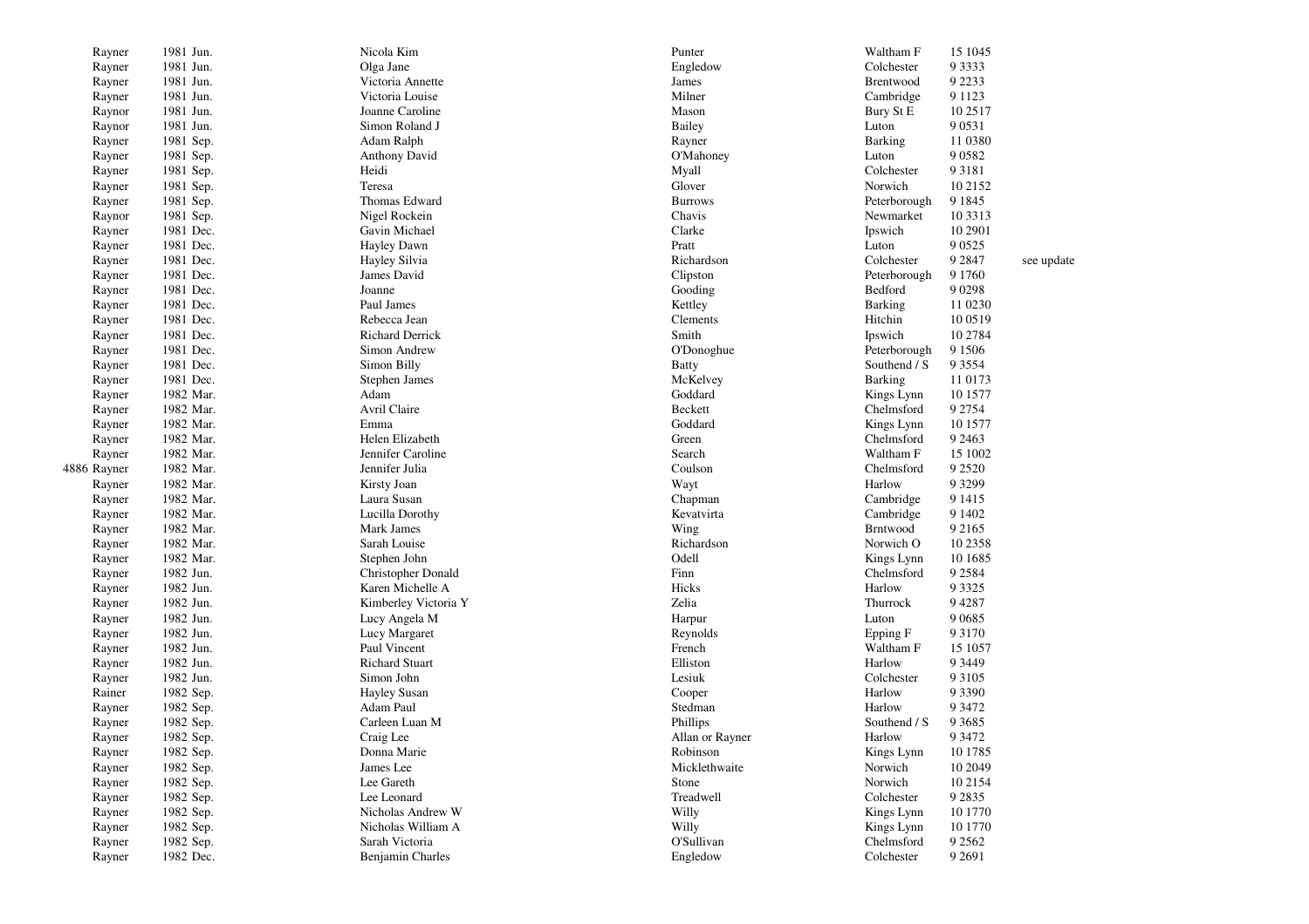|  |  |  |  |  |  |  |
|---|---|---|---|---|---|---|
| Rayner | 1981 Jun. | Nicola Kim | Punter | Waltham F | 15 1045 |  |
| Rayner | 1981 Jun. | Olga Jane | Engledow | Colchester | 9 3333 |  |
| Rayner | 1981 Jun. | Victoria Annette | James | Brentwood | 9 2233 |  |
| Rayner | 1981 Jun. | Victoria Louise | Milner | Cambridge | 9 1123 |  |
| Raynor | 1981 Jun. | Joanne Caroline | Mason | Bury St E | 10 2517 |  |
| Raynor | 1981 Jun. | Simon Roland J | Bailey | Luton | 9 0531 |  |
| Rayner | 1981 Sep. | Adam Ralph | Rayner | Barking | 11 0380 |  |
| Rayner | 1981 Sep. | Anthony David | O'Mahoney | Luton | 9 0582 |  |
| Rayner | 1981 Sep. | Heidi | Myall | Colchester | 9 3181 |  |
| Rayner | 1981 Sep. | Teresa | Glover | Norwich | 10 2152 |  |
| Rayner | 1981 Sep. | Thomas Edward | Burrows | Peterborough | 9 1845 |  |
| Raynor | 1981 Sep. | Nigel Rockein | Chavis | Newmarket | 10 3313 |  |
| Rayner | 1981 Dec. | Gavin Michael | Clarke | Ipswich | 10 2901 |  |
| Rayner | 1981 Dec. | Hayley Dawn | Pratt | Luton | 9 0525 |  |
| Rayner | 1981 Dec. | Hayley Silvia | Richardson | Colchester | 9 2847 | see update |
| Rayner | 1981 Dec. | James David | Clipston | Peterborough | 9 1760 |  |
| Rayner | 1981 Dec. | Joanne | Gooding | Bedford | 9 0298 |  |
| Rayner | 1981 Dec. | Paul James | Kettley | Barking | 11 0230 |  |
| Rayner | 1981 Dec. | Rebecca Jean | Clements | Hitchin | 10 0519 |  |
| Rayner | 1981 Dec. | Richard Derrick | Smith | Ipswich | 10 2784 |  |
| Rayner | 1981 Dec. | Simon Andrew | O'Donoghue | Peterborough | 9 1506 |  |
| Rayner | 1981 Dec. | Simon Billy | Batty | Southend / S | 9 3554 |  |
| Rayner | 1981 Dec. | Stephen James | McKelvey | Barking | 11 0173 |  |
| Rayner | 1982 Mar. | Adam | Goddard | Kings Lynn | 10 1577 |  |
| Rayner | 1982 Mar. | Avril Claire | Beckett | Chelmsford | 9 2754 |  |
| Rayner | 1982 Mar. | Emma | Goddard | Kings Lynn | 10 1577 |  |
| Rayner | 1982 Mar. | Helen Elizabeth | Green | Chelmsford | 9 2463 |  |
| Rayner | 1982 Mar. | Jennifer Caroline | Search | Waltham F | 15 1002 |  |
| 4886 Rayner | 1982 Mar. | Jennifer Julia | Coulson | Chelmsford | 9 2520 |  |
| Rayner | 1982 Mar. | Kirsty Joan | Wayt | Harlow | 9 3299 |  |
| Rayner | 1982 Mar. | Laura Susan | Chapman | Cambridge | 9 1415 |  |
| Rayner | 1982 Mar. | Lucilla Dorothy | Kevatvirta | Cambridge | 9 1402 |  |
| Rayner | 1982 Mar. | Mark James | Wing | Brntwood | 9 2165 |  |
| Rayner | 1982 Mar. | Sarah Louise | Richardson | Norwich O | 10 2358 |  |
| Rayner | 1982 Mar. | Stephen John | Odell | Kings Lynn | 10 1685 |  |
| Rayner | 1982 Jun. | Christopher Donald | Finn | Chelmsford | 9 2584 |  |
| Rayner | 1982 Jun. | Karen Michelle A | Hicks | Harlow | 9 3325 |  |
| Rayner | 1982 Jun. | Kimberley Victoria Y | Zelia | Thurrock | 9 4287 |  |
| Rayner | 1982 Jun. | Lucy Angela M | Harpur | Luton | 9 0685 |  |
| Rayner | 1982 Jun. | Lucy Margaret | Reynolds | Epping F | 9 3170 |  |
| Rayner | 1982 Jun. | Paul Vincent | French | Waltham F | 15 1057 |  |
| Rayner | 1982 Jun. | Richard Stuart | Elliston | Harlow | 9 3449 |  |
| Rayner | 1982 Jun. | Simon John | Lesiuk | Colchester | 9 3105 |  |
| Rainer | 1982 Sep. | Hayley Susan | Cooper | Harlow | 9 3390 |  |
| Rayner | 1982 Sep. | Adam Paul | Stedman | Harlow | 9 3472 |  |
| Rayner | 1982 Sep. | Carleen Luan M | Phillips | Southend / S | 9 3685 |  |
| Rayner | 1982 Sep. | Craig Lee | Allan or Rayner | Harlow | 9 3472 |  |
| Rayner | 1982 Sep. | Donna Marie | Robinson | Kings Lynn | 10 1785 |  |
| Rayner | 1982 Sep. | James Lee | Micklethwaite | Norwich | 10 2049 |  |
| Rayner | 1982 Sep. | Lee Gareth | Stone | Norwich | 10 2154 |  |
| Rayner | 1982 Sep. | Lee Leonard | Treadwell | Colchester | 9 2835 |  |
| Rayner | 1982 Sep. | Nicholas Andrew W | Willy | Kings Lynn | 10 1770 |  |
| Rayner | 1982 Sep. | Nicholas William A | Willy | Kings Lynn | 10 1770 |  |
| Rayner | 1982 Sep. | Sarah Victoria | O'Sullivan | Chelmsford | 9 2562 |  |
| Rayner | 1982 Dec. | Benjamin Charles | Engledow | Colchester | 9 2691 |  |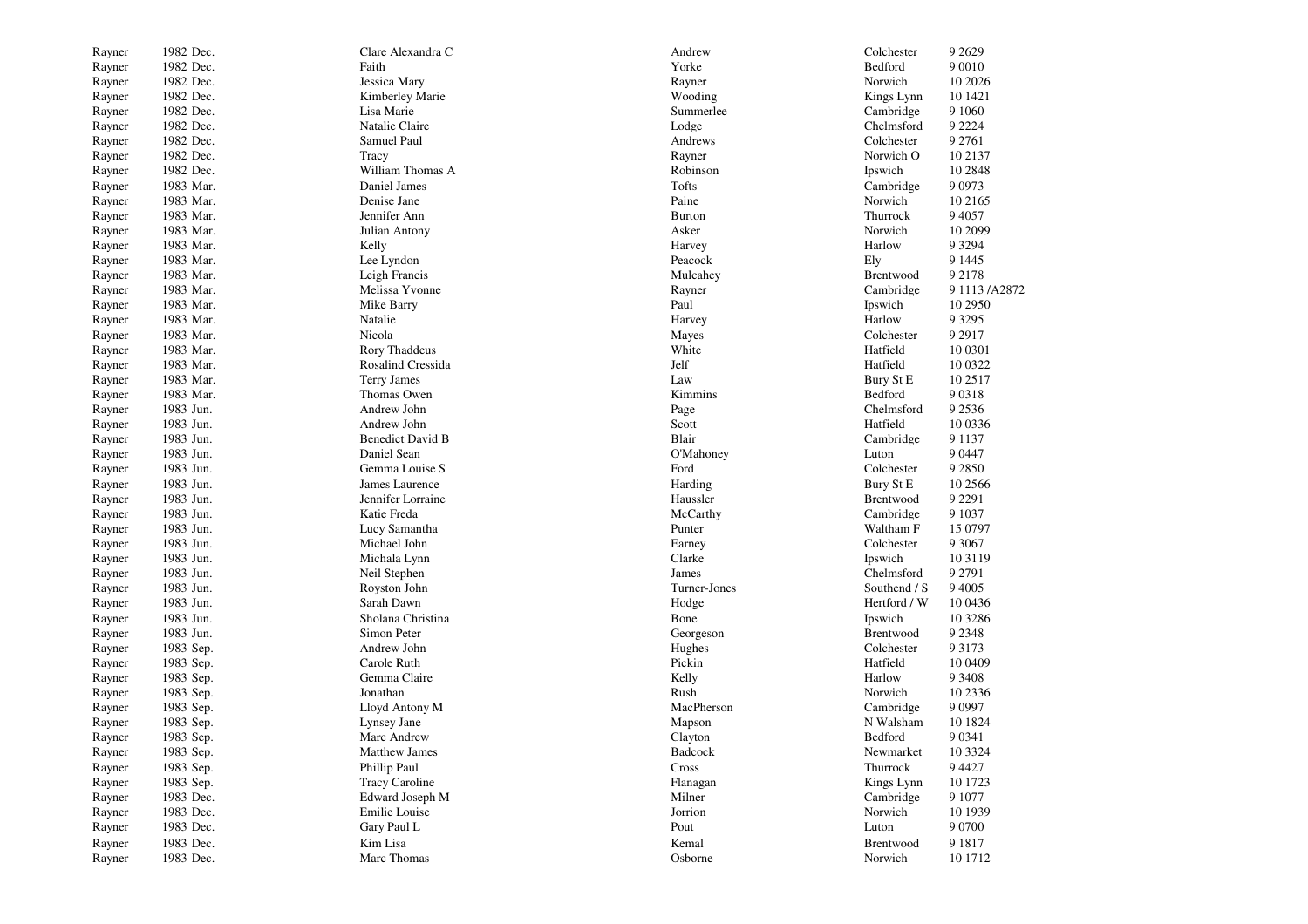| | | | | | |
|---|---|---|---|---|---|
| Rayner | 1982 Dec. | Clare Alexandra C | Andrew | Colchester | 9 2629 |
| Rayner | 1982 Dec. | Faith | Yorke | Bedford | 9 0010 |
| Rayner | 1982 Dec. | Jessica Mary | Rayner | Norwich | 10 2026 |
| Rayner | 1982 Dec. | Kimberley Marie | Wooding | Kings Lynn | 10 1421 |
| Rayner | 1982 Dec. | Lisa Marie | Summerlee | Cambridge | 9 1060 |
| Rayner | 1982 Dec. | Natalie Claire | Lodge | Chelmsford | 9 2224 |
| Rayner | 1982 Dec. | Samuel Paul | Andrews | Colchester | 9 2761 |
| Rayner | 1982 Dec. | Tracy | Rayner | Norwich O | 10 2137 |
| Rayner | 1982 Dec. | William Thomas A | Robinson | Ipswich | 10 2848 |
| Rayner | 1983 Mar. | Daniel James | Tofts | Cambridge | 9 0973 |
| Rayner | 1983 Mar. | Denise Jane | Paine | Norwich | 10 2165 |
| Rayner | 1983 Mar. | Jennifer Ann | Burton | Thurrock | 9 4057 |
| Rayner | 1983 Mar. | Julian Antony | Asker | Norwich | 10 2099 |
| Rayner | 1983 Mar. | Kelly | Harvey | Harlow | 9 3294 |
| Rayner | 1983 Mar. | Lee Lyndon | Peacock | Ely | 9 1445 |
| Rayner | 1983 Mar. | Leigh Francis | Mulcahey | Brentwood | 9 2178 |
| Rayner | 1983 Mar. | Melissa Yvonne | Rayner | Cambridge | 9 1113 /A2872 |
| Rayner | 1983 Mar. | Mike Barry | Paul | Ipswich | 10 2950 |
| Rayner | 1983 Mar. | Natalie | Harvey | Harlow | 9 3295 |
| Rayner | 1983 Mar. | Nicola | Mayes | Colchester | 9 2917 |
| Rayner | 1983 Mar. | Rory Thaddeus | White | Hatfield | 10 0301 |
| Rayner | 1983 Mar. | Rosalind Cressida | Jelf | Hatfield | 10 0322 |
| Rayner | 1983 Mar. | Terry James | Law | Bury St E | 10 2517 |
| Rayner | 1983 Mar. | Thomas Owen | Kimmins | Bedford | 9 0318 |
| Rayner | 1983 Jun. | Andrew John | Page | Chelmsford | 9 2536 |
| Rayner | 1983 Jun. | Andrew John | Scott | Hatfield | 10 0336 |
| Rayner | 1983 Jun. | Benedict David B | Blair | Cambridge | 9 1137 |
| Rayner | 1983 Jun. | Daniel Sean | O'Mahoney | Luton | 9 0447 |
| Rayner | 1983 Jun. | Gemma Louise S | Ford | Colchester | 9 2850 |
| Rayner | 1983 Jun. | James Laurence | Harding | Bury St E | 10 2566 |
| Rayner | 1983 Jun. | Jennifer Lorraine | Haussler | Brentwood | 9 2291 |
| Rayner | 1983 Jun. | Katie Freda | McCarthy | Cambridge | 9 1037 |
| Rayner | 1983 Jun. | Lucy Samantha | Punter | Waltham F | 15 0797 |
| Rayner | 1983 Jun. | Michael John | Earney | Colchester | 9 3067 |
| Rayner | 1983 Jun. | Michala Lynn | Clarke | Ipswich | 10 3119 |
| Rayner | 1983 Jun. | Neil Stephen | James | Chelmsford | 9 2791 |
| Rayner | 1983 Jun. | Royston John | Turner-Jones | Southend / S | 9 4005 |
| Rayner | 1983 Jun. | Sarah Dawn | Hodge | Hertford / W | 10 0436 |
| Rayner | 1983 Jun. | Sholana Christina | Bone | Ipswich | 10 3286 |
| Rayner | 1983 Jun. | Simon Peter | Georgeson | Brentwood | 9 2348 |
| Rayner | 1983 Sep. | Andrew John | Hughes | Colchester | 9 3173 |
| Rayner | 1983 Sep. | Carole Ruth | Pickin | Hatfield | 10 0409 |
| Rayner | 1983 Sep. | Gemma Claire | Kelly | Harlow | 9 3408 |
| Rayner | 1983 Sep. | Jonathan | Rush | Norwich | 10 2336 |
| Rayner | 1983 Sep. | Lloyd Antony M | MacPherson | Cambridge | 9 0997 |
| Rayner | 1983 Sep. | Lynsey Jane | Mapson | N Walsham | 10 1824 |
| Rayner | 1983 Sep. | Marc Andrew | Clayton | Bedford | 9 0341 |
| Rayner | 1983 Sep. | Matthew James | Badcock | Newmarket | 10 3324 |
| Rayner | 1983 Sep. | Phillip Paul | Cross | Thurrock | 9 4427 |
| Rayner | 1983 Sep. | Tracy Caroline | Flanagan | Kings Lynn | 10 1723 |
| Rayner | 1983 Dec. | Edward Joseph M | Milner | Cambridge | 9 1077 |
| Rayner | 1983 Dec. | Emilie Louise | Jorrion | Norwich | 10 1939 |
| Rayner | 1983 Dec. | Gary Paul L | Pout | Luton | 9 0700 |
| Rayner | 1983 Dec. | Kim Lisa | Kemal | Brentwood | 9 1817 |
| Rayner | 1983 Dec. | Marc Thomas | Osborne | Norwich | 10 1712 |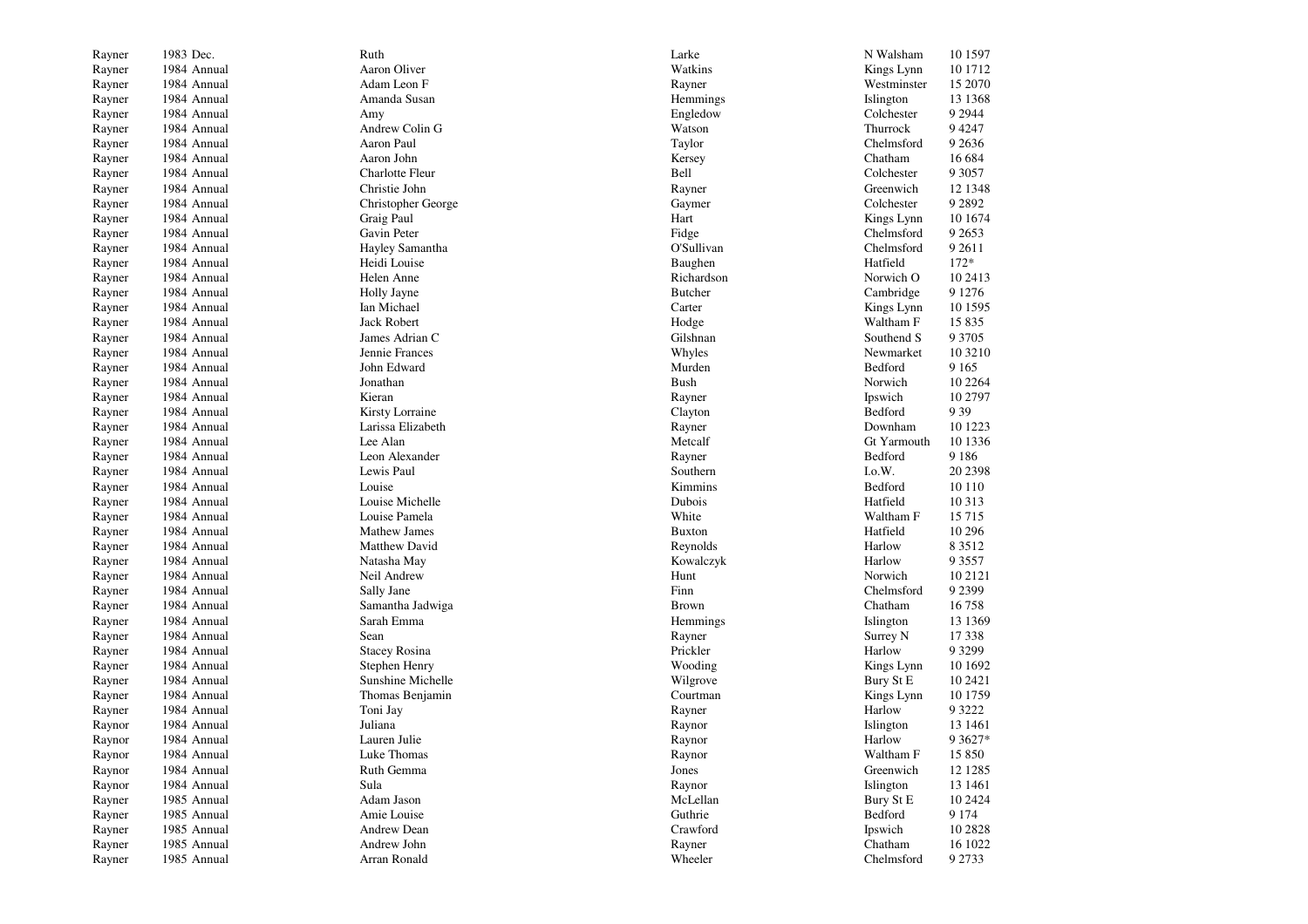| | | | | | |
|---|---|---|---|---|---|
| Rayner | 1983 Dec. | Ruth | Larke | N Walsham | 10 1597 |
| Rayner | 1984 Annual | Aaron Oliver | Watkins | Kings Lynn | 10 1712 |
| Rayner | 1984 Annual | Adam Leon F | Rayner | Westminster | 15 2070 |
| Rayner | 1984 Annual | Amanda Susan | Hemmings | Islington | 13 1368 |
| Rayner | 1984 Annual | Amy | Engledow | Colchester | 9 2944 |
| Rayner | 1984 Annual | Andrew Colin G | Watson | Thurrock | 9 4247 |
| Rayner | 1984 Annual | Aaron Paul | Taylor | Chelmsford | 9 2636 |
| Rayner | 1984 Annual | Aaron John | Kersey | Chatham | 16 684 |
| Rayner | 1984 Annual | Charlotte Fleur | Bell | Colchester | 9 3057 |
| Rayner | 1984 Annual | Christie John | Rayner | Greenwich | 12 1348 |
| Rayner | 1984 Annual | Christopher George | Gaymer | Colchester | 9 2892 |
| Rayner | 1984 Annual | Graig Paul | Hart | Kings Lynn | 10 1674 |
| Rayner | 1984 Annual | Gavin Peter | Fidge | Chelmsford | 9 2653 |
| Rayner | 1984 Annual | Hayley Samantha | O'Sullivan | Chelmsford | 9 2611 |
| Rayner | 1984 Annual | Heidi Louise | Baughen | Hatfield | 172* |
| Rayner | 1984 Annual | Helen Anne | Richardson | Norwich O | 10 2413 |
| Rayner | 1984 Annual | Holly Jayne | Butcher | Cambridge | 9 1276 |
| Rayner | 1984 Annual | Ian Michael | Carter | Kings Lynn | 10 1595 |
| Rayner | 1984 Annual | Jack Robert | Hodge | Waltham F | 15 835 |
| Rayner | 1984 Annual | James Adrian C | Gilshnan | Southend S | 9 3705 |
| Rayner | 1984 Annual | Jennie Frances | Whyles | Newmarket | 10 3210 |
| Rayner | 1984 Annual | John Edward | Murden | Bedford | 9 165 |
| Rayner | 1984 Annual | Jonathan | Bush | Norwich | 10 2264 |
| Rayner | 1984 Annual | Kieran | Rayner | Ipswich | 10 2797 |
| Rayner | 1984 Annual | Kirsty Lorraine | Clayton | Bedford | 9 39 |
| Rayner | 1984 Annual | Larissa Elizabeth | Rayner | Downham | 10 1223 |
| Rayner | 1984 Annual | Lee Alan | Metcalf | Gt Yarmouth | 10 1336 |
| Rayner | 1984 Annual | Leon Alexander | Rayner | Bedford | 9 186 |
| Rayner | 1984 Annual | Lewis Paul | Southern | I.o.W. | 20 2398 |
| Rayner | 1984 Annual | Louise | Kimmins | Bedford | 10 110 |
| Rayner | 1984 Annual | Louise Michelle | Dubois | Hatfield | 10 313 |
| Rayner | 1984 Annual | Louise Pamela | White | Waltham F | 15 715 |
| Rayner | 1984 Annual | Mathew James | Buxton | Hatfield | 10 296 |
| Rayner | 1984 Annual | Matthew David | Reynolds | Harlow | 8 3512 |
| Rayner | 1984 Annual | Natasha May | Kowalczyk | Harlow | 9 3557 |
| Rayner | 1984 Annual | Neil Andrew | Hunt | Norwich | 10 2121 |
| Rayner | 1984 Annual | Sally Jane | Finn | Chelmsford | 9 2399 |
| Rayner | 1984 Annual | Samantha Jadwiga | Brown | Chatham | 16 758 |
| Rayner | 1984 Annual | Sarah Emma | Hemmings | Islington | 13 1369 |
| Rayner | 1984 Annual | Sean | Rayner | Surrey N | 17 338 |
| Rayner | 1984 Annual | Stacey Rosina | Prickler | Harlow | 9 3299 |
| Rayner | 1984 Annual | Stephen Henry | Wooding | Kings Lynn | 10 1692 |
| Rayner | 1984 Annual | Sunshine Michelle | Wilgrove | Bury St E | 10 2421 |
| Rayner | 1984 Annual | Thomas Benjamin | Courtman | Kings Lynn | 10 1759 |
| Rayner | 1984 Annual | Toni Jay | Rayner | Harlow | 9 3222 |
| Raynor | 1984 Annual | Juliana | Raynor | Islington | 13 1461 |
| Raynor | 1984 Annual | Lauren Julie | Raynor | Harlow | 9 3627* |
| Raynor | 1984 Annual | Luke Thomas | Raynor | Waltham F | 15 850 |
| Raynor | 1984 Annual | Ruth Gemma | Jones | Greenwich | 12 1285 |
| Raynor | 1984 Annual | Sula | Raynor | Islington | 13 1461 |
| Rayner | 1985 Annual | Adam Jason | McLellan | Bury St E | 10 2424 |
| Rayner | 1985 Annual | Amie Louise | Guthrie | Bedford | 9 174 |
| Rayner | 1985 Annual | Andrew Dean | Crawford | Ipswich | 10 2828 |
| Rayner | 1985 Annual | Andrew John | Rayner | Chatham | 16 1022 |
| Rayner | 1985 Annual | Arran Ronald | Wheeler | Chelmsford | 9 2733 |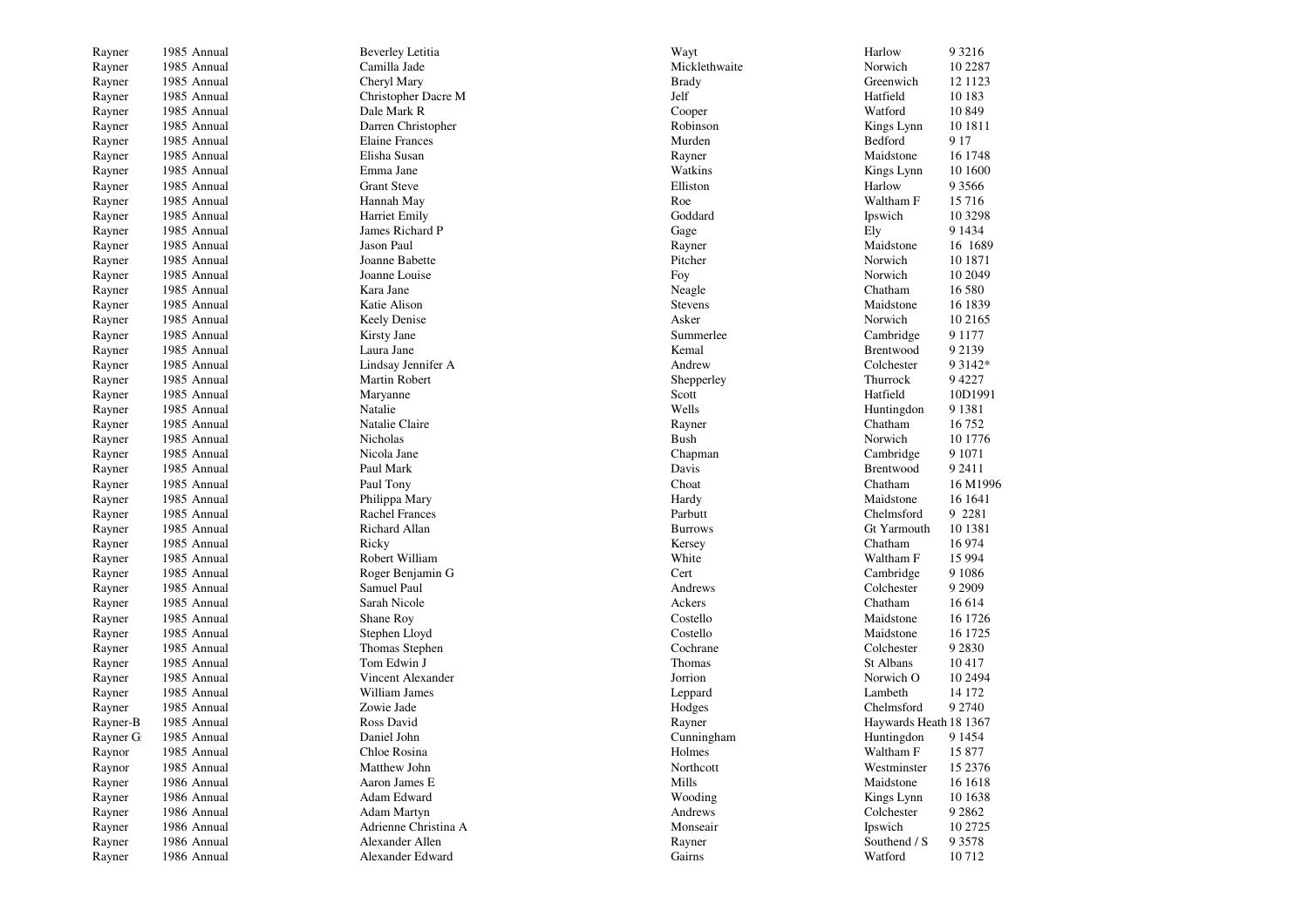| | | | | | |
|---|---|---|---|---|---|
| Rayner | 1985 Annual | Beverley Letitia | Wayt | Harlow | 9 3216 |
| Rayner | 1985 Annual | Camilla Jade | Micklethwaite | Norwich | 10 2287 |
| Rayner | 1985 Annual | Cheryl Mary | Brady | Greenwich | 12 1123 |
| Rayner | 1985 Annual | Christopher Dacre M | Jelf | Hatfield | 10 183 |
| Rayner | 1985 Annual | Dale Mark R | Cooper | Watford | 10 849 |
| Rayner | 1985 Annual | Darren Christopher | Robinson | Kings Lynn | 10 1811 |
| Rayner | 1985 Annual | Elaine Frances | Murden | Bedford | 9 17 |
| Rayner | 1985 Annual | Elisha Susan | Rayner | Maidstone | 16 1748 |
| Rayner | 1985 Annual | Emma Jane | Watkins | Kings Lynn | 10 1600 |
| Rayner | 1985 Annual | Grant Steve | Elliston | Harlow | 9 3566 |
| Rayner | 1985 Annual | Hannah May | Roe | Waltham F | 15 716 |
| Rayner | 1985 Annual | Harriet Emily | Goddard | Ipswich | 10 3298 |
| Rayner | 1985 Annual | James Richard P | Gage | Ely | 9 1434 |
| Rayner | 1985 Annual | Jason Paul | Rayner | Maidstone | 16 1689 |
| Rayner | 1985 Annual | Joanne Babette | Pitcher | Norwich | 10 1871 |
| Rayner | 1985 Annual | Joanne Louise | Foy | Norwich | 10 2049 |
| Rayner | 1985 Annual | Kara Jane | Neagle | Chatham | 16 580 |
| Rayner | 1985 Annual | Katie Alison | Stevens | Maidstone | 16 1839 |
| Rayner | 1985 Annual | Keely Denise | Asker | Norwich | 10 2165 |
| Rayner | 1985 Annual | Kirsty Jane | Summerlee | Cambridge | 9 1177 |
| Rayner | 1985 Annual | Laura Jane | Kemal | Brentwood | 9 2139 |
| Rayner | 1985 Annual | Lindsay Jennifer A | Andrew | Colchester | 9 3142* |
| Rayner | 1985 Annual | Martin Robert | Shepperley | Thurrock | 9 4227 |
| Rayner | 1985 Annual | Maryanne | Scott | Hatfield | 10D1991 |
| Rayner | 1985 Annual | Natalie | Wells | Huntingdon | 9 1381 |
| Rayner | 1985 Annual | Natalie Claire | Rayner | Chatham | 16 752 |
| Rayner | 1985 Annual | Nicholas | Bush | Norwich | 10 1776 |
| Rayner | 1985 Annual | Nicola Jane | Chapman | Cambridge | 9 1071 |
| Rayner | 1985 Annual | Paul Mark | Davis | Brentwood | 9 2411 |
| Rayner | 1985 Annual | Paul Tony | Choat | Chatham | 16 M1996 |
| Rayner | 1985 Annual | Philippa Mary | Hardy | Maidstone | 16 1641 |
| Rayner | 1985 Annual | Rachel Frances | Parbutt | Chelmsford | 9 2281 |
| Rayner | 1985 Annual | Richard Allan | Burrows | Gt Yarmouth | 10 1381 |
| Rayner | 1985 Annual | Ricky | Kersey | Chatham | 16 974 |
| Rayner | 1985 Annual | Robert William | White | Waltham F | 15 994 |
| Rayner | 1985 Annual | Roger Benjamin G | Cert | Cambridge | 9 1086 |
| Rayner | 1985 Annual | Samuel Paul | Andrews | Colchester | 9 2909 |
| Rayner | 1985 Annual | Sarah Nicole | Ackers | Chatham | 16 614 |
| Rayner | 1985 Annual | Shane Roy | Costello | Maidstone | 16 1726 |
| Rayner | 1985 Annual | Stephen Lloyd | Costello | Maidstone | 16 1725 |
| Rayner | 1985 Annual | Thomas Stephen | Cochrane | Colchester | 9 2830 |
| Rayner | 1985 Annual | Tom Edwin J | Thomas | St Albans | 10 417 |
| Rayner | 1985 Annual | Vincent Alexander | Jorrion | Norwich O | 10 2494 |
| Rayner | 1985 Annual | William James | Leppard | Lambeth | 14 172 |
| Rayner | 1985 Annual | Zowie Jade | Hodges | Chelmsford | 9 2740 |
| Rayner-B | 1985 Annual | Ross David | Rayner | Haywards Heath | 18 1367 |
| Rayner G | 1985 Annual | Daniel John | Cunningham | Huntingdon | 9 1454 |
| Raynor | 1985 Annual | Chloe Rosina | Holmes | Waltham F | 15 877 |
| Raynor | 1985 Annual | Matthew John | Northcott | Westminster | 15 2376 |
| Rayner | 1986 Annual | Aaron James E | Mills | Maidstone | 16 1618 |
| Rayner | 1986 Annual | Adam Edward | Wooding | Kings Lynn | 10 1638 |
| Rayner | 1986 Annual | Adam Martyn | Andrews | Colchester | 9 2862 |
| Rayner | 1986 Annual | Adrienne Christina A | Monseair | Ipswich | 10 2725 |
| Rayner | 1986 Annual | Alexander Allen | Rayner | Southend / S | 9 3578 |
| Rayner | 1986 Annual | Alexander Edward | Gairns | Watford | 10 712 |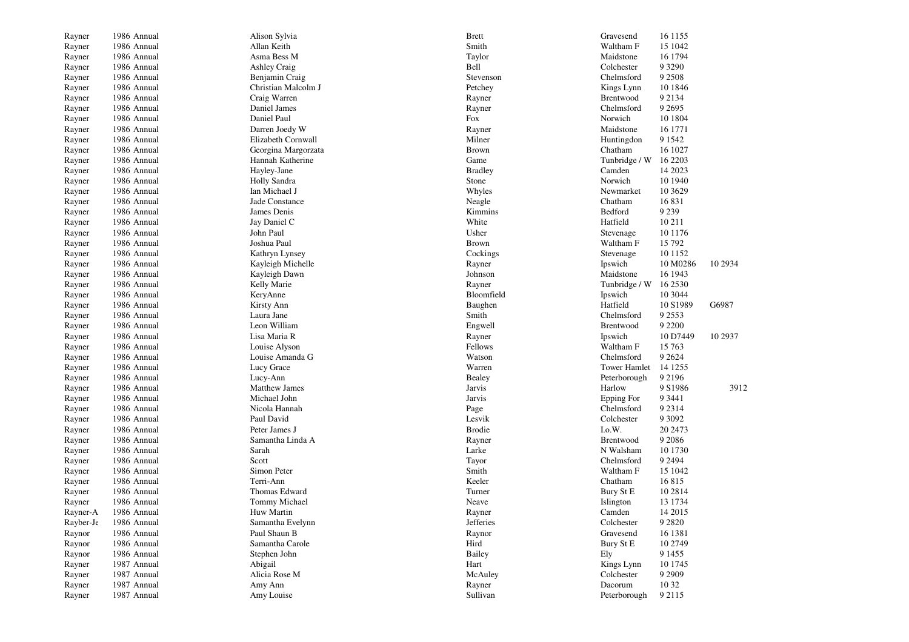| | | | | | | |
|---|---|---|---|---|---|---|
| Rayner | 1986 Annual | Alison Sylvia | Brett | Gravesend | 16 1155 | |
| Rayner | 1986 Annual | Allan Keith | Smith | Waltham F | 15 1042 | |
| Rayner | 1986 Annual | Asma Bess M | Taylor | Maidstone | 16 1794 | |
| Rayner | 1986 Annual | Ashley Craig | Bell | Colchester | 9 3290 | |
| Rayner | 1986 Annual | Benjamin Craig | Stevenson | Chelmsford | 9 2508 | |
| Rayner | 1986 Annual | Christian Malcolm J | Petchey | Kings Lynn | 10 1846 | |
| Rayner | 1986 Annual | Craig Warren | Rayner | Brentwood | 9 2134 | |
| Rayner | 1986 Annual | Daniel James | Rayner | Chelmsford | 9 2695 | |
| Rayner | 1986 Annual | Daniel Paul | Fox | Norwich | 10 1804 | |
| Rayner | 1986 Annual | Darren Joedy W | Rayner | Maidstone | 16 1771 | |
| Rayner | 1986 Annual | Elizabeth Cornwall | Milner | Huntingdon | 9 1542 | |
| Rayner | 1986 Annual | Georgina Margorzata | Brown | Chatham | 16 1027 | |
| Rayner | 1986 Annual | Hannah Katherine | Game | Tunbridge / W | 16 2203 | |
| Rayner | 1986 Annual | Hayley-Jane | Bradley | Camden | 14 2023 | |
| Rayner | 1986 Annual | Holly Sandra | Stone | Norwich | 10 1940 | |
| Rayner | 1986 Annual | Ian Michael J | Whyles | Newmarket | 10 3629 | |
| Rayner | 1986 Annual | Jade Constance | Neagle | Chatham | 16 831 | |
| Rayner | 1986 Annual | James Denis | Kimmins | Bedford | 9 239 | |
| Rayner | 1986 Annual | Jay Daniel C | White | Hatfield | 10 211 | |
| Rayner | 1986 Annual | John Paul | Usher | Stevenage | 10 1176 | |
| Rayner | 1986 Annual | Joshua Paul | Brown | Waltham F | 15 792 | |
| Rayner | 1986 Annual | Kathryn Lynsey | Cockings | Stevenage | 10 1152 | |
| Rayner | 1986 Annual | Kayleigh Michelle | Rayner | Ipswich | 10 M0286 | 10 2934 |
| Rayner | 1986 Annual | Kayleigh Dawn | Johnson | Maidstone | 16 1943 | |
| Rayner | 1986 Annual | Kelly Marie | Rayner | Tunbridge / W | 16 2530 | |
| Rayner | 1986 Annual | KeryAnne | Bloomfield | Ipswich | 10 3044 | |
| Rayner | 1986 Annual | Kirsty Ann | Baughen | Hatfield | 10 S1989 | G6987 |
| Rayner | 1986 Annual | Laura Jane | Smith | Chelmsford | 9 2553 | |
| Rayner | 1986 Annual | Leon William | Engwell | Brentwood | 9 2200 | |
| Rayner | 1986 Annual | Lisa Maria R | Rayner | Ipswich | 10 D7449 | 10 2937 |
| Rayner | 1986 Annual | Louise Alyson | Fellows | Waltham F | 15 763 | |
| Rayner | 1986 Annual | Louise Amanda G | Watson | Chelmsford | 9 2624 | |
| Rayner | 1986 Annual | Lucy Grace | Warren | Tower Hamlet | 14 1255 | |
| Rayner | 1986 Annual | Lucy-Ann | Bealey | Peterborough | 9 2196 | |
| Rayner | 1986 Annual | Matthew James | Jarvis | Harlow | 9 S1986 | 3912 |
| Rayner | 1986 Annual | Michael John | Jarvis | Epping For | 9 3441 | |
| Rayner | 1986 Annual | Nicola Hannah | Page | Chelmsford | 9 2314 | |
| Rayner | 1986 Annual | Paul David | Lesvik | Colchester | 9 3092 | |
| Rayner | 1986 Annual | Peter James J | Brodie | I.o.W. | 20 2473 | |
| Rayner | 1986 Annual | Samantha Linda A | Rayner | Brentwood | 9 2086 | |
| Rayner | 1986 Annual | Sarah | Larke | N Walsham | 10 1730 | |
| Rayner | 1986 Annual | Scott | Tayor | Chelmsford | 9 2494 | |
| Rayner | 1986 Annual | Simon Peter | Smith | Waltham F | 15 1042 | |
| Rayner | 1986 Annual | Terri-Ann | Keeler | Chatham | 16 815 | |
| Rayner | 1986 Annual | Thomas Edward | Turner | Bury St E | 10 2814 | |
| Rayner | 1986 Annual | Tommy Michael | Neave | Islington | 13 1734 | |
| Rayner-A | 1986 Annual | Huw Martin | Rayner | Camden | 14 2015 | |
| Rayber-Je | 1986 Annual | Samantha Evelynn | Jefferies | Colchester | 9 2820 | |
| Raynor | 1986 Annual | Paul Shaun B | Raynor | Gravesend | 16 1381 | |
| Raynor | 1986 Annual | Samantha Carole | Hird | Bury St E | 10 2749 | |
| Raynor | 1986 Annual | Stephen John | Bailey | Ely | 9 1455 | |
| Rayner | 1987 Annual | Abigail | Hart | Kings Lynn | 10 1745 | |
| Rayner | 1987 Annual | Alicia Rose M | McAuley | Colchester | 9 2909 | |
| Rayner | 1987 Annual | Amy Ann | Rayner | Dacorum | 10 32 | |
| Rayner | 1987 Annual | Amy Louise | Sullivan | Peterborough | 9 2115 | |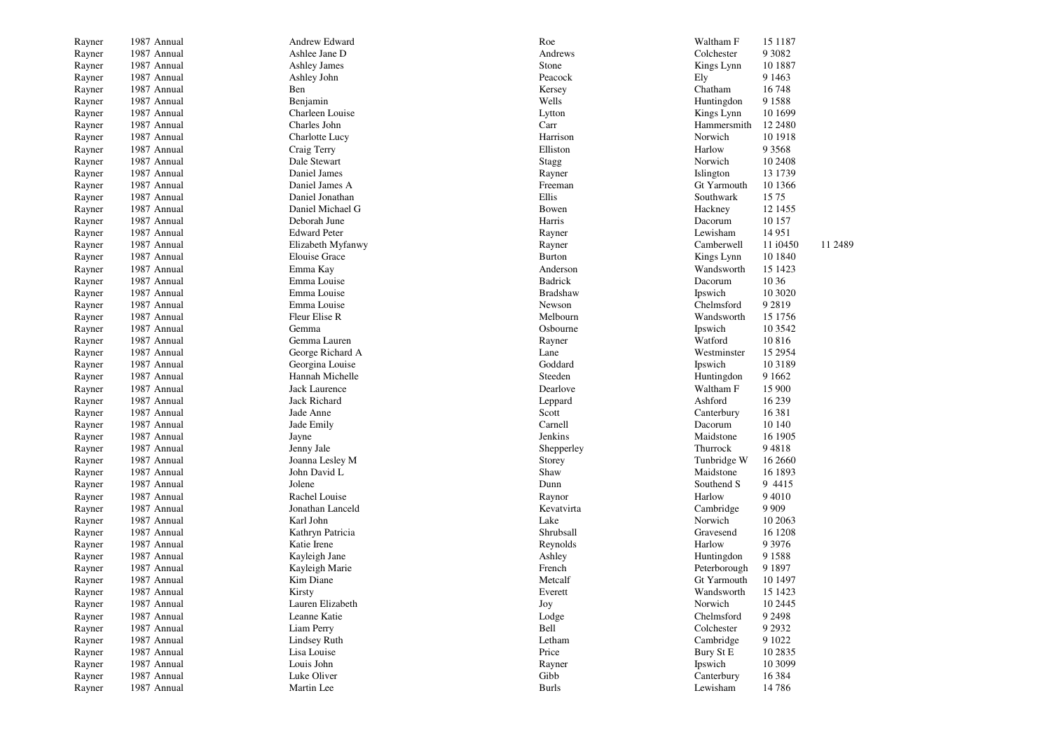| | | | | | | |
|---|---|---|---|---|---|---|
| Rayner | 1987 Annual | Andrew Edward | Roe | Waltham F | 15 1187 | |
| Rayner | 1987 Annual | Ashlee Jane D | Andrews | Colchester | 9 3082 | |
| Rayner | 1987 Annual | Ashley James | Stone | Kings Lynn | 10 1887 | |
| Rayner | 1987 Annual | Ashley John | Peacock | Ely | 9 1463 | |
| Rayner | 1987 Annual | Ben | Kersey | Chatham | 16 748 | |
| Rayner | 1987 Annual | Benjamin | Wells | Huntingdon | 9 1588 | |
| Rayner | 1987 Annual | Charleen Louise | Lytton | Kings Lynn | 10 1699 | |
| Rayner | 1987 Annual | Charles John | Carr | Hammersmith | 12 2480 | |
| Rayner | 1987 Annual | Charlotte Lucy | Harrison | Norwich | 10 1918 | |
| Rayner | 1987 Annual | Craig Terry | Elliston | Harlow | 9 3568 | |
| Rayner | 1987 Annual | Dale Stewart | Stagg | Norwich | 10 2408 | |
| Rayner | 1987 Annual | Daniel James | Rayner | Islington | 13 1739 | |
| Rayner | 1987 Annual | Daniel James A | Freeman | Gt Yarmouth | 10 1366 | |
| Rayner | 1987 Annual | Daniel Jonathan | Ellis | Southwark | 15 75 | |
| Rayner | 1987 Annual | Daniel Michael G | Bowen | Hackney | 12 1455 | |
| Rayner | 1987 Annual | Deborah June | Harris | Dacorum | 10 157 | |
| Rayner | 1987 Annual | Edward Peter | Rayner | Lewisham | 14 951 | |
| Rayner | 1987 Annual | Elizabeth Myfanwy | Rayner | Camberwell | 11 i0450 | 11 2489 |
| Rayner | 1987 Annual | Elouise Grace | Burton | Kings Lynn | 10 1840 | |
| Rayner | 1987 Annual | Emma Kay | Anderson | Wandsworth | 15 1423 | |
| Rayner | 1987 Annual | Emma Louise | Badrick | Dacorum | 10 36 | |
| Rayner | 1987 Annual | Emma Louise | Bradshaw | Ipswich | 10 3020 | |
| Rayner | 1987 Annual | Emma Louise | Newson | Chelmsford | 9 2819 | |
| Rayner | 1987 Annual | Fleur Elise R | Melbourn | Wandsworth | 15 1756 | |
| Rayner | 1987 Annual | Gemma | Osbourne | Ipswich | 10 3542 | |
| Rayner | 1987 Annual | Gemma Lauren | Rayner | Watford | 10 816 | |
| Rayner | 1987 Annual | George Richard A | Lane | Westminster | 15 2954 | |
| Rayner | 1987 Annual | Georgina Louise | Goddard | Ipswich | 10 3189 | |
| Rayner | 1987 Annual | Hannah Michelle | Steeden | Huntingdon | 9 1662 | |
| Rayner | 1987 Annual | Jack Laurence | Dearlove | Waltham F | 15 900 | |
| Rayner | 1987 Annual | Jack Richard | Leppard | Ashford | 16 239 | |
| Rayner | 1987 Annual | Jade Anne | Scott | Canterbury | 16 381 | |
| Rayner | 1987 Annual | Jade Emily | Carnell | Dacorum | 10 140 | |
| Rayner | 1987 Annual | Jayne | Jenkins | Maidstone | 16 1905 | |
| Rayner | 1987 Annual | Jenny Jale | Shepperley | Thurrock | 9 4818 | |
| Rayner | 1987 Annual | Joanna Lesley M | Storey | Tunbridge W | 16 2660 | |
| Rayner | 1987 Annual | John David L | Shaw | Maidstone | 16 1893 | |
| Rayner | 1987 Annual | Jolene | Dunn | Southend S | 9 4415 | |
| Rayner | 1987 Annual | Rachel Louise | Raynor | Harlow | 9 4010 | |
| Rayner | 1987 Annual | Jonathan Lanceld | Kevatvirta | Cambridge | 9 909 | |
| Rayner | 1987 Annual | Karl John | Lake | Norwich | 10 2063 | |
| Rayner | 1987 Annual | Kathryn Patricia | Shrubsall | Gravesend | 16 1208 | |
| Rayner | 1987 Annual | Katie Irene | Reynolds | Harlow | 9 3976 | |
| Rayner | 1987 Annual | Kayleigh Jane | Ashley | Huntingdon | 9 1588 | |
| Rayner | 1987 Annual | Kayleigh Marie | French | Peterborough | 9 1897 | |
| Rayner | 1987 Annual | Kim Diane | Metcalf | Gt Yarmouth | 10 1497 | |
| Rayner | 1987 Annual | Kirsty | Everett | Wandsworth | 15 1423 | |
| Rayner | 1987 Annual | Lauren Elizabeth | Joy | Norwich | 10 2445 | |
| Rayner | 1987 Annual | Leanne Katie | Lodge | Chelmsford | 9 2498 | |
| Rayner | 1987 Annual | Liam Perry | Bell | Colchester | 9 2932 | |
| Rayner | 1987 Annual | Lindsey Ruth | Letham | Cambridge | 9 1022 | |
| Rayner | 1987 Annual | Lisa Louise | Price | Bury St E | 10 2835 | |
| Rayner | 1987 Annual | Louis John | Rayner | Ipswich | 10 3099 | |
| Rayner | 1987 Annual | Luke Oliver | Gibb | Canterbury | 16 384 | |
| Rayner | 1987 Annual | Martin Lee | Burls | Lewisham | 14 786 | |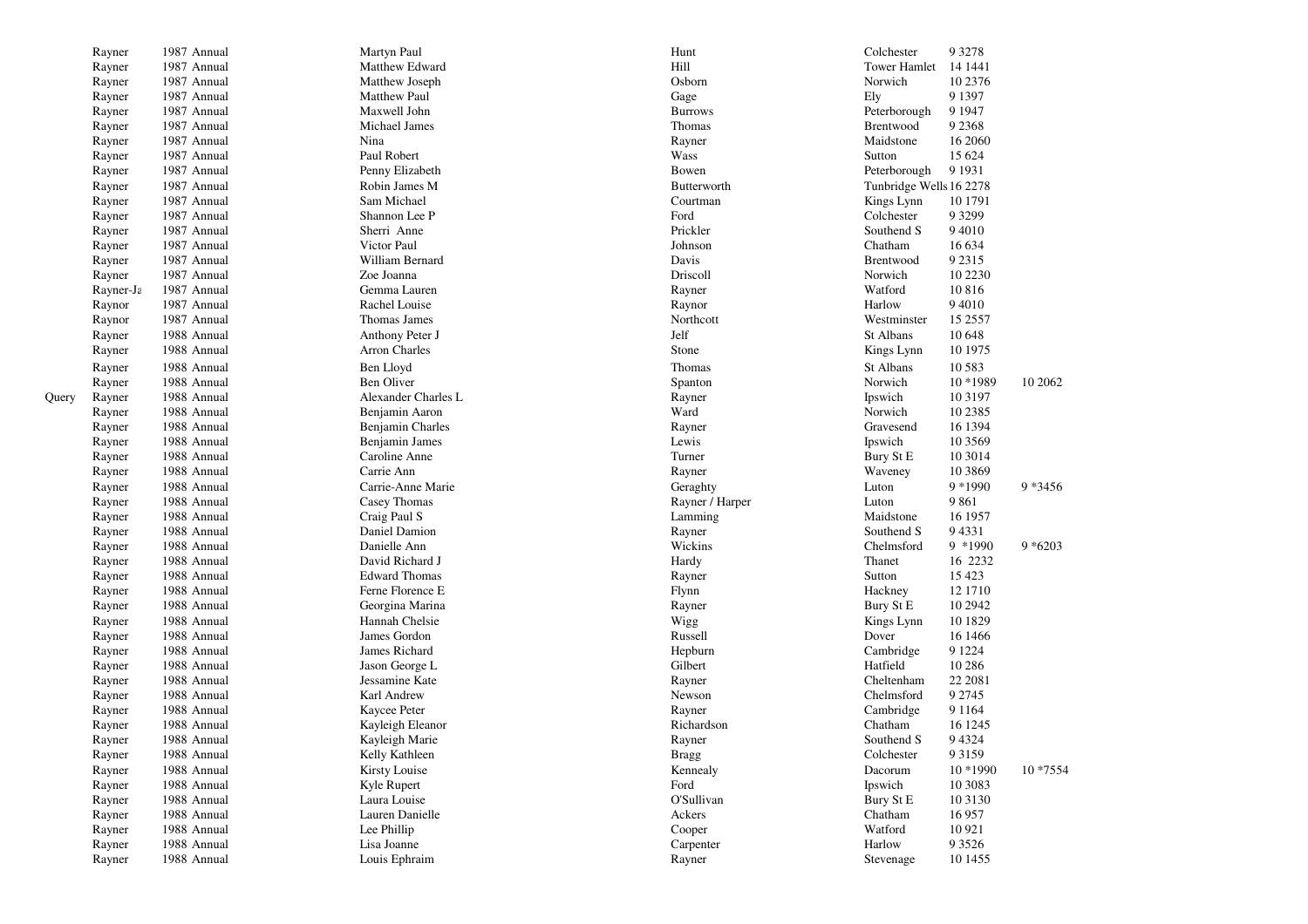| | | | | | | | |
|---|---|---|---|---|---|---|---|
| | Rayner | 1987 Annual | Martyn Paul | Hunt | Colchester | 9 3278 | |
| | Rayner | 1987 Annual | Matthew Edward | Hill | Tower Hamlet | 14 1441 | |
| | Rayner | 1987 Annual | Matthew Joseph | Osborn | Norwich | 10 2376 | |
| | Rayner | 1987 Annual | Matthew Paul | Gage | Ely | 9 1397 | |
| | Rayner | 1987 Annual | Maxwell John | Burrows | Peterborough | 9 1947 | |
| | Rayner | 1987 Annual | Michael James | Thomas | Brentwood | 9 2368 | |
| | Rayner | 1987 Annual | Nina | Rayner | Maidstone | 16 2060 | |
| | Rayner | 1987 Annual | Paul Robert | Wass | Sutton | 15 624 | |
| | Rayner | 1987 Annual | Penny Elizabeth | Bowen | Peterborough | 9 1931 | |
| | Rayner | 1987 Annual | Robin James M | Butterworth | Tunbridge Wells | 16 2278 | |
| | Rayner | 1987 Annual | Sam Michael | Courtman | Kings Lynn | 10 1791 | |
| | Rayner | 1987 Annual | Shannon Lee P | Ford | Colchester | 9 3299 | |
| | Rayner | 1987 Annual | Sherri Anne | Prickler | Southend S | 9 4010 | |
| | Rayner | 1987 Annual | Victor Paul | Johnson | Chatham | 16 634 | |
| | Rayner | 1987 Annual | William Bernard | Davis | Brentwood | 9 2315 | |
| | Rayner | 1987 Annual | Zoe Joanna | Driscoll | Norwich | 10 2230 | |
| | Rayner-Ja | 1987 Annual | Gemma Lauren | Rayner | Watford | 10 816 | |
| | Raynor | 1987 Annual | Rachel Louise | Raynor | Harlow | 9 4010 | |
| | Raynor | 1987 Annual | Thomas James | Northcott | Westminster | 15 2557 | |
| | Rayner | 1988 Annual | Anthony Peter J | Jelf | St Albans | 10 648 | |
| | Rayner | 1988 Annual | Arron Charles | Stone | Kings Lynn | 10 1975 | |
| | Rayner | 1988 Annual | Ben Lloyd | Thomas | St Albans | 10 583 | |
| | Rayner | 1988 Annual | Ben Oliver | Spanton | Norwich | 10 *1989 | 10 2062 |
| Query | Rayner | 1988 Annual | Alexander Charles L | Rayner | Ipswich | 10 3197 | |
| | Rayner | 1988 Annual | Benjamin Aaron | Ward | Norwich | 10 2385 | |
| | Rayner | 1988 Annual | Benjamin Charles | Rayner | Gravesend | 16 1394 | |
| | Rayner | 1988 Annual | Benjamin James | Lewis | Ipswich | 10 3569 | |
| | Rayner | 1988 Annual | Caroline Anne | Turner | Bury St E | 10 3014 | |
| | Rayner | 1988 Annual | Carrie Ann | Rayner | Waveney | 10 3869 | |
| | Rayner | 1988 Annual | Carrie-Anne Marie | Geraghty | Luton | 9 *1990 | 9 *3456 |
| | Rayner | 1988 Annual | Casey Thomas | Rayner / Harper | Luton | 9 861 | |
| | Rayner | 1988 Annual | Craig Paul S | Lamming | Maidstone | 16 1957 | |
| | Rayner | 1988 Annual | Daniel Damion | Rayner | Southend S | 9 4331 | |
| | Rayner | 1988 Annual | Danielle Ann | Wickins | Chelmsford | 9 *1990 | 9 *6203 |
| | Rayner | 1988 Annual | David Richard J | Hardy | Thanet | 16 2232 | |
| | Rayner | 1988 Annual | Edward Thomas | Rayner | Sutton | 15 423 | |
| | Rayner | 1988 Annual | Ferne Florence E | Flynn | Hackney | 12 1710 | |
| | Rayner | 1988 Annual | Georgina Marina | Rayner | Bury St E | 10 2942 | |
| | Rayner | 1988 Annual | Hannah Chelsie | Wigg | Kings Lynn | 10 1829 | |
| | Rayner | 1988 Annual | James Gordon | Russell | Dover | 16 1466 | |
| | Rayner | 1988 Annual | James Richard | Hepburn | Cambridge | 9 1224 | |
| | Rayner | 1988 Annual | Jason George L | Gilbert | Hatfield | 10 286 | |
| | Rayner | 1988 Annual | Jessamine Kate | Rayner | Cheltenham | 22 2081 | |
| | Rayner | 1988 Annual | Karl Andrew | Newson | Chelmsford | 9 2745 | |
| | Rayner | 1988 Annual | Kaycee Peter | Rayner | Cambridge | 9 1164 | |
| | Rayner | 1988 Annual | Kayleigh Eleanor | Richardson | Chatham | 16 1245 | |
| | Rayner | 1988 Annual | Kayleigh Marie | Rayner | Southend S | 9 4324 | |
| | Rayner | 1988 Annual | Kelly Kathleen | Bragg | Colchester | 9 3159 | |
| | Rayner | 1988 Annual | Kirsty Louise | Kennealy | Dacorum | 10 *1990 | 10 *7554 |
| | Rayner | 1988 Annual | Kyle Rupert | Ford | Ipswich | 10 3083 | |
| | Rayner | 1988 Annual | Laura Louise | O'Sullivan | Bury St E | 10 3130 | |
| | Rayner | 1988 Annual | Lauren Danielle | Ackers | Chatham | 16 957 | |
| | Rayner | 1988 Annual | Lee Phillip | Cooper | Watford | 10 921 | |
| | Rayner | 1988 Annual | Lisa Joanne | Carpenter | Harlow | 9 3526 | |
| | Rayner | 1988 Annual | Louis Ephraim | Rayner | Stevenage | 10 1455 | |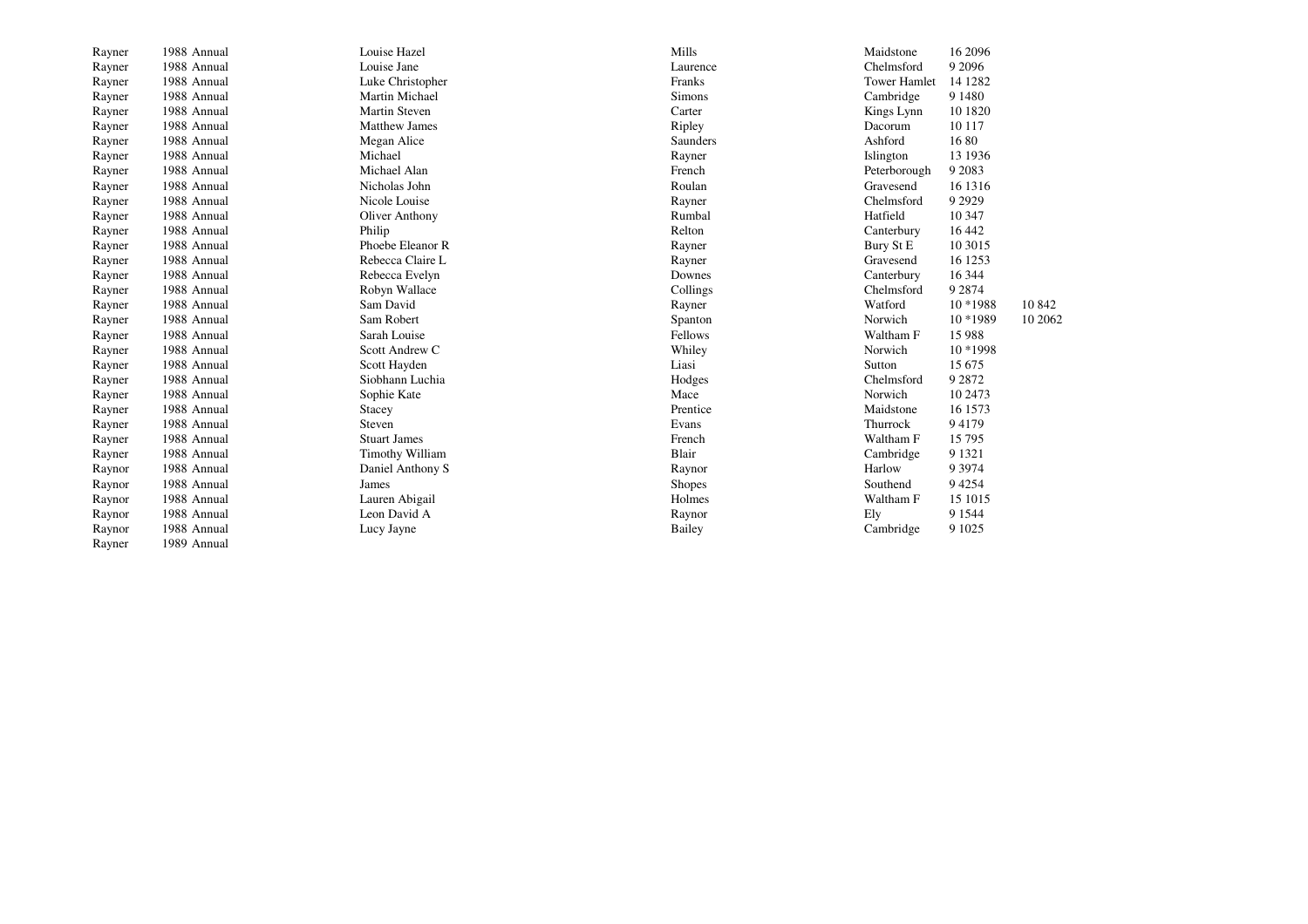| | | | | | | |
|---|---|---|---|---|---|---|
| Rayner | 1988 Annual | Louise Hazel | Mills | Maidstone | 16 2096 | |
| Rayner | 1988 Annual | Louise Jane | Laurence | Chelmsford | 9 2096 | |
| Rayner | 1988 Annual | Luke Christopher | Franks | Tower Hamlet | 14 1282 | |
| Rayner | 1988 Annual | Martin Michael | Simons | Cambridge | 9 1480 | |
| Rayner | 1988 Annual | Martin Steven | Carter | Kings Lynn | 10 1820 | |
| Rayner | 1988 Annual | Matthew James | Ripley | Dacorum | 10 117 | |
| Rayner | 1988 Annual | Megan Alice | Saunders | Ashford | 16 80 | |
| Rayner | 1988 Annual | Michael | Rayner | Islington | 13 1936 | |
| Rayner | 1988 Annual | Michael Alan | French | Peterborough | 9 2083 | |
| Rayner | 1988 Annual | Nicholas John | Roulan | Gravesend | 16 1316 | |
| Rayner | 1988 Annual | Nicole Louise | Rayner | Chelmsford | 9 2929 | |
| Rayner | 1988 Annual | Oliver Anthony | Rumbal | Hatfield | 10 347 | |
| Rayner | 1988 Annual | Philip | Relton | Canterbury | 16 442 | |
| Rayner | 1988 Annual | Phoebe Eleanor R | Rayner | Bury St E | 10 3015 | |
| Rayner | 1988 Annual | Rebecca Claire L | Rayner | Gravesend | 16 1253 | |
| Rayner | 1988 Annual | Rebecca Evelyn | Downes | Canterbury | 16 344 | |
| Rayner | 1988 Annual | Robyn Wallace | Collings | Chelmsford | 9 2874 | |
| Rayner | 1988 Annual | Sam David | Rayner | Watford | 10 *1988 | 10 842 |
| Rayner | 1988 Annual | Sam Robert | Spanton | Norwich | 10 *1989 | 10 2062 |
| Rayner | 1988 Annual | Sarah Louise | Fellows | Waltham F | 15 988 | |
| Rayner | 1988 Annual | Scott Andrew C | Whiley | Norwich | 10 *1998 | |
| Rayner | 1988 Annual | Scott Hayden | Liasi | Sutton | 15 675 | |
| Rayner | 1988 Annual | Siobhann Luchia | Hodges | Chelmsford | 9 2872 | |
| Rayner | 1988 Annual | Sophie Kate | Mace | Norwich | 10 2473 | |
| Rayner | 1988 Annual | Stacey | Prentice | Maidstone | 16 1573 | |
| Rayner | 1988 Annual | Steven | Evans | Thurrock | 9 4179 | |
| Rayner | 1988 Annual | Stuart James | French | Waltham F | 15 795 | |
| Rayner | 1988 Annual | Timothy William | Blair | Cambridge | 9 1321 | |
| Raynor | 1988 Annual | Daniel Anthony S | Raynor | Harlow | 9 3974 | |
| Raynor | 1988 Annual | James | Shopes | Southend | 9 4254 | |
| Raynor | 1988 Annual | Lauren Abigail | Holmes | Waltham F | 15 1015 | |
| Raynor | 1988 Annual | Leon David A | Raynor | Ely | 9 1544 | |
| Raynor | 1988 Annual | Lucy Jayne | Bailey | Cambridge | 9 1025 | |
| Rayner | 1989 Annual | | | | | |